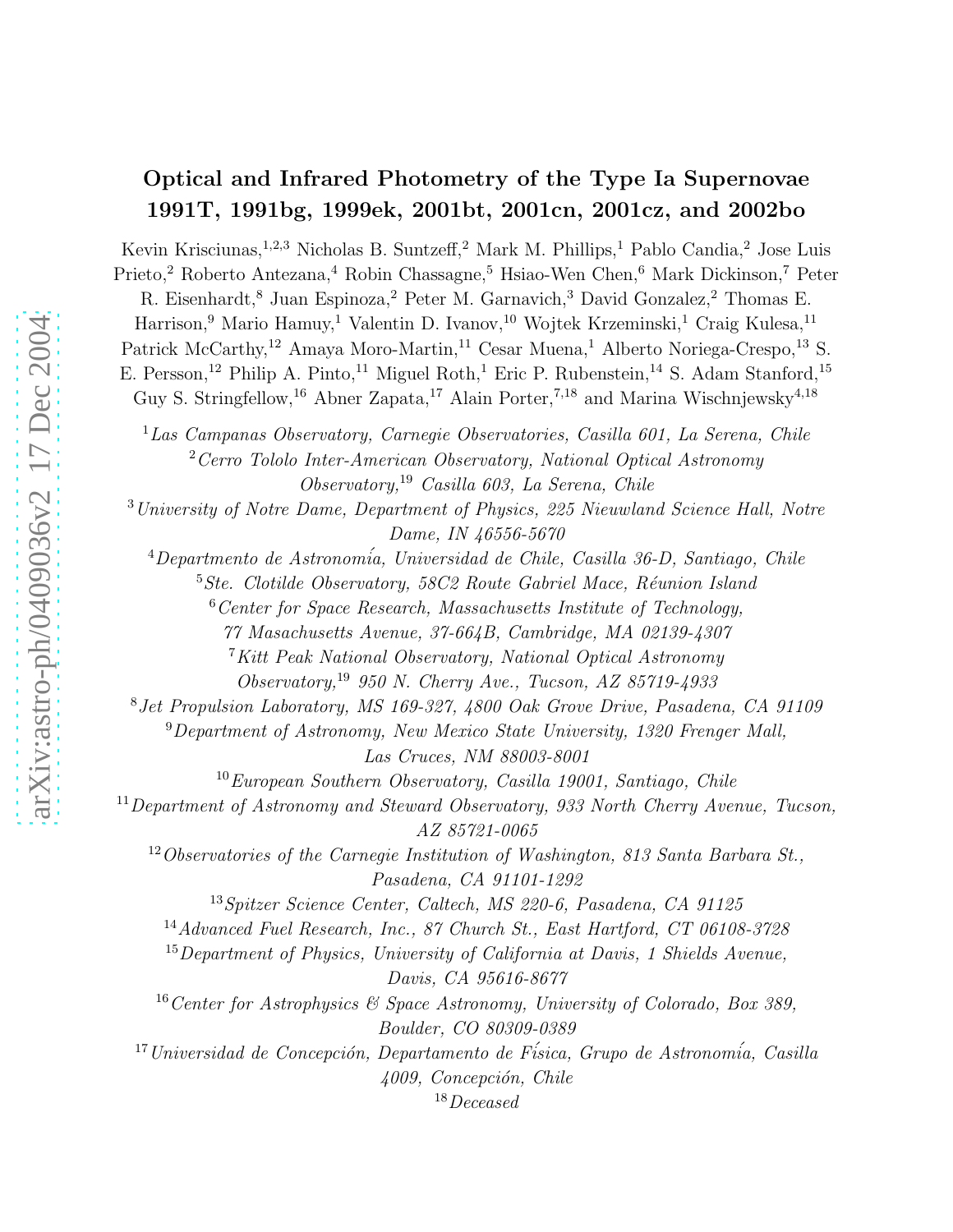# Optical and Infrared Photometry of the Type Ia Supernovae 1991T, 1991bg, 1999ek, 2001bt, 2001cn, 2001cz, and 2002bo

Kevin Krisciunas,[1,2,3] Nicholas B. Suntzeff,[2] Mark M. Phillips,[1] Pablo Candia,[2] Jose Luis Prieto,[2] Roberto Antezana,[4] Robin Chassagne,[5] Hsiao-Wen Chen,[6] Mark Dickinson,[7] Peter R. Eisenhardt,[8] Juan Espinoza,[2] Peter M. Garnavich,[3] David Gonzalez,[2] Thomas E. Harrison,[9] Mario Hamuy,[1] Valentin D. Ivanov,[10] Wojtek Krzeminski,[1] Craig Kulesa,[11] Patrick McCarthy,[12] Amaya Moro-Martin,[11] Cesar Muena,[1] Alberto Noriega-Crespo,[13] S. E. Persson,[12] Philip A. Pinto,[11] Miguel Roth,[1] Eric P. Rubenstein,[14] S. Adam Stanford,[15] Guy S. Stringfellow,[16] Abner Zapata,[17] Alain Porter,[7,18] and Marina Wischnjewsky[4,18]

[1] *Las Campanas Observatory, Carnegie Observatories, Casilla 601, La Serena, Chile*

[2] *Cerro Tololo Inter-American Observatory, National Optical Astronomy Observatory,[19] Casilla 603, La Serena, Chile*

[3] *University of Notre Dame, Department of Physics, 225 Nieuwland Science Hall, Notre Dame, IN 46556-5670*

[4] *Departmento de Astronomía, Universidad de Chile, Casilla 36-D, Santiago, Chile*

[5] *Ste. Clotilde Observatory, 58C2 Route Gabriel Mace, Réunion Island*

[6] *Center for Space Research, Massachusetts Institute of Technology, 77 Masachusetts Avenue, 37-664B, Cambridge, MA 02139-4307*

[7] *Kitt Peak National Observatory, National Optical Astronomy Observatory,[19] 950 N. Cherry Ave., Tucson, AZ 85719-4933*

[8] *Jet Propulsion Laboratory, MS 169-327, 4800 Oak Grove Drive, Pasadena, CA 91109*

[9] *Department of Astronomy, New Mexico State University, 1320 Frenger Mall, Las Cruces, NM 88003-8001*

[10] *European Southern Observatory, Casilla 19001, Santiago, Chile*

[11] *Department of Astronomy and Steward Observatory, 933 North Cherry Avenue, Tucson, AZ 85721-0065*

[12] *Observatories of the Carnegie Institution of Washington, 813 Santa Barbara St., Pasadena, CA 91101-1292*

[13] *Spitzer Science Center, Caltech, MS 220-6, Pasadena, CA 91125*

[14] *Advanced Fuel Research, Inc., 87 Church St., East Hartford, CT 06108-3728*

[15] *Department of Physics, University of California at Davis, 1 Shields Avenue, Davis, CA 95616-8677*

[16] *Center for Astrophysics & Space Astronomy, University of Colorado, Box 389, Boulder, CO 80309-0389*

[17] *Universidad de Concepción, Departamento de Física, Grupo de Astronomía, Casilla 4009, Concepción, Chile*

[18] *Deceased*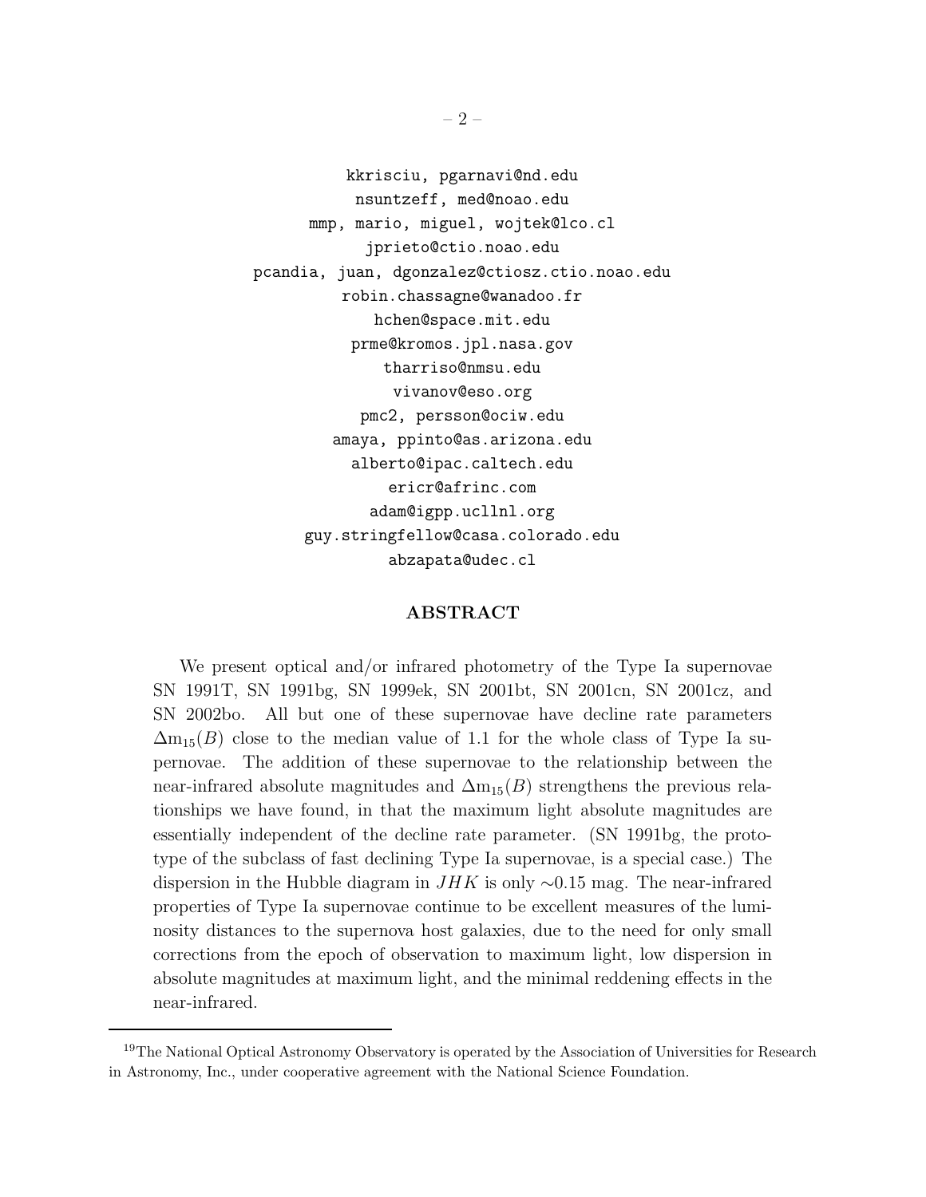kkrisciu, pgarnavi@nd.edu
nsuntzeff, med@noao.edu
mmp, mario, miguel, wojtek@lco.cl
jprieto@ctio.noao.edu
pcandia, juan, dgonzalez@ctiosz.ctio.noao.edu
robin.chassagne@wanadoo.fr
hchen@space.mit.edu
prme@kromos.jpl.nasa.gov
tharriso@nmsu.edu
vivanov@eso.org
pmc2, persson@ociw.edu
amaya, ppinto@as.arizona.edu
alberto@ipac.caltech.edu
ericr@afrinc.com
adam@igpp.ucllnl.org
guy.stringfellow@casa.colorado.edu
abzapata@udec.cl

## ABSTRACT

We present optical and/or infrared photometry of the Type Ia supernovae SN 1991T, SN 1991bg, SN 1999ek, SN 2001bt, SN 2001cn, SN 2001cz, and SN 2002bo. All but one of these supernovae have decline rate parameters $\Delta m_{15}(B)$ close to the median value of 1.1 for the whole class of Type Ia supernovae. The addition of these supernovae to the relationship between the near-infrared absolute magnitudes and $\Delta m_{15}(B)$ strengthens the previous relationships we have found, in that the maximum light absolute magnitudes are essentially independent of the decline rate parameter. (SN 1991bg, the prototype of the subclass of fast declining Type Ia supernovae, is a special case.) The dispersion in the Hubble diagram in $JHK$ is only $\sim$0.15 mag. The near-infrared properties of Type Ia supernovae continue to be excellent measures of the luminosity distances to the supernova host galaxies, due to the need for only small corrections from the epoch of observation to maximum light, low dispersion in absolute magnitudes at maximum light, and the minimal reddening effects in the near-infrared.

---

[19] The National Optical Astronomy Observatory is operated by the Association of Universities for Research in Astronomy, Inc., under cooperative agreement with the National Science Foundation.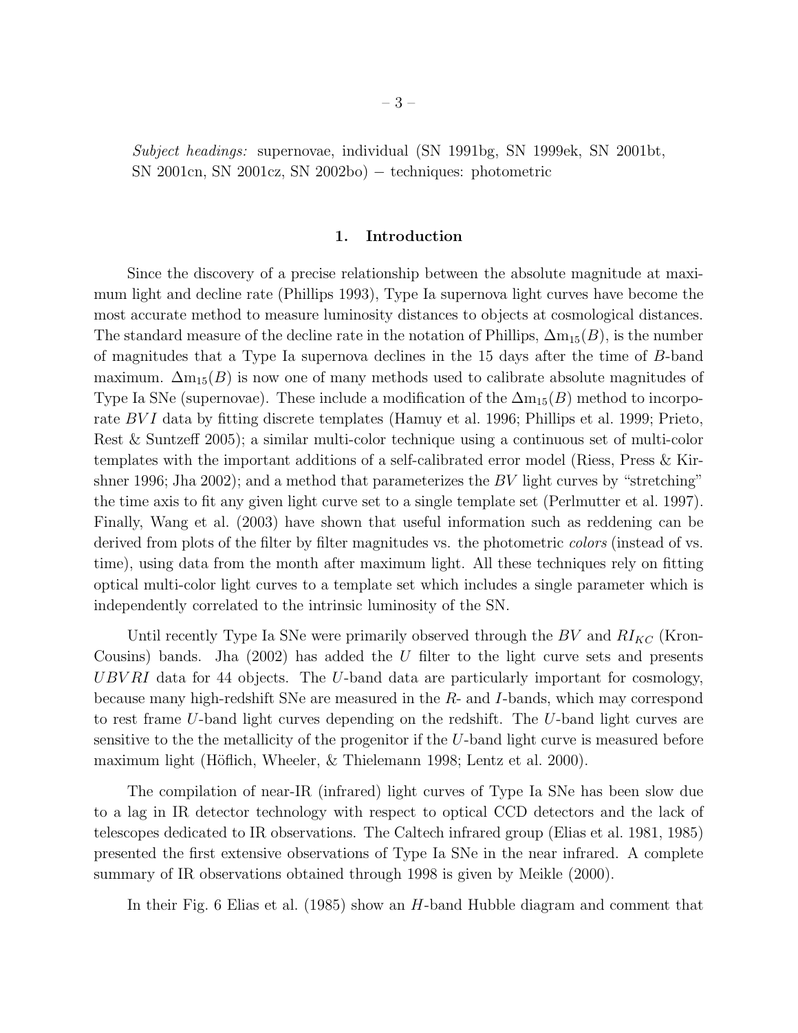*Subject headings:* supernovae, individual (SN 1991bg, SN 1999ek, SN 2001bt, SN 2001cn, SN 2001cz, SN 2002bo) − techniques: photometric

## 1. Introduction

Since the discovery of a precise relationship between the absolute magnitude at maximum light and decline rate (Phillips 1993), Type Ia supernova light curves have become the most accurate method to measure luminosity distances to objects at cosmological distances. The standard measure of the decline rate in the notation of Phillips, $\Delta m_{15}(B)$, is the number of magnitudes that a Type Ia supernova declines in the 15 days after the time of $B$-band maximum. $\Delta m_{15}(B)$ is now one of many methods used to calibrate absolute magnitudes of Type Ia SNe (supernovae). These include a modification of the $\Delta m_{15}(B)$ method to incorporate $BVI$ data by fitting discrete templates (Hamuy et al. 1996; Phillips et al. 1999; Prieto, Rest & Suntzeff 2005); a similar multi-color technique using a continuous set of multi-color templates with the important additions of a self-calibrated error model (Riess, Press & Kirshner 1996; Jha 2002); and a method that parameterizes the $BV$ light curves by "stretching" the time axis to fit any given light curve set to a single template set (Perlmutter et al. 1997). Finally, Wang et al. (2003) have shown that useful information such as reddening can be derived from plots of the filter by filter magnitudes vs. the photometric *colors* (instead of vs. time), using data from the month after maximum light. All these techniques rely on fitting optical multi-color light curves to a template set which includes a single parameter which is independently correlated to the intrinsic luminosity of the SN.

Until recently Type Ia SNe were primarily observed through the $BV$ and $RI_{KC}$ (Kron-Cousins) bands. Jha (2002) has added the $U$ filter to the light curve sets and presents $UBVRI$ data for 44 objects. The $U$-band data are particularly important for cosmology, because many high-redshift SNe are measured in the $R$- and $I$-bands, which may correspond to rest frame $U$-band light curves depending on the redshift. The $U$-band light curves are sensitive to the the metallicity of the progenitor if the $U$-band light curve is measured before maximum light (Höflich, Wheeler, & Thielemann 1998; Lentz et al. 2000).

The compilation of near-IR (infrared) light curves of Type Ia SNe has been slow due to a lag in IR detector technology with respect to optical CCD detectors and the lack of telescopes dedicated to IR observations. The Caltech infrared group (Elias et al. 1981, 1985) presented the first extensive observations of Type Ia SNe in the near infrared. A complete summary of IR observations obtained through 1998 is given by Meikle (2000).

In their Fig. 6 Elias et al. (1985) show an $H$-band Hubble diagram and comment that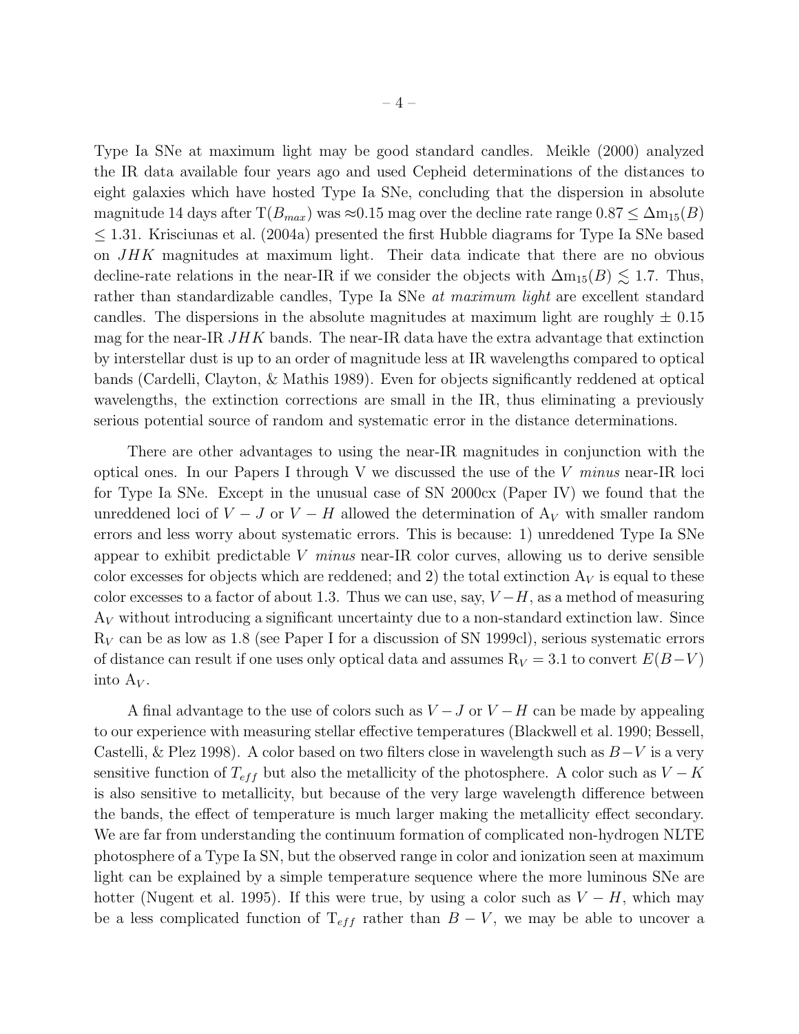Type Ia SNe at maximum light may be good standard candles. Meikle (2000) analyzed the IR data available four years ago and used Cepheid determinations of the distances to eight galaxies which have hosted Type Ia SNe, concluding that the dispersion in absolute magnitude 14 days after T($B_{max}$) was ≈0.15 mag over the decline rate range $0.87 \leq \Delta m_{15}(B) \leq 1.31$. Krisciunas et al. (2004a) presented the first Hubble diagrams for Type Ia SNe based on $JHK$ magnitudes at maximum light. Their data indicate that there are no obvious decline-rate relations in the near-IR if we consider the objects with $\Delta m_{15}(B) \lesssim 1.7$. Thus, rather than standardizable candles, Type Ia SNe *at maximum light* are excellent standard candles. The dispersions in the absolute magnitudes at maximum light are roughly ± 0.15 mag for the near-IR $JHK$ bands. The near-IR data have the extra advantage that extinction by interstellar dust is up to an order of magnitude less at IR wavelengths compared to optical bands (Cardelli, Clayton, & Mathis 1989). Even for objects significantly reddened at optical wavelengths, the extinction corrections are small in the IR, thus eliminating a previously serious potential source of random and systematic error in the distance determinations.

There are other advantages to using the near-IR magnitudes in conjunction with the optical ones. In our Papers I through V we discussed the use of the $V$ *minus* near-IR loci for Type Ia SNe. Except in the unusual case of SN 2000cx (Paper IV) we found that the unreddened loci of $V - J$ or $V - H$ allowed the determination of $A_V$ with smaller random errors and less worry about systematic errors. This is because: 1) unreddened Type Ia SNe appear to exhibit predictable $V$ *minus* near-IR color curves, allowing us to derive sensible color excesses for objects which are reddened; and 2) the total extinction $A_V$ is equal to these color excesses to a factor of about 1.3. Thus we can use, say, $V - H$, as a method of measuring $A_V$ without introducing a significant uncertainty due to a non-standard extinction law. Since $R_V$ can be as low as 1.8 (see Paper I for a discussion of SN 1999cl), serious systematic errors of distance can result if one uses only optical data and assumes $R_V = 3.1$ to convert $E(B-V)$ into $A_V$.

A final advantage to the use of colors such as $V - J$ or $V - H$ can be made by appealing to our experience with measuring stellar effective temperatures (Blackwell et al. 1990; Bessell, Castelli, & Plez 1998). A color based on two filters close in wavelength such as $B-V$ is a very sensitive function of $T_{eff}$ but also the metallicity of the photosphere. A color such as $V - K$ is also sensitive to metallicity, but because of the very large wavelength difference between the bands, the effect of temperature is much larger making the metallicity effect secondary. We are far from understanding the continuum formation of complicated non-hydrogen NLTE photosphere of a Type Ia SN, but the observed range in color and ionization seen at maximum light can be explained by a simple temperature sequence where the more luminous SNe are hotter (Nugent et al. 1995). If this were true, by using a color such as $V - H$, which may be a less complicated function of $T_{eff}$ rather than $B - V$, we may be able to uncover a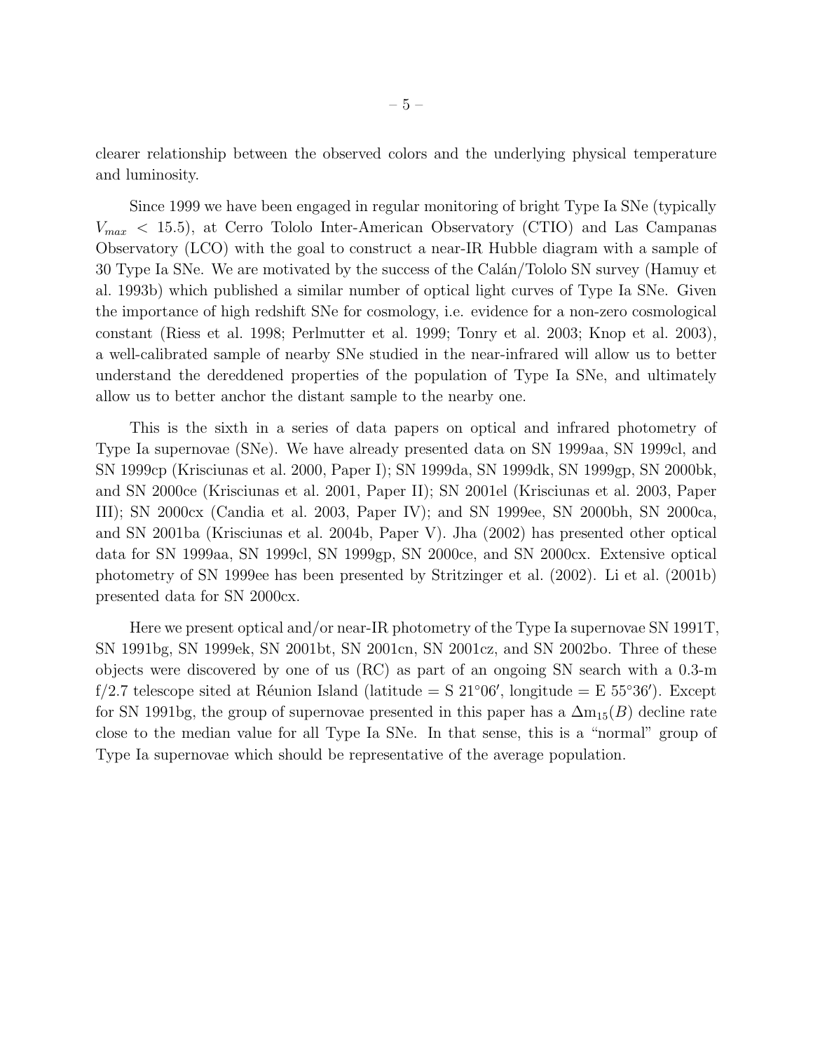clearer relationship between the observed colors and the underlying physical temperature and luminosity.

Since 1999 we have been engaged in regular monitoring of bright Type Ia SNe (typically $V_{max} < 15.5$), at Cerro Tololo Inter-American Observatory (CTIO) and Las Campanas Observatory (LCO) with the goal to construct a near-IR Hubble diagram with a sample of 30 Type Ia SNe. We are motivated by the success of the Calán/Tololo SN survey (Hamuy et al. 1993b) which published a similar number of optical light curves of Type Ia SNe. Given the importance of high redshift SNe for cosmology, i.e. evidence for a non-zero cosmological constant (Riess et al. 1998; Perlmutter et al. 1999; Tonry et al. 2003; Knop et al. 2003), a well-calibrated sample of nearby SNe studied in the near-infrared will allow us to better understand the dereddened properties of the population of Type Ia SNe, and ultimately allow us to better anchor the distant sample to the nearby one.

This is the sixth in a series of data papers on optical and infrared photometry of Type Ia supernovae (SNe). We have already presented data on SN 1999aa, SN 1999cl, and SN 1999cp (Krisciunas et al. 2000, Paper I); SN 1999da, SN 1999dk, SN 1999gp, SN 2000bk, and SN 2000ce (Krisciunas et al. 2001, Paper II); SN 2001el (Krisciunas et al. 2003, Paper III); SN 2000cx (Candia et al. 2003, Paper IV); and SN 1999ee, SN 2000bh, SN 2000ca, and SN 2001ba (Krisciunas et al. 2004b, Paper V). Jha (2002) has presented other optical data for SN 1999aa, SN 1999cl, SN 1999gp, SN 2000ce, and SN 2000cx. Extensive optical photometry of SN 1999ee has been presented by Stritzinger et al. (2002). Li et al. (2001b) presented data for SN 2000cx.

Here we present optical and/or near-IR photometry of the Type Ia supernovae SN 1991T, SN 1991bg, SN 1999ek, SN 2001bt, SN 2001cn, SN 2001cz, and SN 2002bo. Three of these objects were discovered by one of us (RC) as part of an ongoing SN search with a 0.3-m f/2.7 telescope sited at Réunion Island (latitude = S 21°06′, longitude = E 55°36′). Except for SN 1991bg, the group of supernovae presented in this paper has a $\Delta m_{15}(B)$ decline rate close to the median value for all Type Ia SNe. In that sense, this is a "normal" group of Type Ia supernovae which should be representative of the average population.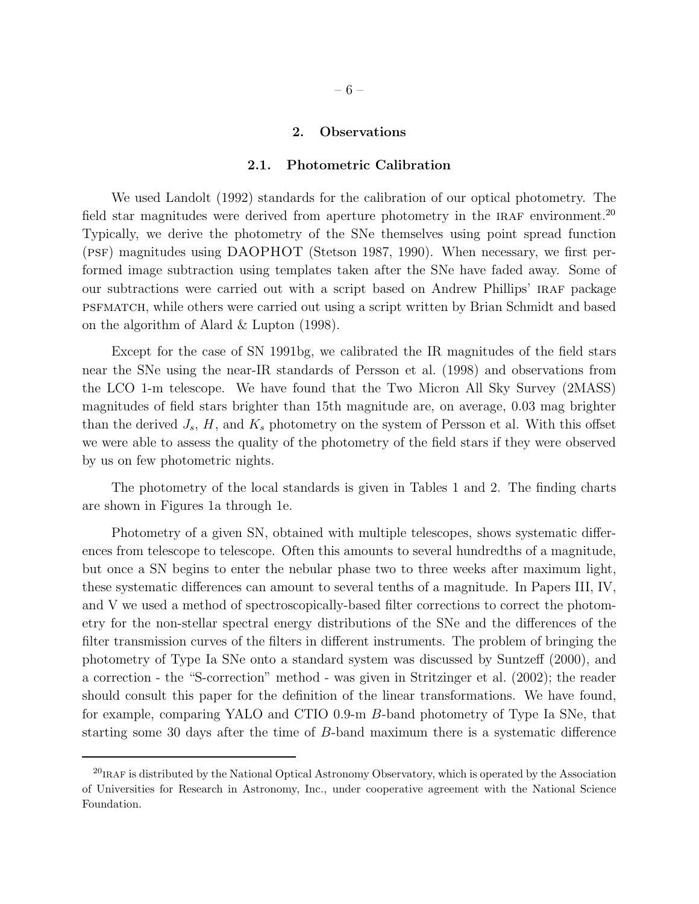## 2. Observations

### 2.1. Photometric Calibration

We used Landolt (1992) standards for the calibration of our optical photometry. The field star magnitudes were derived from aperture photometry in the IRAF environment.[20] Typically, we derive the photometry of the SNe themselves using point spread function (PSF) magnitudes using DAOPHOT (Stetson 1987, 1990). When necessary, we first performed image subtraction using templates taken after the SNe have faded away. Some of our subtractions were carried out with a script based on Andrew Phillips' IRAF package PSFMATCH, while others were carried out using a script written by Brian Schmidt and based on the algorithm of Alard & Lupton (1998).

Except for the case of SN 1991bg, we calibrated the IR magnitudes of the field stars near the SNe using the near-IR standards of Persson et al. (1998) and observations from the LCO 1-m telescope. We have found that the Two Micron All Sky Survey (2MASS) magnitudes of field stars brighter than 15th magnitude are, on average, 0.03 mag brighter than the derived $J_s$, $H$, and $K_s$ photometry on the system of Persson et al. With this offset we were able to assess the quality of the photometry of the field stars if they were observed by us on few photometric nights.

The photometry of the local standards is given in Tables 1 and 2. The finding charts are shown in Figures 1a through 1e.

Photometry of a given SN, obtained with multiple telescopes, shows systematic differences from telescope to telescope. Often this amounts to several hundredths of a magnitude, but once a SN begins to enter the nebular phase two to three weeks after maximum light, these systematic differences can amount to several tenths of a magnitude. In Papers III, IV, and V we used a method of spectroscopically-based filter corrections to correct the photometry for the non-stellar spectral energy distributions of the SNe and the differences of the filter transmission curves of the filters in different instruments. The problem of bringing the photometry of Type Ia SNe onto a standard system was discussed by Suntzeff (2000), and a correction - the "S-correction" method - was given in Stritzinger et al. (2002); the reader should consult this paper for the definition of the linear transformations. We have found, for example, comparing YALO and CTIO 0.9-m $B$-band photometry of Type Ia SNe, that starting some 30 days after the time of $B$-band maximum there is a systematic difference

[20] IRAF is distributed by the National Optical Astronomy Observatory, which is operated by the Association of Universities for Research in Astronomy, Inc., under cooperative agreement with the National Science Foundation.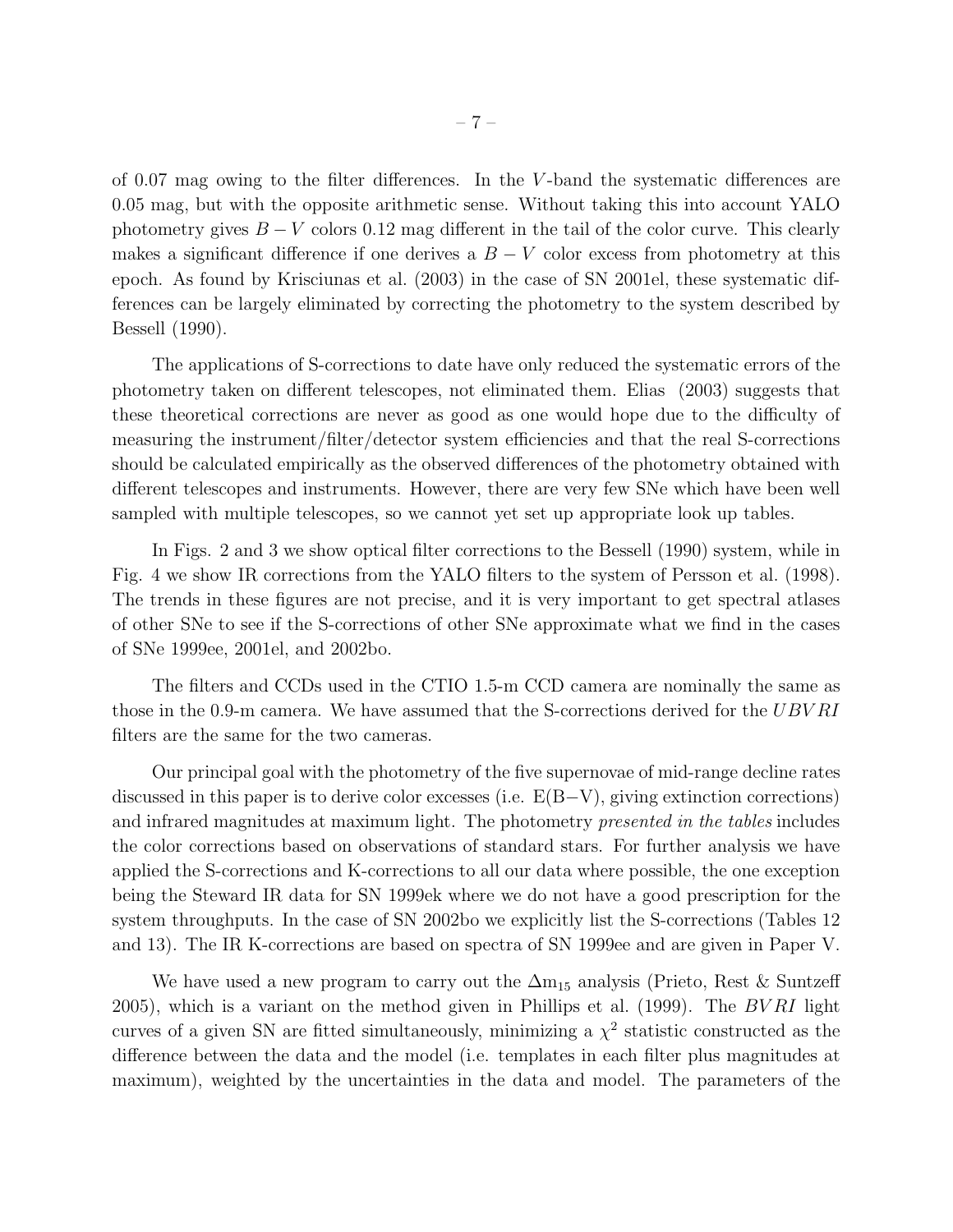of 0.07 mag owing to the filter differences. In the $V$-band the systematic differences are 0.05 mag, but with the opposite arithmetic sense. Without taking this into account YALO photometry gives $B-V$ colors 0.12 mag different in the tail of the color curve. This clearly makes a significant difference if one derives a $B-V$ color excess from photometry at this epoch. As found by Krisciunas et al. (2003) in the case of SN 2001el, these systematic differences can be largely eliminated by correcting the photometry to the system described by Bessell (1990).

The applications of S-corrections to date have only reduced the systematic errors of the photometry taken on different telescopes, not eliminated them. Elias (2003) suggests that these theoretical corrections are never as good as one would hope due to the difficulty of measuring the instrument/filter/detector system efficiencies and that the real S-corrections should be calculated empirically as the observed differences of the photometry obtained with different telescopes and instruments. However, there are very few SNe which have been well sampled with multiple telescopes, so we cannot yet set up appropriate look up tables.

In Figs. 2 and 3 we show optical filter corrections to the Bessell (1990) system, while in Fig. 4 we show IR corrections from the YALO filters to the system of Persson et al. (1998). The trends in these figures are not precise, and it is very important to get spectral atlases of other SNe to see if the S-corrections of other SNe approximate what we find in the cases of SNe 1999ee, 2001el, and 2002bo.

The filters and CCDs used in the CTIO 1.5-m CCD camera are nominally the same as those in the 0.9-m camera. We have assumed that the S-corrections derived for the $UBVRI$ filters are the same for the two cameras.

Our principal goal with the photometry of the five supernovae of mid-range decline rates discussed in this paper is to derive color excesses (i.e. E(B−V), giving extinction corrections) and infrared magnitudes at maximum light. The photometry *presented in the tables* includes the color corrections based on observations of standard stars. For further analysis we have applied the S-corrections and K-corrections to all our data where possible, the one exception being the Steward IR data for SN 1999ek where we do not have a good prescription for the system throughputs. In the case of SN 2002bo we explicitly list the S-corrections (Tables 12 and 13). The IR K-corrections are based on spectra of SN 1999ee and are given in Paper V.

We have used a new program to carry out the $\Delta m_{15}$ analysis (Prieto, Rest & Suntzeff 2005), which is a variant on the method given in Phillips et al. (1999). The $BVRI$ light curves of a given SN are fitted simultaneously, minimizing a $\chi^2$ statistic constructed as the difference between the data and the model (i.e. templates in each filter plus magnitudes at maximum), weighted by the uncertainties in the data and model. The parameters of the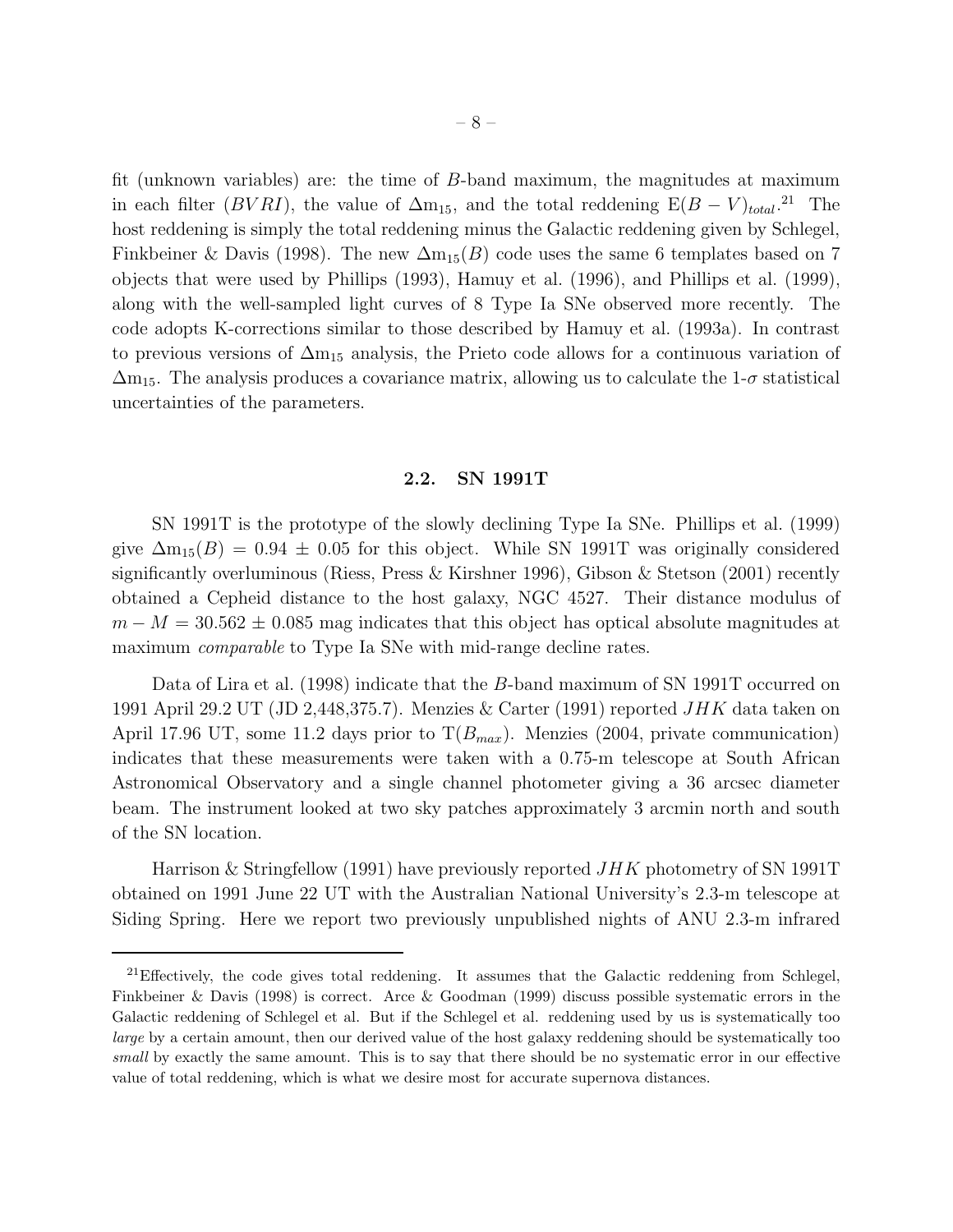fit (unknown variables) are: the time of $B$-band maximum, the magnitudes at maximum in each filter ($BVRI$), the value of $\Delta m_{15}$, and the total reddening $E(B-V)_{total}$.[21] The host reddening is simply the total reddening minus the Galactic reddening given by Schlegel, Finkbeiner & Davis (1998). The new $\Delta m_{15}(B)$ code uses the same 6 templates based on 7 objects that were used by Phillips (1993), Hamuy et al. (1996), and Phillips et al. (1999), along with the well-sampled light curves of 8 Type Ia SNe observed more recently. The code adopts K-corrections similar to those described by Hamuy et al. (1993a). In contrast to previous versions of $\Delta m_{15}$ analysis, the Prieto code allows for a continuous variation of $\Delta m_{15}$. The analysis produces a covariance matrix, allowing us to calculate the 1-$\sigma$ statistical uncertainties of the parameters.

### 2.2. SN 1991T

SN 1991T is the prototype of the slowly declining Type Ia SNe. Phillips et al. (1999) give $\Delta m_{15}(B) = 0.94 \pm 0.05$ for this object. While SN 1991T was originally considered significantly overluminous (Riess, Press & Kirshner 1996), Gibson & Stetson (2001) recently obtained a Cepheid distance to the host galaxy, NGC 4527. Their distance modulus of $m - M = 30.562 \pm 0.085$ mag indicates that this object has optical absolute magnitudes at maximum *comparable* to Type Ia SNe with mid-range decline rates.

Data of Lira et al. (1998) indicate that the $B$-band maximum of SN 1991T occurred on 1991 April 29.2 UT (JD 2,448,375.7). Menzies & Carter (1991) reported $JHK$ data taken on April 17.96 UT, some 11.2 days prior to $T(B_{max})$. Menzies (2004, private communication) indicates that these measurements were taken with a 0.75-m telescope at South African Astronomical Observatory and a single channel photometer giving a 36 arcsec diameter beam. The instrument looked at two sky patches approximately 3 arcmin north and south of the SN location.

Harrison & Stringfellow (1991) have previously reported $JHK$ photometry of SN 1991T obtained on 1991 June 22 UT with the Australian National University's 2.3-m telescope at Siding Spring. Here we report two previously unpublished nights of ANU 2.3-m infrared

[21] Effectively, the code gives total reddening. It assumes that the Galactic reddening from Schlegel, Finkbeiner & Davis (1998) is correct. Arce & Goodman (1999) discuss possible systematic errors in the Galactic reddening of Schlegel et al. But if the Schlegel et al. reddening used by us is systematically too *large* by a certain amount, then our derived value of the host galaxy reddening should be systematically too *small* by exactly the same amount. This is to say that there should be no systematic error in our effective value of total reddening, which is what we desire most for accurate supernova distances.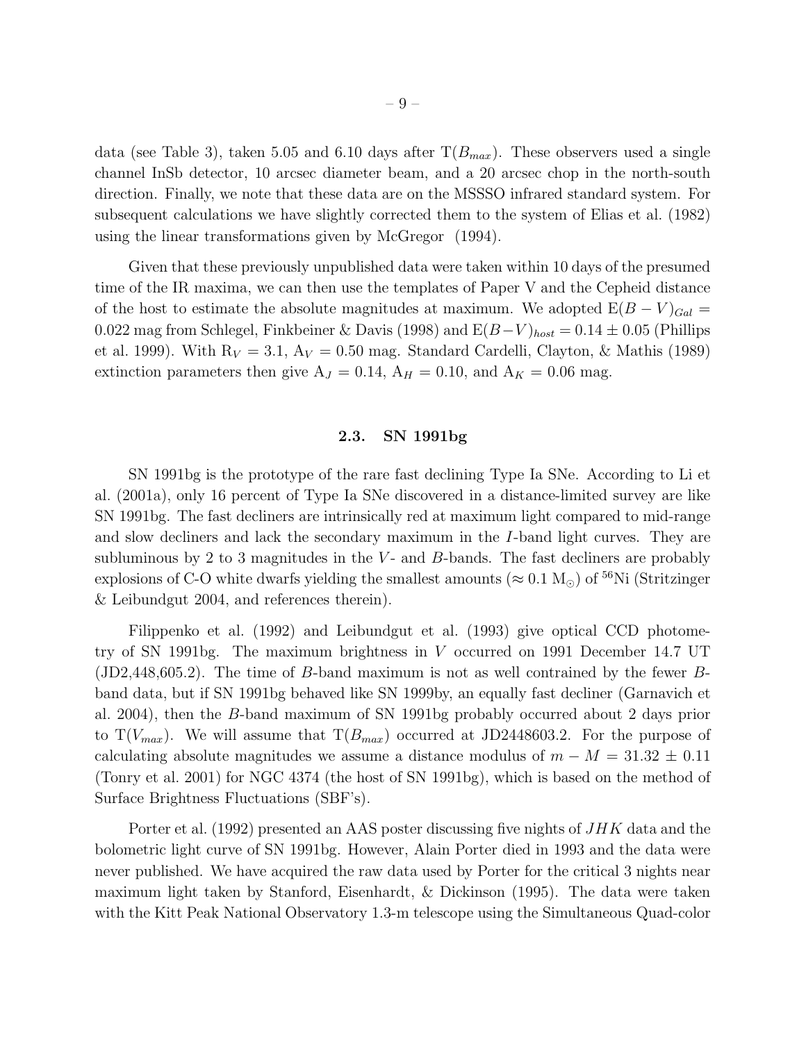data (see Table 3), taken 5.05 and 6.10 days after T($B_{max}$). These observers used a single channel InSb detector, 10 arcsec diameter beam, and a 20 arcsec chop in the north-south direction. Finally, we note that these data are on the MSSSO infrared standard system. For subsequent calculations we have slightly corrected them to the system of Elias et al. (1982) using the linear transformations given by McGregor (1994).

Given that these previously unpublished data were taken within 10 days of the presumed time of the IR maxima, we can then use the templates of Paper V and the Cepheid distance of the host to estimate the absolute magnitudes at maximum. We adopted $E(B-V)_{Gal} = 0.022$ mag from Schlegel, Finkbeiner & Davis (1998) and $E(B-V)_{host} = 0.14 \pm 0.05$ (Phillips et al. 1999). With $R_V = 3.1$, $A_V = 0.50$ mag. Standard Cardelli, Clayton, & Mathis (1989) extinction parameters then give $A_J = 0.14$, $A_H = 0.10$, and $A_K = 0.06$ mag.

### 2.3. SN 1991bg

SN 1991bg is the prototype of the rare fast declining Type Ia SNe. According to Li et al. (2001a), only 16 percent of Type Ia SNe discovered in a distance-limited survey are like SN 1991bg. The fast decliners are intrinsically red at maximum light compared to mid-range and slow decliners and lack the secondary maximum in the *I*-band light curves. They are subluminous by 2 to 3 magnitudes in the *V*- and *B*-bands. The fast decliners are probably explosions of C-O white dwarfs yielding the smallest amounts ($\approx 0.1$ $M_{\odot}$) of $^{56}$Ni (Stritzinger & Leibundgut 2004, and references therein).

Filippenko et al. (1992) and Leibundgut et al. (1993) give optical CCD photometry of SN 1991bg. The maximum brightness in *V* occurred on 1991 December 14.7 UT (JD2,448,605.2). The time of *B*-band maximum is not as well contrained by the fewer *B*-band data, but if SN 1991bg behaved like SN 1999by, an equally fast decliner (Garnavich et al. 2004), then the *B*-band maximum of SN 1991bg probably occurred about 2 days prior to T($V_{max}$). We will assume that T($B_{max}$) occurred at JD2448603.2. For the purpose of calculating absolute magnitudes we assume a distance modulus of $m - M = 31.32 \pm 0.11$ (Tonry et al. 2001) for NGC 4374 (the host of SN 1991bg), which is based on the method of Surface Brightness Fluctuations (SBF's).

Porter et al. (1992) presented an AAS poster discussing five nights of *JHK* data and the bolometric light curve of SN 1991bg. However, Alain Porter died in 1993 and the data were never published. We have acquired the raw data used by Porter for the critical 3 nights near maximum light taken by Stanford, Eisenhardt, & Dickinson (1995). The data were taken with the Kitt Peak National Observatory 1.3-m telescope using the Simultaneous Quad-color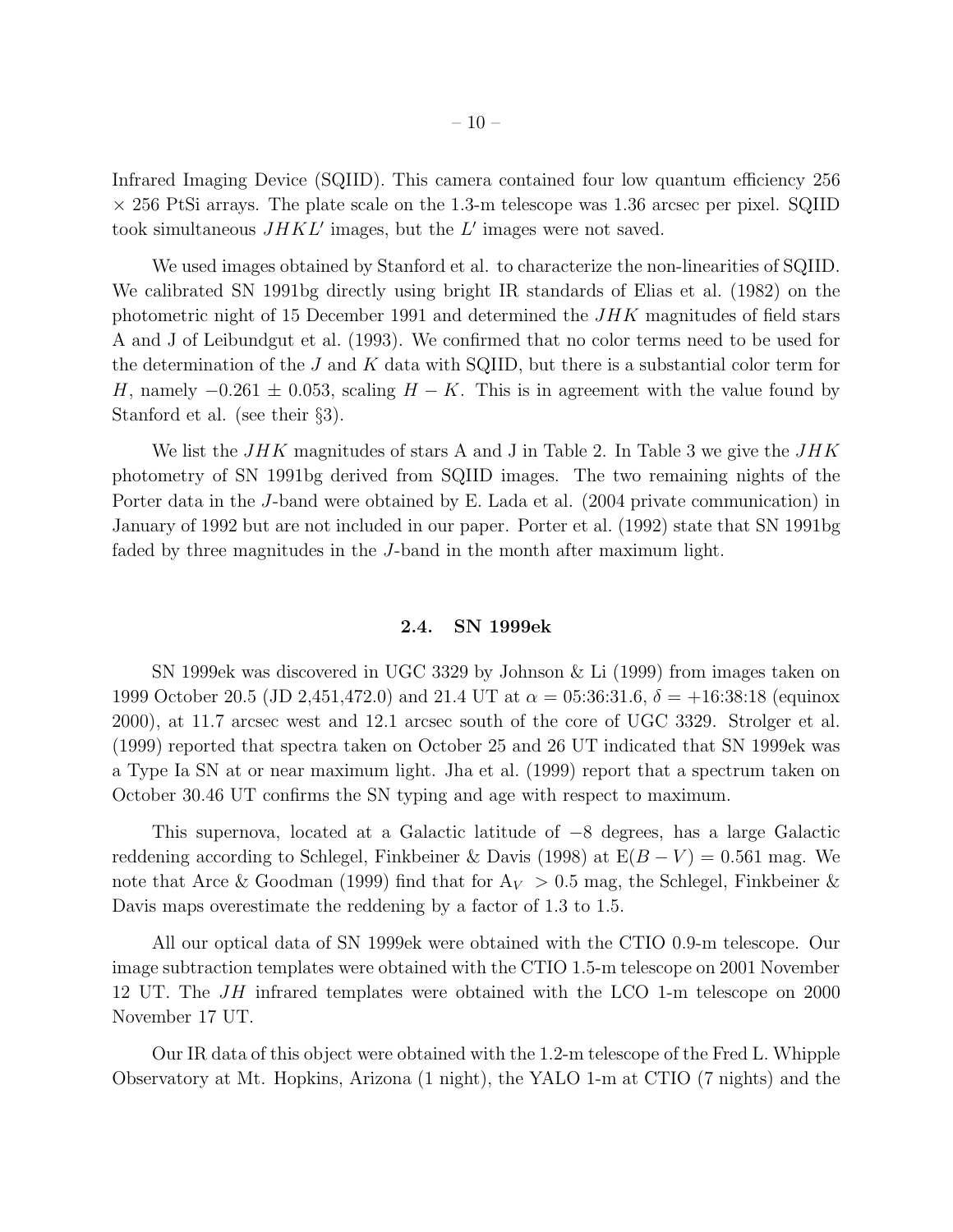Infrared Imaging Device (SQIID). This camera contained four low quantum efficiency 256 $\times$ 256 PtSi arrays. The plate scale on the 1.3-m telescope was 1.36 arcsec per pixel. SQIID took simultaneous $JHKL'$ images, but the $L'$ images were not saved.

We used images obtained by Stanford et al. to characterize the non-linearities of SQIID. We calibrated SN 1991bg directly using bright IR standards of Elias et al. (1982) on the photometric night of 15 December 1991 and determined the $JHK$ magnitudes of field stars A and J of Leibundgut et al. (1993). We confirmed that no color terms need to be used for the determination of the $J$ and $K$ data with SQIID, but there is a substantial color term for $H$, namely $-0.261 \pm 0.053$, scaling $H-K$. This is in agreement with the value found by Stanford et al. (see their §3).

We list the $JHK$ magnitudes of stars A and J in Table 2. In Table 3 we give the $JHK$ photometry of SN 1991bg derived from SQIID images. The two remaining nights of the Porter data in the $J$-band were obtained by E. Lada et al. (2004 private communication) in January of 1992 but are not included in our paper. Porter et al. (1992) state that SN 1991bg faded by three magnitudes in the $J$-band in the month after maximum light.

### 2.4. SN 1999ek

SN 1999ek was discovered in UGC 3329 by Johnson & Li (1999) from images taken on 1999 October 20.5 (JD 2,451,472.0) and 21.4 UT at $\alpha = $ 05:36:31.6, $\delta = $ +16:38:18 (equinox 2000), at 11.7 arcsec west and 12.1 arcsec south of the core of UGC 3329. Strolger et al. (1999) reported that spectra taken on October 25 and 26 UT indicated that SN 1999ek was a Type Ia SN at or near maximum light. Jha et al. (1999) report that a spectrum taken on October 30.46 UT confirms the SN typing and age with respect to maximum.

This supernova, located at a Galactic latitude of $-8$ degrees, has a large Galactic reddening according to Schlegel, Finkbeiner & Davis (1998) at $\mathrm{E}(B-V) = 0.561$ mag. We note that Arce & Goodman (1999) find that for $\mathrm{A}_V > 0.5$ mag, the Schlegel, Finkbeiner & Davis maps overestimate the reddening by a factor of 1.3 to 1.5.

All our optical data of SN 1999ek were obtained with the CTIO 0.9-m telescope. Our image subtraction templates were obtained with the CTIO 1.5-m telescope on 2001 November 12 UT. The $JH$ infrared templates were obtained with the LCO 1-m telescope on 2000 November 17 UT.

Our IR data of this object were obtained with the 1.2-m telescope of the Fred L. Whipple Observatory at Mt. Hopkins, Arizona (1 night), the YALO 1-m at CTIO (7 nights) and the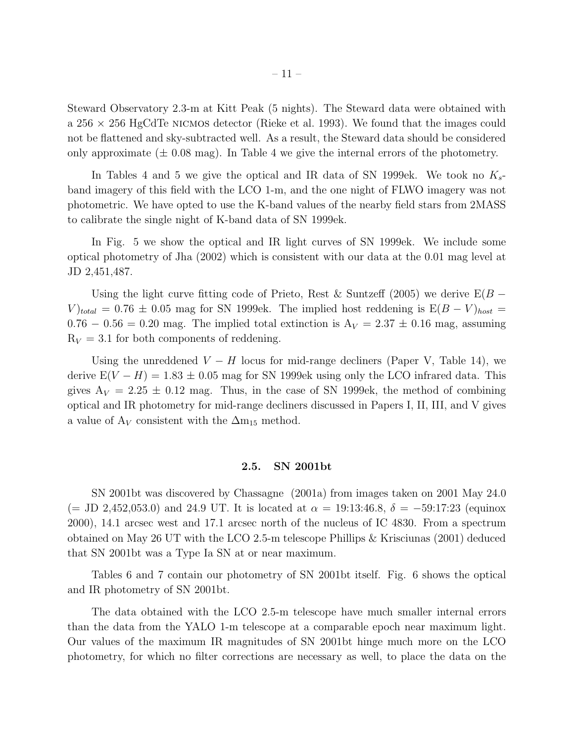Steward Observatory 2.3-m at Kitt Peak (5 nights). The Steward data were obtained with a 256 × 256 HgCdTe NICMOS detector (Rieke et al. 1993). We found that the images could not be flattened and sky-subtracted well. As a result, the Steward data should be considered only approximate (± 0.08 mag). In Table 4 we give the internal errors of the photometry.

In Tables 4 and 5 we give the optical and IR data of SN 1999ek. We took no $K_s$-band imagery of this field with the LCO 1-m, and the one night of FLWO imagery was not photometric. We have opted to use the K-band values of the nearby field stars from 2MASS to calibrate the single night of K-band data of SN 1999ek.

In Fig. 5 we show the optical and IR light curves of SN 1999ek. We include some optical photometry of Jha (2002) which is consistent with our data at the 0.01 mag level at JD 2,451,487.

Using the light curve fitting code of Prieto, Rest & Suntzeff (2005) we derive $E(B-V)_{total} = 0.76 \pm 0.05$ mag for SN 1999ek. The implied host reddening is $E(B-V)_{host} = 0.76 - 0.56 = 0.20$ mag. The implied total extinction is $A_V = 2.37 \pm 0.16$ mag, assuming $R_V = 3.1$ for both components of reddening.

Using the unreddened $V-H$ locus for mid-range decliners (Paper V, Table 14), we derive $E(V-H) = 1.83 \pm 0.05$ mag for SN 1999ek using only the LCO infrared data. This gives $A_V = 2.25 \pm 0.12$ mag. Thus, in the case of SN 1999ek, the method of combining optical and IR photometry for mid-range decliners discussed in Papers I, II, III, and V gives a value of $A_V$ consistent with the $\Delta m_{15}$ method.

### 2.5. SN 2001bt

SN 2001bt was discovered by Chassagne (2001a) from images taken on 2001 May 24.0 (= JD 2,452,053.0) and 24.9 UT. It is located at $\alpha$ = 19:13:46.8, $\delta$ = −59:17:23 (equinox 2000), 14.1 arcsec west and 17.1 arcsec north of the nucleus of IC 4830. From a spectrum obtained on May 26 UT with the LCO 2.5-m telescope Phillips & Krisciunas (2001) deduced that SN 2001bt was a Type Ia SN at or near maximum.

Tables 6 and 7 contain our photometry of SN 2001bt itself. Fig. 6 shows the optical and IR photometry of SN 2001bt.

The data obtained with the LCO 2.5-m telescope have much smaller internal errors than the data from the YALO 1-m telescope at a comparable epoch near maximum light. Our values of the maximum IR magnitudes of SN 2001bt hinge much more on the LCO photometry, for which no filter corrections are necessary as well, to place the data on the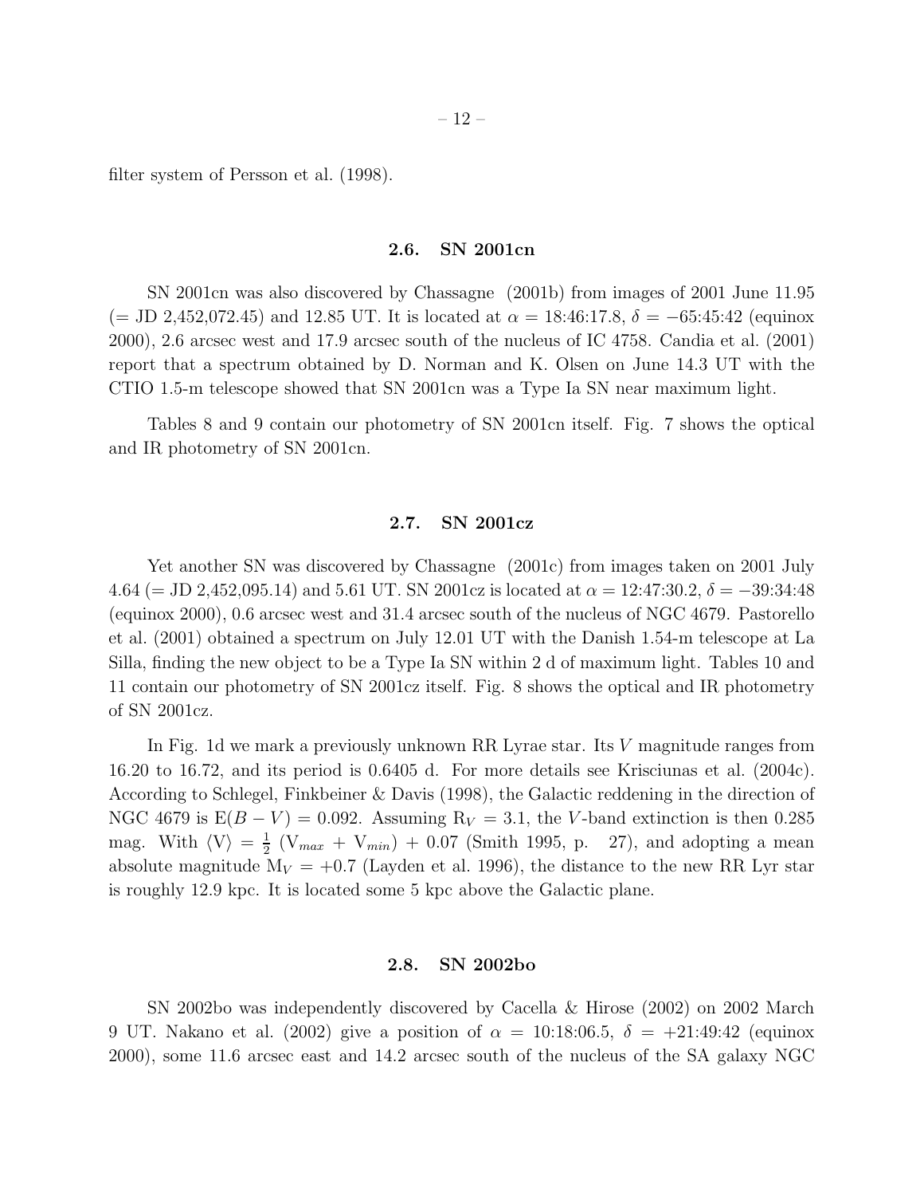filter system of Persson et al. (1998).

### 2.6. SN 2001cn

SN 2001cn was also discovered by Chassagne (2001b) from images of 2001 June 11.95 (= JD 2,452,072.45) and 12.85 UT. It is located at $\alpha = $ 18:46:17.8, $\delta = -$65:45:42 (equinox 2000), 2.6 arcsec west and 17.9 arcsec south of the nucleus of IC 4758. Candia et al. (2001) report that a spectrum obtained by D. Norman and K. Olsen on June 14.3 UT with the CTIO 1.5-m telescope showed that SN 2001cn was a Type Ia SN near maximum light.

Tables 8 and 9 contain our photometry of SN 2001cn itself. Fig. 7 shows the optical and IR photometry of SN 2001cn.

### 2.7. SN 2001cz

Yet another SN was discovered by Chassagne (2001c) from images taken on 2001 July 4.64 (= JD 2,452,095.14) and 5.61 UT. SN 2001cz is located at $\alpha = $ 12:47:30.2, $\delta = -$39:34:48 (equinox 2000), 0.6 arcsec west and 31.4 arcsec south of the nucleus of NGC 4679. Pastorello et al. (2001) obtained a spectrum on July 12.01 UT with the Danish 1.54-m telescope at La Silla, finding the new object to be a Type Ia SN within 2 d of maximum light. Tables 10 and 11 contain our photometry of SN 2001cz itself. Fig. 8 shows the optical and IR photometry of SN 2001cz.

In Fig. 1d we mark a previously unknown RR Lyrae star. Its $V$ magnitude ranges from 16.20 to 16.72, and its period is 0.6405 d. For more details see Krisciunas et al. (2004c). According to Schlegel, Finkbeiner & Davis (1998), the Galactic reddening in the direction of NGC 4679 is $E(B-V) = 0.092$. Assuming $R_V = 3.1$, the $V$-band extinction is then 0.285 mag. With $\langle V \rangle = \frac{1}{2}\ (V_{max} + V_{min}) + 0.07$ (Smith 1995, p. 27), and adopting a mean absolute magnitude $M_V = +0.7$ (Layden et al. 1996), the distance to the new RR Lyr star is roughly 12.9 kpc. It is located some 5 kpc above the Galactic plane.

### 2.8. SN 2002bo

SN 2002bo was independently discovered by Cacella & Hirose (2002) on 2002 March 9 UT. Nakano et al. (2002) give a position of $\alpha = $ 10:18:06.5, $\delta = +$21:49:42 (equinox 2000), some 11.6 arcsec east and 14.2 arcsec south of the nucleus of the SA galaxy NGC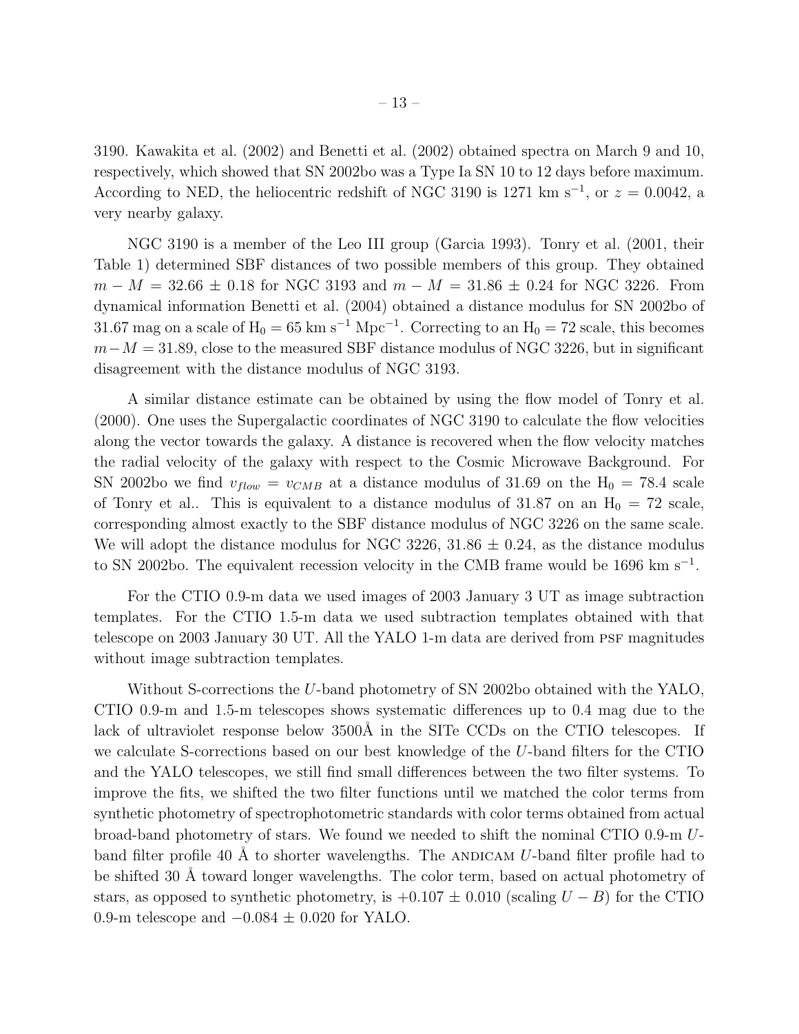3190. Kawakita et al. (2002) and Benetti et al. (2002) obtained spectra on March 9 and 10, respectively, which showed that SN 2002bo was a Type Ia SN 10 to 12 days before maximum. According to NED, the heliocentric redshift of NGC 3190 is 1271 km s$^{-1}$, or $z$ = 0.0042, a very nearby galaxy.

NGC 3190 is a member of the Leo III group (Garcia 1993). Tonry et al. (2001, their Table 1) determined SBF distances of two possible members of this group. They obtained $m - M = 32.66 \pm 0.18$ for NGC 3193 and $m - M = 31.86 \pm 0.24$ for NGC 3226. From dynamical information Benetti et al. (2004) obtained a distance modulus for SN 2002bo of 31.67 mag on a scale of $H_0 = 65$ km s$^{-1}$ Mpc$^{-1}$. Correcting to an $H_0 = 72$ scale, this becomes $m - M = 31.89$, close to the measured SBF distance modulus of NGC 3226, but in significant disagreement with the distance modulus of NGC 3193.

A similar distance estimate can be obtained by using the flow model of Tonry et al. (2000). One uses the Supergalactic coordinates of NGC 3190 to calculate the flow velocities along the vector towards the galaxy. A distance is recovered when the flow velocity matches the radial velocity of the galaxy with respect to the Cosmic Microwave Background. For SN 2002bo we find $v_{flow} = v_{CMB}$ at a distance modulus of 31.69 on the $H_0 = 78.4$ scale of Tonry et al.. This is equivalent to a distance modulus of 31.87 on an $H_0 = 72$ scale, corresponding almost exactly to the SBF distance modulus of NGC 3226 on the same scale. We will adopt the distance modulus for NGC 3226, 31.86 $\pm$ 0.24, as the distance modulus to SN 2002bo. The equivalent recession velocity in the CMB frame would be 1696 km s$^{-1}$.

For the CTIO 0.9-m data we used images of 2003 January 3 UT as image subtraction templates. For the CTIO 1.5-m data we used subtraction templates obtained with that telescope on 2003 January 30 UT. All the YALO 1-m data are derived from PSF magnitudes without image subtraction templates.

Without S-corrections the $U$-band photometry of SN 2002bo obtained with the YALO, CTIO 0.9-m and 1.5-m telescopes shows systematic differences up to 0.4 mag due to the lack of ultraviolet response below 3500Å in the SITe CCDs on the CTIO telescopes. If we calculate S-corrections based on our best knowledge of the $U$-band filters for the CTIO and the YALO telescopes, we still find small differences between the two filter systems. To improve the fits, we shifted the two filter functions until we matched the color terms from synthetic photometry of spectrophotometric standards with color terms obtained from actual broad-band photometry of stars. We found we needed to shift the nominal CTIO 0.9-m $U$-band filter profile 40 Å to shorter wavelengths. The ANDICAM $U$-band filter profile had to be shifted 30 Å toward longer wavelengths. The color term, based on actual photometry of stars, as opposed to synthetic photometry, is $+0.107 \pm 0.010$ (scaling $U - B$) for the CTIO 0.9-m telescope and $-0.084 \pm 0.020$ for YALO.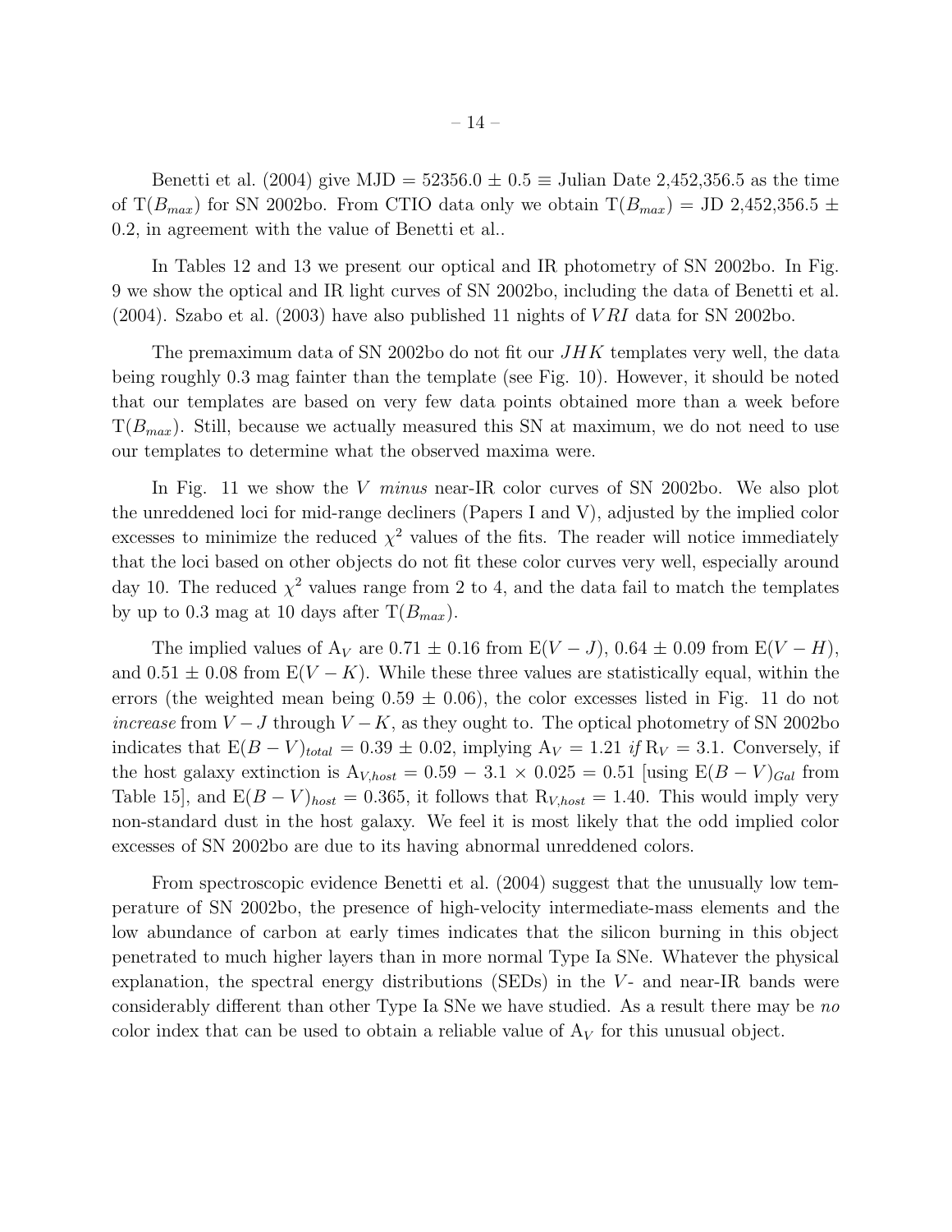Benetti et al. (2004) give MJD = 52356.0 ± 0.5 ≡ Julian Date 2,452,356.5 as the time of T($B_{max}$) for SN 2002bo. From CTIO data only we obtain T($B_{max}$) = JD 2,452,356.5 ± 0.2, in agreement with the value of Benetti et al..

In Tables 12 and 13 we present our optical and IR photometry of SN 2002bo. In Fig. 9 we show the optical and IR light curves of SN 2002bo, including the data of Benetti et al. (2004). Szabo et al. (2003) have also published 11 nights of $VRI$ data for SN 2002bo.

The premaximum data of SN 2002bo do not fit our $JHK$ templates very well, the data being roughly 0.3 mag fainter than the template (see Fig. 10). However, it should be noted that our templates are based on very few data points obtained more than a week before T($B_{max}$). Still, because we actually measured this SN at maximum, we do not need to use our templates to determine what the observed maxima were.

In Fig. 11 we show the $V$ *minus* near-IR color curves of SN 2002bo. We also plot the unreddened loci for mid-range decliners (Papers I and V), adjusted by the implied color excesses to minimize the reduced $\chi^2$ values of the fits. The reader will notice immediately that the loci based on other objects do not fit these color curves very well, especially around day 10. The reduced $\chi^2$ values range from 2 to 4, and the data fail to match the templates by up to 0.3 mag at 10 days after T($B_{max}$).

The implied values of $A_V$ are 0.71 ± 0.16 from E($V-J$), 0.64 ± 0.09 from E($V-H$), and 0.51 ± 0.08 from E($V-K$). While these three values are statistically equal, within the errors (the weighted mean being 0.59 ± 0.06), the color excesses listed in Fig. 11 do not *increase* from $V-J$ through $V-K$, as they ought to. The optical photometry of SN 2002bo indicates that E$(B-V)_{total}$ = 0.39 ± 0.02, implying $A_V$ = 1.21 *if* $R_V$ = 3.1. Conversely, if the host galaxy extinction is $A_{V,host}$ = 0.59 − 3.1 × 0.025 = 0.51 [using E$(B-V)_{Gal}$ from Table 15], and E$(B-V)_{host}$ = 0.365, it follows that $R_{V,host}$ = 1.40. This would imply very non-standard dust in the host galaxy. We feel it is most likely that the odd implied color excesses of SN 2002bo are due to its having abnormal unreddened colors.

From spectroscopic evidence Benetti et al. (2004) suggest that the unusually low temperature of SN 2002bo, the presence of high-velocity intermediate-mass elements and the low abundance of carbon at early times indicates that the silicon burning in this object penetrated to much higher layers than in more normal Type Ia SNe. Whatever the physical explanation, the spectral energy distributions (SEDs) in the $V$- and near-IR bands were considerably different than other Type Ia SNe we have studied. As a result there may be *no* color index that can be used to obtain a reliable value of $A_V$ for this unusual object.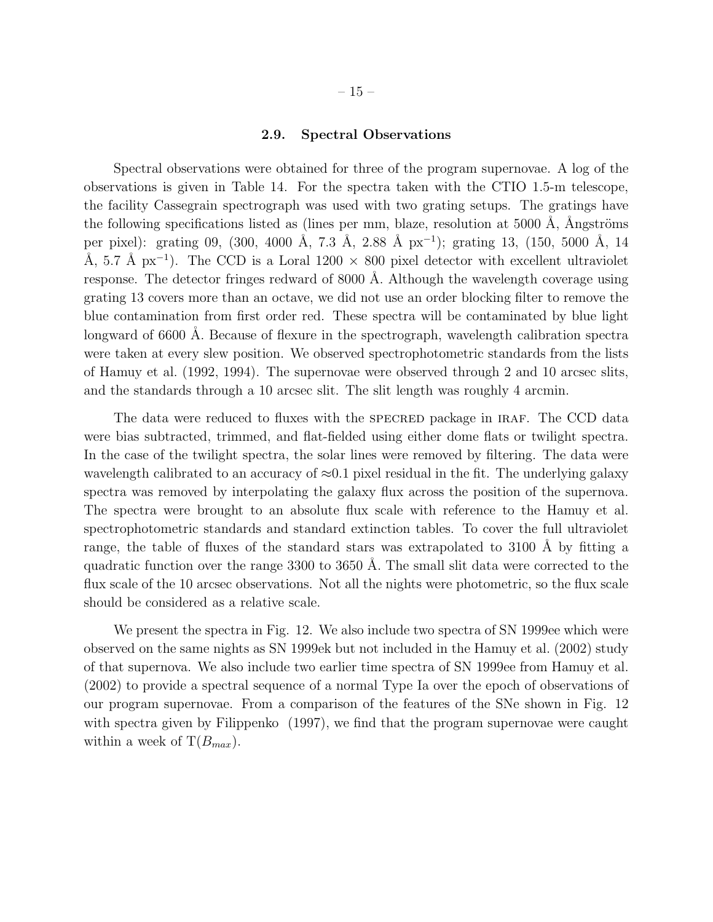### 2.9. Spectral Observations

Spectral observations were obtained for three of the program supernovae. A log of the observations is given in Table 14. For the spectra taken with the CTIO 1.5-m telescope, the facility Cassegrain spectrograph was used with two grating setups. The gratings have the following specifications listed as (lines per mm, blaze, resolution at 5000 Å, Ångströms per pixel): grating 09, (300, 4000 Å, 7.3 Å, 2.88 Å px$^{-1}$); grating 13, (150, 5000 Å, 14 Å, 5.7 Å px$^{-1}$). The CCD is a Loral 1200 × 800 pixel detector with excellent ultraviolet response. The detector fringes redward of 8000 Å. Although the wavelength coverage using grating 13 covers more than an octave, we did not use an order blocking filter to remove the blue contamination from first order red. These spectra will be contaminated by blue light longward of 6600 Å. Because of flexure in the spectrograph, wavelength calibration spectra were taken at every slew position. We observed spectrophotometric standards from the lists of Hamuy et al. (1992, 1994). The supernovae were observed through 2 and 10 arcsec slits, and the standards through a 10 arcsec slit. The slit length was roughly 4 arcmin.

The data were reduced to fluxes with the SPECRED package in IRAF. The CCD data were bias subtracted, trimmed, and flat-fielded using either dome flats or twilight spectra. In the case of the twilight spectra, the solar lines were removed by filtering. The data were wavelength calibrated to an accuracy of ≈0.1 pixel residual in the fit. The underlying galaxy spectra was removed by interpolating the galaxy flux across the position of the supernova. The spectra were brought to an absolute flux scale with reference to the Hamuy et al. spectrophotometric standards and standard extinction tables. To cover the full ultraviolet range, the table of fluxes of the standard stars was extrapolated to 3100 Å by fitting a quadratic function over the range 3300 to 3650 Å. The small slit data were corrected to the flux scale of the 10 arcsec observations. Not all the nights were photometric, so the flux scale should be considered as a relative scale.

We present the spectra in Fig. 12. We also include two spectra of SN 1999ee which were observed on the same nights as SN 1999ek but not included in the Hamuy et al. (2002) study of that supernova. We also include two earlier time spectra of SN 1999ee from Hamuy et al. (2002) to provide a spectral sequence of a normal Type Ia over the epoch of observations of our program supernovae. From a comparison of the features of the SNe shown in Fig. 12 with spectra given by Filippenko (1997), we find that the program supernovae were caught within a week of T($B_{max}$).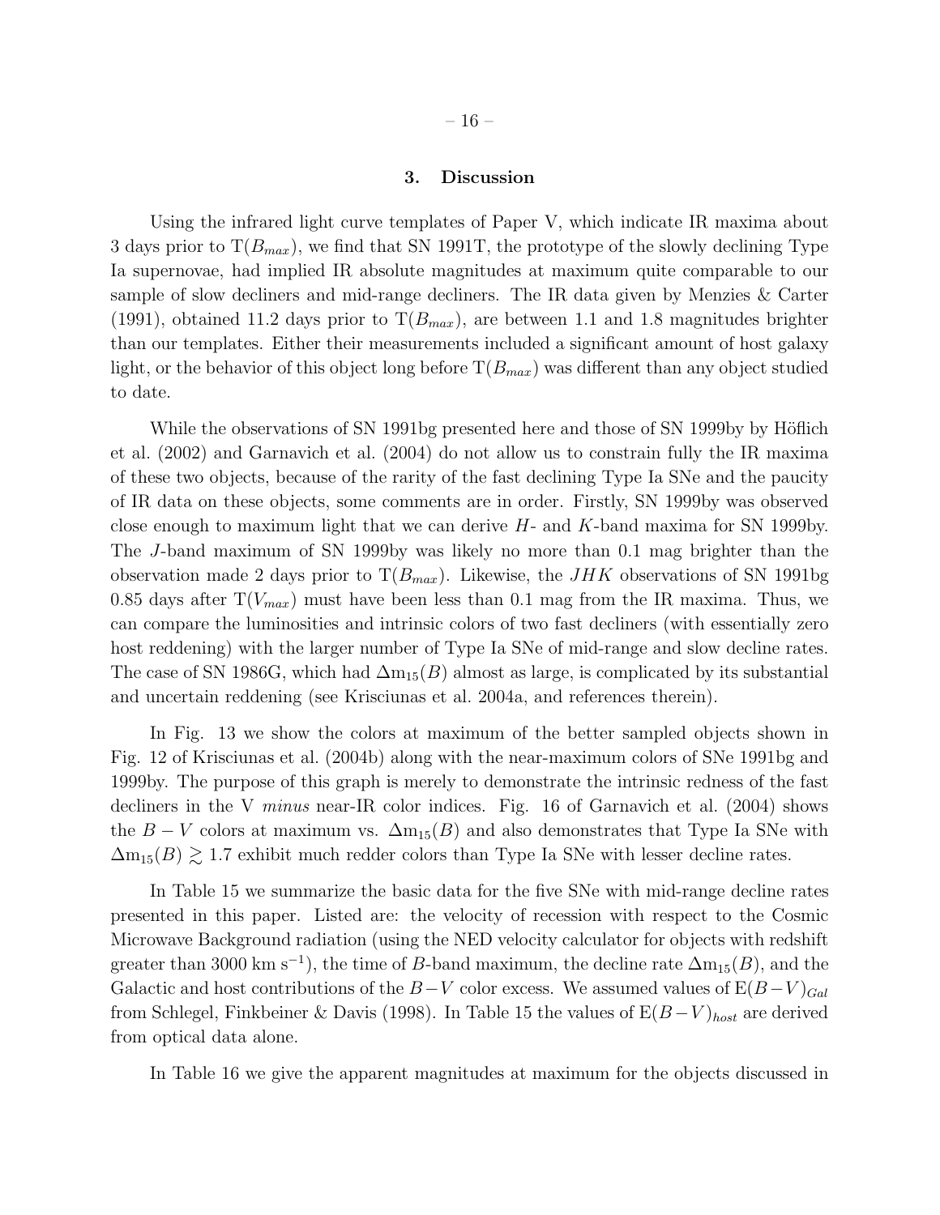## 3. Discussion

Using the infrared light curve templates of Paper V, which indicate IR maxima about 3 days prior to $T(B_{max})$, we find that SN 1991T, the prototype of the slowly declining Type Ia supernovae, had implied IR absolute magnitudes at maximum quite comparable to our sample of slow decliners and mid-range decliners. The IR data given by Menzies & Carter (1991), obtained 11.2 days prior to $T(B_{max})$, are between 1.1 and 1.8 magnitudes brighter than our templates. Either their measurements included a significant amount of host galaxy light, or the behavior of this object long before $T(B_{max})$ was different than any object studied to date.

While the observations of SN 1991bg presented here and those of SN 1999by by Höflich et al. (2002) and Garnavich et al. (2004) do not allow us to constrain fully the IR maxima of these two objects, because of the rarity of the fast declining Type Ia SNe and the paucity of IR data on these objects, some comments are in order. Firstly, SN 1999by was observed close enough to maximum light that we can derive $H$- and $K$-band maxima for SN 1999by. The $J$-band maximum of SN 1999by was likely no more than 0.1 mag brighter than the observation made 2 days prior to $T(B_{max})$. Likewise, the $JHK$ observations of SN 1991bg 0.85 days after $T(V_{max})$ must have been less than 0.1 mag from the IR maxima. Thus, we can compare the luminosities and intrinsic colors of two fast decliners (with essentially zero host reddening) with the larger number of Type Ia SNe of mid-range and slow decline rates. The case of SN 1986G, which had $\Delta m_{15}(B)$ almost as large, is complicated by its substantial and uncertain reddening (see Krisciunas et al. 2004a, and references therein).

In Fig. 13 we show the colors at maximum of the better sampled objects shown in Fig. 12 of Krisciunas et al. (2004b) along with the near-maximum colors of SNe 1991bg and 1999by. The purpose of this graph is merely to demonstrate the intrinsic redness of the fast decliners in the V *minus* near-IR color indices. Fig. 16 of Garnavich et al. (2004) shows the $B-V$ colors at maximum vs. $\Delta m_{15}(B)$ and also demonstrates that Type Ia SNe with $\Delta m_{15}(B) \gtrsim 1.7$ exhibit much redder colors than Type Ia SNe with lesser decline rates.

In Table 15 we summarize the basic data for the five SNe with mid-range decline rates presented in this paper. Listed are: the velocity of recession with respect to the Cosmic Microwave Background radiation (using the NED velocity calculator for objects with redshift greater than 3000 km s$^{-1}$), the time of $B$-band maximum, the decline rate $\Delta m_{15}(B)$, and the Galactic and host contributions of the $B-V$ color excess. We assumed values of $E(B-V)_{Gal}$ from Schlegel, Finkbeiner & Davis (1998). In Table 15 the values of $E(B-V)_{host}$ are derived from optical data alone.

In Table 16 we give the apparent magnitudes at maximum for the objects discussed in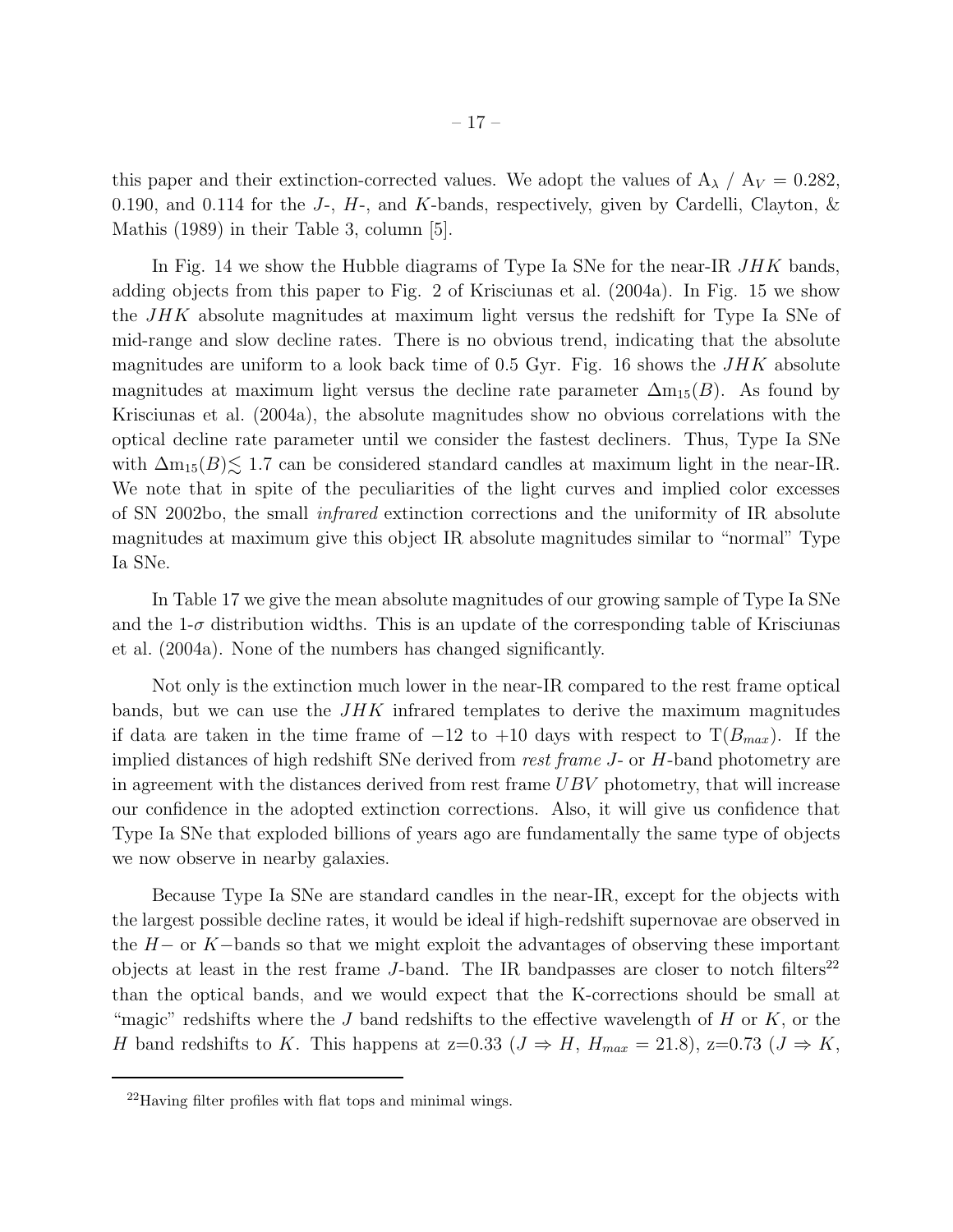this paper and their extinction-corrected values. We adopt the values of $A_\lambda$ / $A_V$ = 0.282, 0.190, and 0.114 for the $J$-, $H$-, and $K$-bands, respectively, given by Cardelli, Clayton, & Mathis (1989) in their Table 3, column [5].

In Fig. 14 we show the Hubble diagrams of Type Ia SNe for the near-IR $JHK$ bands, adding objects from this paper to Fig. 2 of Krisciunas et al. (2004a). In Fig. 15 we show the $JHK$ absolute magnitudes at maximum light versus the redshift for Type Ia SNe of mid-range and slow decline rates. There is no obvious trend, indicating that the absolute magnitudes are uniform to a look back time of 0.5 Gyr. Fig. 16 shows the $JHK$ absolute magnitudes at maximum light versus the decline rate parameter $\Delta m_{15}(B)$. As found by Krisciunas et al. (2004a), the absolute magnitudes show no obvious correlations with the optical decline rate parameter until we consider the fastest decliners. Thus, Type Ia SNe with $\Delta m_{15}(B) \lesssim 1.7$ can be considered standard candles at maximum light in the near-IR. We note that in spite of the peculiarities of the light curves and implied color excesses of SN 2002bo, the small *infrared* extinction corrections and the uniformity of IR absolute magnitudes at maximum give this object IR absolute magnitudes similar to "normal" Type Ia SNe.

In Table 17 we give the mean absolute magnitudes of our growing sample of Type Ia SNe and the 1-$\sigma$ distribution widths. This is an update of the corresponding table of Krisciunas et al. (2004a). None of the numbers has changed significantly.

Not only is the extinction much lower in the near-IR compared to the rest frame optical bands, but we can use the $JHK$ infrared templates to derive the maximum magnitudes if data are taken in the time frame of $-12$ to $+10$ days with respect to $T(B_{max})$. If the implied distances of high redshift SNe derived from *rest frame* $J$- or $H$-band photometry are in agreement with the distances derived from rest frame $UBV$ photometry, that will increase our confidence in the adopted extinction corrections. Also, it will give us confidence that Type Ia SNe that exploded billions of years ago are fundamentally the same type of objects we now observe in nearby galaxies.

Because Type Ia SNe are standard candles in the near-IR, except for the objects with the largest possible decline rates, it would be ideal if high-redshift supernovae are observed in the $H-$ or $K-$bands so that we might exploit the advantages of observing these important objects at least in the rest frame $J$-band. The IR bandpasses are closer to notch filters[22] than the optical bands, and we would expect that the K-corrections should be small at "magic" redshifts where the $J$ band redshifts to the effective wavelength of $H$ or $K$, or the $H$ band redshifts to $K$. This happens at z=0.33 ($J \Rightarrow H$, $H_{max}$ = 21.8), z=0.73 ($J \Rightarrow K$,

[22] Having filter profiles with flat tops and minimal wings.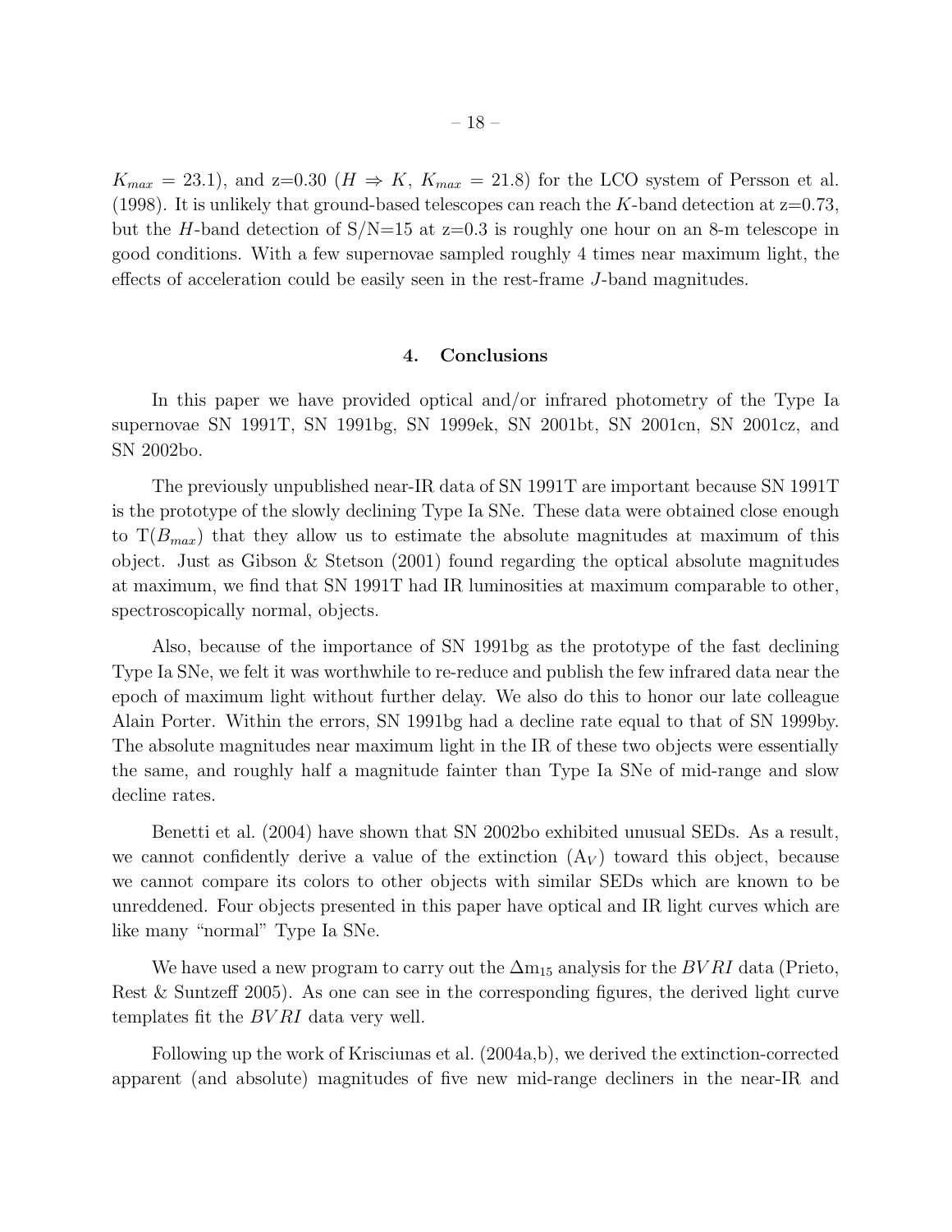$K_{max}$ = 23.1), and z=0.30 ($H \Rightarrow K$, $K_{max}$ = 21.8) for the LCO system of Persson et al. (1998). It is unlikely that ground-based telescopes can reach the $K$-band detection at z=0.73, but the $H$-band detection of S/N=15 at z=0.3 is roughly one hour on an 8-m telescope in good conditions. With a few supernovae sampled roughly 4 times near maximum light, the effects of acceleration could be easily seen in the rest-frame $J$-band magnitudes.

## 4. Conclusions

In this paper we have provided optical and/or infrared photometry of the Type Ia supernovae SN 1991T, SN 1991bg, SN 1999ek, SN 2001bt, SN 2001cn, SN 2001cz, and SN 2002bo.

The previously unpublished near-IR data of SN 1991T are important because SN 1991T is the prototype of the slowly declining Type Ia SNe. These data were obtained close enough to T($B_{max}$) that they allow us to estimate the absolute magnitudes at maximum of this object. Just as Gibson & Stetson (2001) found regarding the optical absolute magnitudes at maximum, we find that SN 1991T had IR luminosities at maximum comparable to other, spectroscopically normal, objects.

Also, because of the importance of SN 1991bg as the prototype of the fast declining Type Ia SNe, we felt it was worthwhile to re-reduce and publish the few infrared data near the epoch of maximum light without further delay. We also do this to honor our late colleague Alain Porter. Within the errors, SN 1991bg had a decline rate equal to that of SN 1999by. The absolute magnitudes near maximum light in the IR of these two objects were essentially the same, and roughly half a magnitude fainter than Type Ia SNe of mid-range and slow decline rates.

Benetti et al. (2004) have shown that SN 2002bo exhibited unusual SEDs. As a result, we cannot confidently derive a value of the extinction ($A_V$) toward this object, because we cannot compare its colors to other objects with similar SEDs which are known to be unreddened. Four objects presented in this paper have optical and IR light curves which are like many "normal" Type Ia SNe.

We have used a new program to carry out the $\Delta m_{15}$ analysis for the $BVRI$ data (Prieto, Rest & Suntzeff 2005). As one can see in the corresponding figures, the derived light curve templates fit the $BVRI$ data very well.

Following up the work of Krisciunas et al. (2004a,b), we derived the extinction-corrected apparent (and absolute) magnitudes of five new mid-range decliners in the near-IR and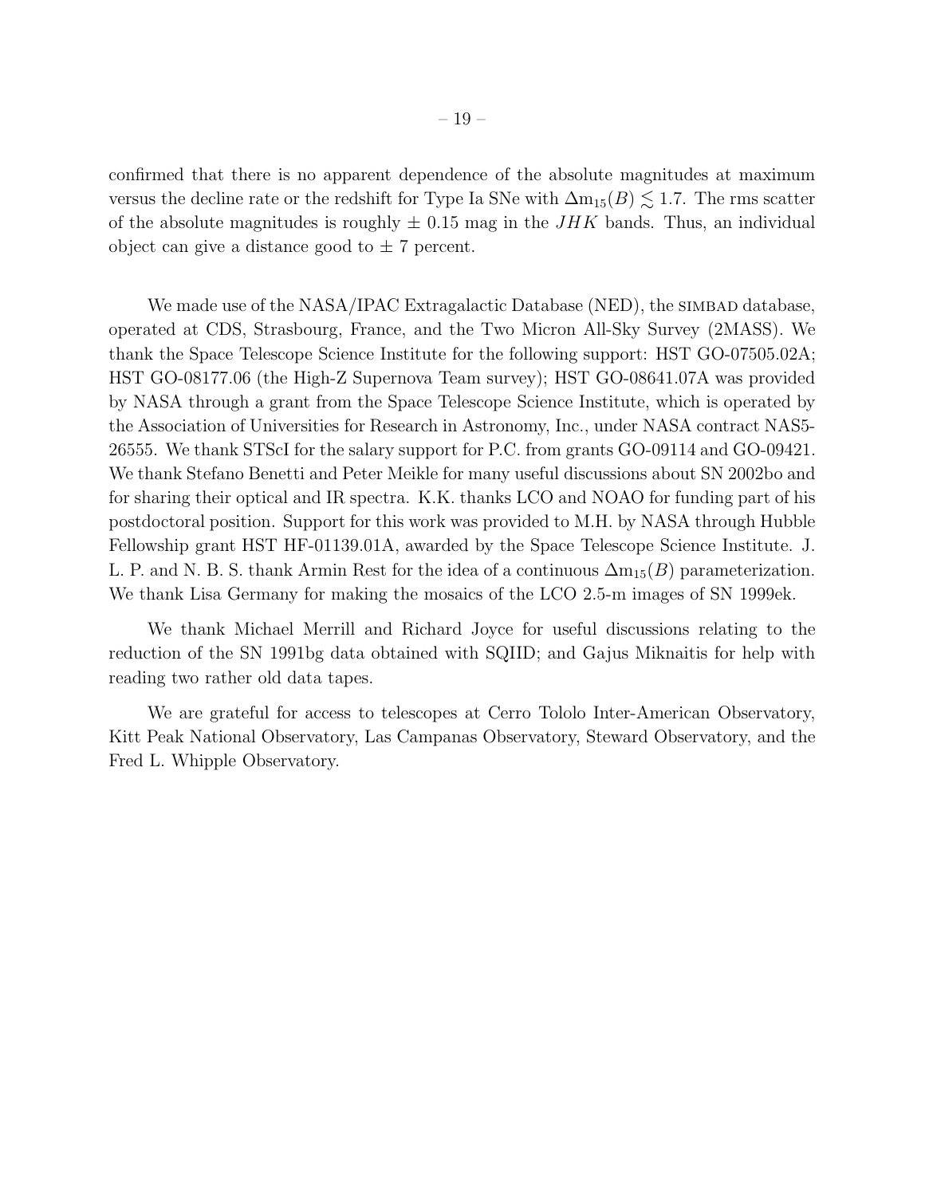confirmed that there is no apparent dependence of the absolute magnitudes at maximum versus the decline rate or the redshift for Type Ia SNe with $\Delta m_{15}(B) \lesssim 1.7$. The rms scatter of the absolute magnitudes is roughly $\pm$ 0.15 mag in the $JHK$ bands. Thus, an individual object can give a distance good to $\pm$ 7 percent.

We made use of the NASA/IPAC Extragalactic Database (NED), the SIMBAD database, operated at CDS, Strasbourg, France, and the Two Micron All-Sky Survey (2MASS). We thank the Space Telescope Science Institute for the following support: HST GO-07505.02A; HST GO-08177.06 (the High-Z Supernova Team survey); HST GO-08641.07A was provided by NASA through a grant from the Space Telescope Science Institute, which is operated by the Association of Universities for Research in Astronomy, Inc., under NASA contract NAS5-26555. We thank STScI for the salary support for P.C. from grants GO-09114 and GO-09421. We thank Stefano Benetti and Peter Meikle for many useful discussions about SN 2002bo and for sharing their optical and IR spectra. K.K. thanks LCO and NOAO for funding part of his postdoctoral position. Support for this work was provided to M.H. by NASA through Hubble Fellowship grant HST HF-01139.01A, awarded by the Space Telescope Science Institute. J. L. P. and N. B. S. thank Armin Rest for the idea of a continuous $\Delta m_{15}(B)$ parameterization. We thank Lisa Germany for making the mosaics of the LCO 2.5-m images of SN 1999ek.

We thank Michael Merrill and Richard Joyce for useful discussions relating to the reduction of the SN 1991bg data obtained with SQIID; and Gajus Miknaitis for help with reading two rather old data tapes.

We are grateful for access to telescopes at Cerro Tololo Inter-American Observatory, Kitt Peak National Observatory, Las Campanas Observatory, Steward Observatory, and the Fred L. Whipple Observatory.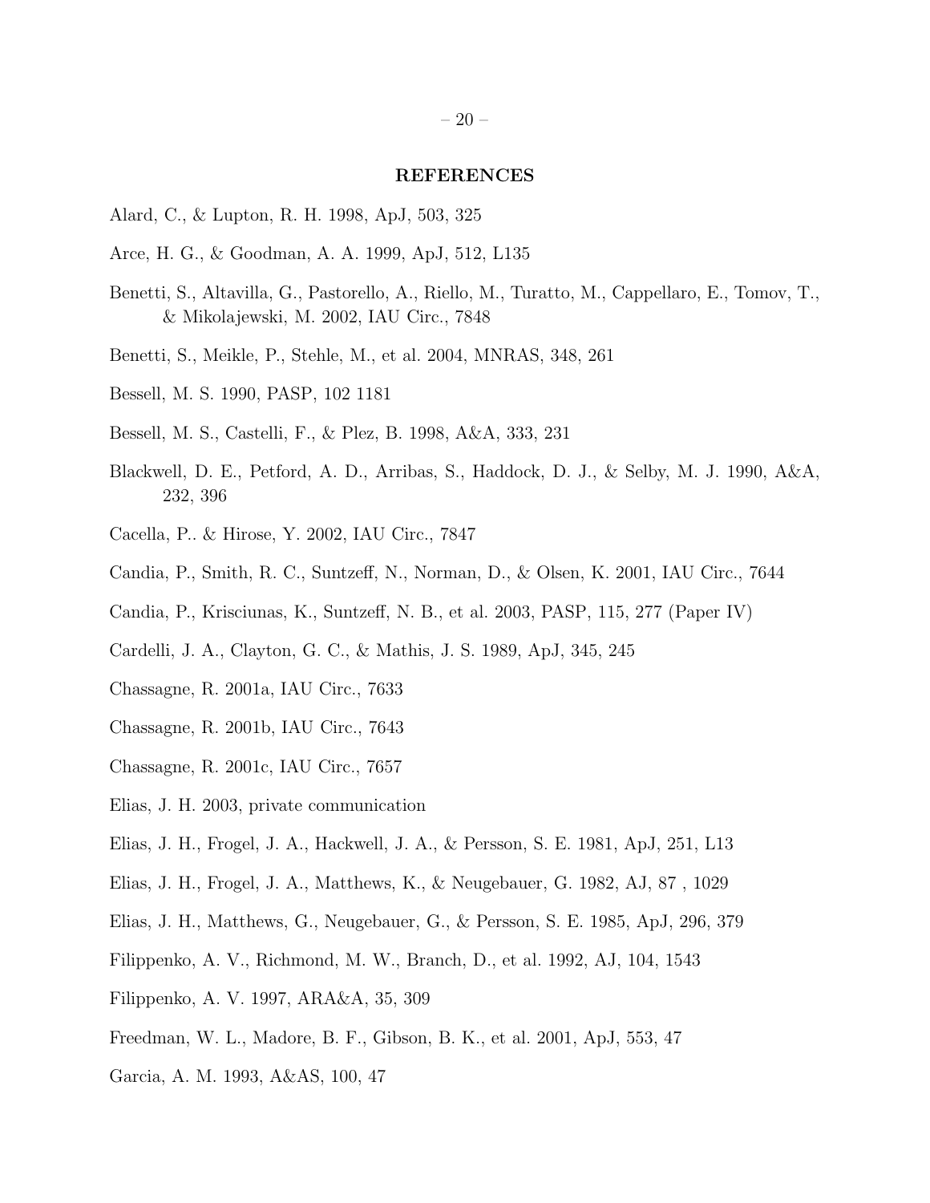## REFERENCES

Alard, C., & Lupton, R. H. 1998, ApJ, 503, 325

Arce, H. G., & Goodman, A. A. 1999, ApJ, 512, L135

Benetti, S., Altavilla, G., Pastorello, A., Riello, M., Turatto, M., Cappellaro, E., Tomov, T., & Mikolajewski, M. 2002, IAU Circ., 7848

Benetti, S., Meikle, P., Stehle, M., et al. 2004, MNRAS, 348, 261

Bessell, M. S. 1990, PASP, 102 1181

Bessell, M. S., Castelli, F., & Plez, B. 1998, A&A, 333, 231

Blackwell, D. E., Petford, A. D., Arribas, S., Haddock, D. J., & Selby, M. J. 1990, A&A, 232, 396

Cacella, P.. & Hirose, Y. 2002, IAU Circ., 7847

Candia, P., Smith, R. C., Suntzeff, N., Norman, D., & Olsen, K. 2001, IAU Circ., 7644

Candia, P., Krisciunas, K., Suntzeff, N. B., et al. 2003, PASP, 115, 277 (Paper IV)

Cardelli, J. A., Clayton, G. C., & Mathis, J. S. 1989, ApJ, 345, 245

Chassagne, R. 2001a, IAU Circ., 7633

Chassagne, R. 2001b, IAU Circ., 7643

Chassagne, R. 2001c, IAU Circ., 7657

Elias, J. H. 2003, private communication

Elias, J. H., Frogel, J. A., Hackwell, J. A., & Persson, S. E. 1981, ApJ, 251, L13

Elias, J. H., Frogel, J. A., Matthews, K., & Neugebauer, G. 1982, AJ, 87 , 1029

Elias, J. H., Matthews, G., Neugebauer, G., & Persson, S. E. 1985, ApJ, 296, 379

Filippenko, A. V., Richmond, M. W., Branch, D., et al. 1992, AJ, 104, 1543

Filippenko, A. V. 1997, ARA&A, 35, 309

Freedman, W. L., Madore, B. F., Gibson, B. K., et al. 2001, ApJ, 553, 47

Garcia, A. M. 1993, A&AS, 100, 47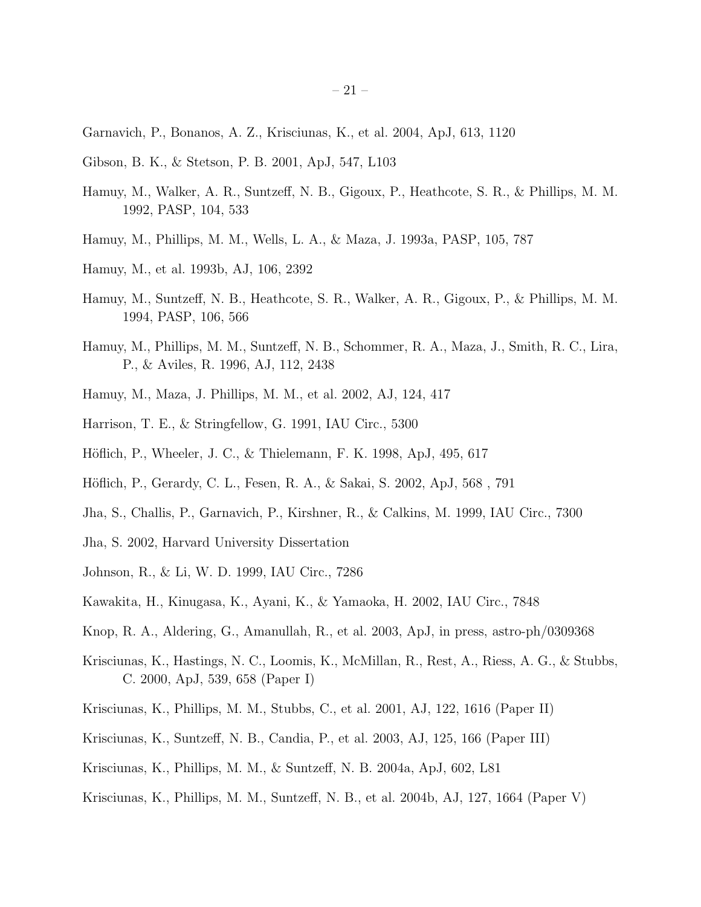Garnavich, P., Bonanos, A. Z., Krisciunas, K., et al. 2004, ApJ, 613, 1120

Gibson, B. K., & Stetson, P. B. 2001, ApJ, 547, L103

Hamuy, M., Walker, A. R., Suntzeff, N. B., Gigoux, P., Heathcote, S. R., & Phillips, M. M. 1992, PASP, 104, 533

Hamuy, M., Phillips, M. M., Wells, L. A., & Maza, J. 1993a, PASP, 105, 787

Hamuy, M., et al. 1993b, AJ, 106, 2392

Hamuy, M., Suntzeff, N. B., Heathcote, S. R., Walker, A. R., Gigoux, P., & Phillips, M. M. 1994, PASP, 106, 566

Hamuy, M., Phillips, M. M., Suntzeff, N. B., Schommer, R. A., Maza, J., Smith, R. C., Lira, P., & Aviles, R. 1996, AJ, 112, 2438

Hamuy, M., Maza, J. Phillips, M. M., et al. 2002, AJ, 124, 417

Harrison, T. E., & Stringfellow, G. 1991, IAU Circ., 5300

Höflich, P., Wheeler, J. C., & Thielemann, F. K. 1998, ApJ, 495, 617

Höflich, P., Gerardy, C. L., Fesen, R. A., & Sakai, S. 2002, ApJ, 568 , 791

Jha, S., Challis, P., Garnavich, P., Kirshner, R., & Calkins, M. 1999, IAU Circ., 7300

Jha, S. 2002, Harvard University Dissertation

Johnson, R., & Li, W. D. 1999, IAU Circ., 7286

Kawakita, H., Kinugasa, K., Ayani, K., & Yamaoka, H. 2002, IAU Circ., 7848

Knop, R. A., Aldering, G., Amanullah, R., et al. 2003, ApJ, in press, astro-ph/0309368

Krisciunas, K., Hastings, N. C., Loomis, K., McMillan, R., Rest, A., Riess, A. G., & Stubbs, C. 2000, ApJ, 539, 658 (Paper I)

Krisciunas, K., Phillips, M. M., Stubbs, C., et al. 2001, AJ, 122, 1616 (Paper II)

Krisciunas, K., Suntzeff, N. B., Candia, P., et al. 2003, AJ, 125, 166 (Paper III)

Krisciunas, K., Phillips, M. M., & Suntzeff, N. B. 2004a, ApJ, 602, L81

Krisciunas, K., Phillips, M. M., Suntzeff, N. B., et al. 2004b, AJ, 127, 1664 (Paper V)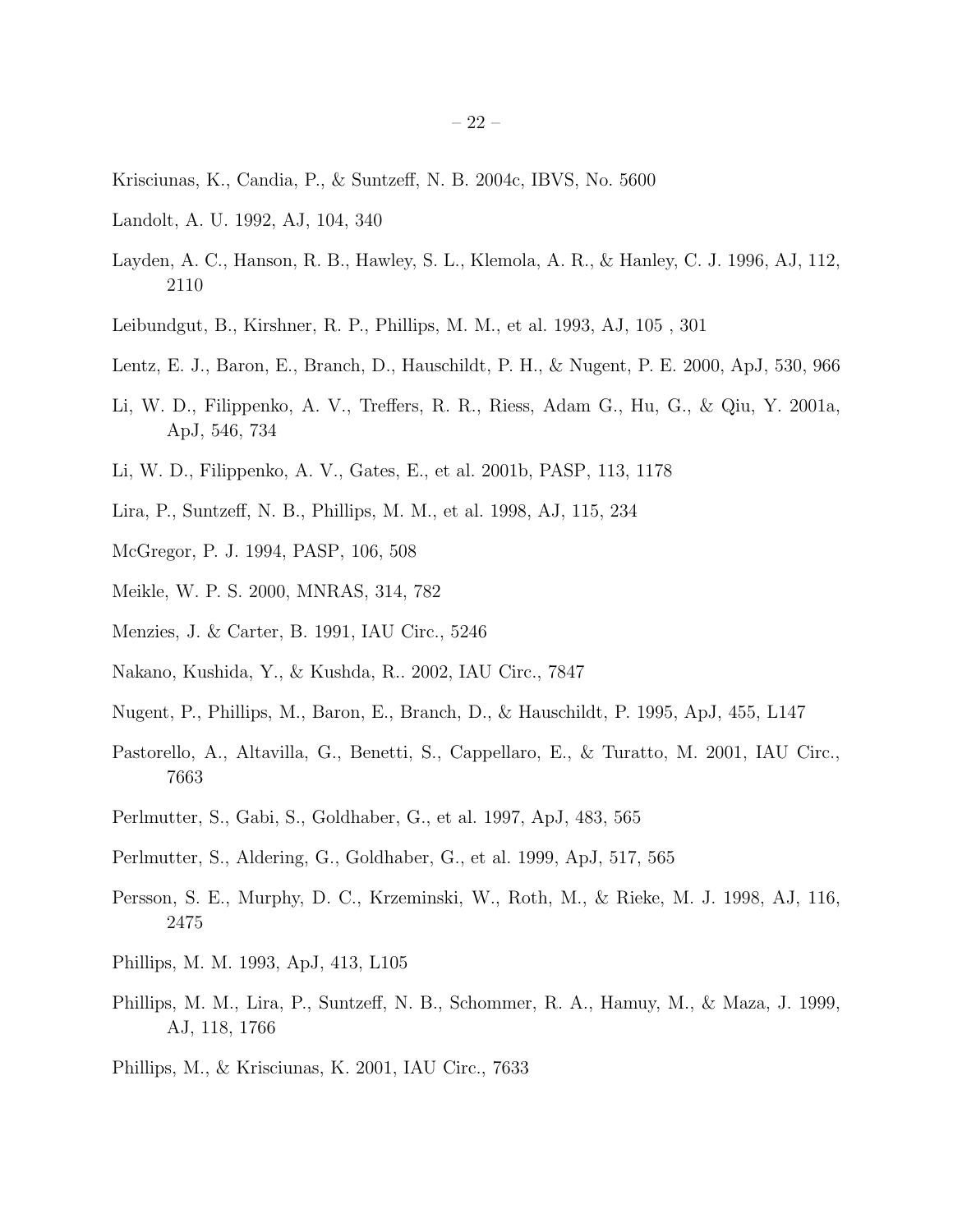Krisciunas, K., Candia, P., & Suntzeff, N. B. 2004c, IBVS, No. 5600

Landolt, A. U. 1992, AJ, 104, 340

Layden, A. C., Hanson, R. B., Hawley, S. L., Klemola, A. R., & Hanley, C. J. 1996, AJ, 112, 2110

Leibundgut, B., Kirshner, R. P., Phillips, M. M., et al. 1993, AJ, 105 , 301

Lentz, E. J., Baron, E., Branch, D., Hauschildt, P. H., & Nugent, P. E. 2000, ApJ, 530, 966

Li, W. D., Filippenko, A. V., Treffers, R. R., Riess, Adam G., Hu, G., & Qiu, Y. 2001a, ApJ, 546, 734

Li, W. D., Filippenko, A. V., Gates, E., et al. 2001b, PASP, 113, 1178

Lira, P., Suntzeff, N. B., Phillips, M. M., et al. 1998, AJ, 115, 234

McGregor, P. J. 1994, PASP, 106, 508

Meikle, W. P. S. 2000, MNRAS, 314, 782

Menzies, J. & Carter, B. 1991, IAU Circ., 5246

Nakano, Kushida, Y., & Kushda, R.. 2002, IAU Circ., 7847

Nugent, P., Phillips, M., Baron, E., Branch, D., & Hauschildt, P. 1995, ApJ, 455, L147

Pastorello, A., Altavilla, G., Benetti, S., Cappellaro, E., & Turatto, M. 2001, IAU Circ., 7663

Perlmutter, S., Gabi, S., Goldhaber, G., et al. 1997, ApJ, 483, 565

Perlmutter, S., Aldering, G., Goldhaber, G., et al. 1999, ApJ, 517, 565

Persson, S. E., Murphy, D. C., Krzeminski, W., Roth, M., & Rieke, M. J. 1998, AJ, 116, 2475

Phillips, M. M. 1993, ApJ, 413, L105

Phillips, M. M., Lira, P., Suntzeff, N. B., Schommer, R. A., Hamuy, M., & Maza, J. 1999, AJ, 118, 1766

Phillips, M., & Krisciunas, K. 2001, IAU Circ., 7633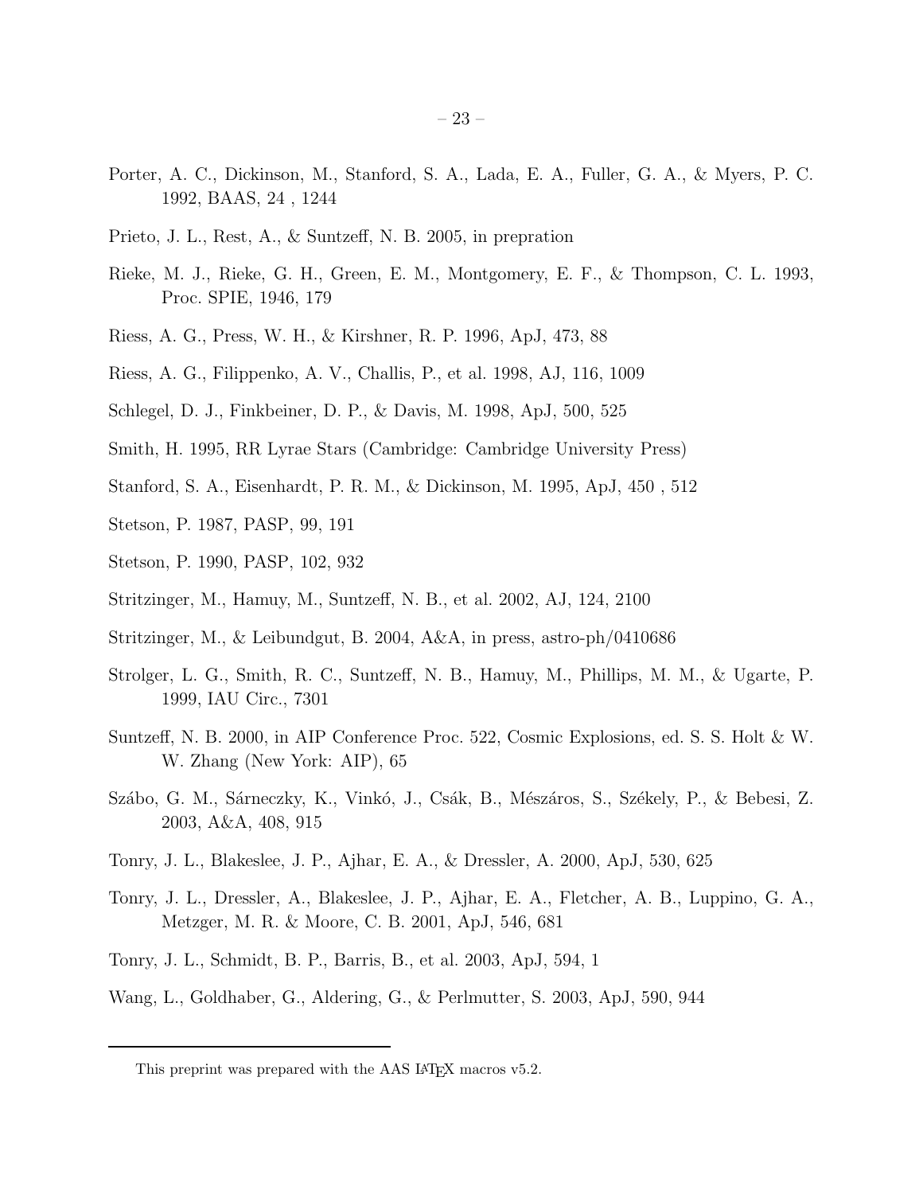Porter, A. C., Dickinson, M., Stanford, S. A., Lada, E. A., Fuller, G. A., & Myers, P. C. 1992, BAAS, 24 , 1244

Prieto, J. L., Rest, A., & Suntzeff, N. B. 2005, in prepration

Rieke, M. J., Rieke, G. H., Green, E. M., Montgomery, E. F., & Thompson, C. L. 1993, Proc. SPIE, 1946, 179

Riess, A. G., Press, W. H., & Kirshner, R. P. 1996, ApJ, 473, 88

Riess, A. G., Filippenko, A. V., Challis, P., et al. 1998, AJ, 116, 1009

Schlegel, D. J., Finkbeiner, D. P., & Davis, M. 1998, ApJ, 500, 525

Smith, H. 1995, RR Lyrae Stars (Cambridge: Cambridge University Press)

Stanford, S. A., Eisenhardt, P. R. M., & Dickinson, M. 1995, ApJ, 450 , 512

Stetson, P. 1987, PASP, 99, 191

Stetson, P. 1990, PASP, 102, 932

Stritzinger, M., Hamuy, M., Suntzeff, N. B., et al. 2002, AJ, 124, 2100

Stritzinger, M., & Leibundgut, B. 2004, A&A, in press, astro-ph/0410686

Strolger, L. G., Smith, R. C., Suntzeff, N. B., Hamuy, M., Phillips, M. M., & Ugarte, P. 1999, IAU Circ., 7301

Suntzeff, N. B. 2000, in AIP Conference Proc. 522, Cosmic Explosions, ed. S. S. Holt & W. W. Zhang (New York: AIP), 65

Szábo, G. M., Sárneczky, K., Vinkó, J., Csák, B., Mészáros, S., Székely, P., & Bebesi, Z. 2003, A&A, 408, 915

Tonry, J. L., Blakeslee, J. P., Ajhar, E. A., & Dressler, A. 2000, ApJ, 530, 625

Tonry, J. L., Dressler, A., Blakeslee, J. P., Ajhar, E. A., Fletcher, A. B., Luppino, G. A., Metzger, M. R. & Moore, C. B. 2001, ApJ, 546, 681

Tonry, J. L., Schmidt, B. P., Barris, B., et al. 2003, ApJ, 594, 1

Wang, L., Goldhaber, G., Aldering, G., & Perlmutter, S. 2003, ApJ, 590, 944

---

This preprint was prepared with the AAS LATEX macros v5.2.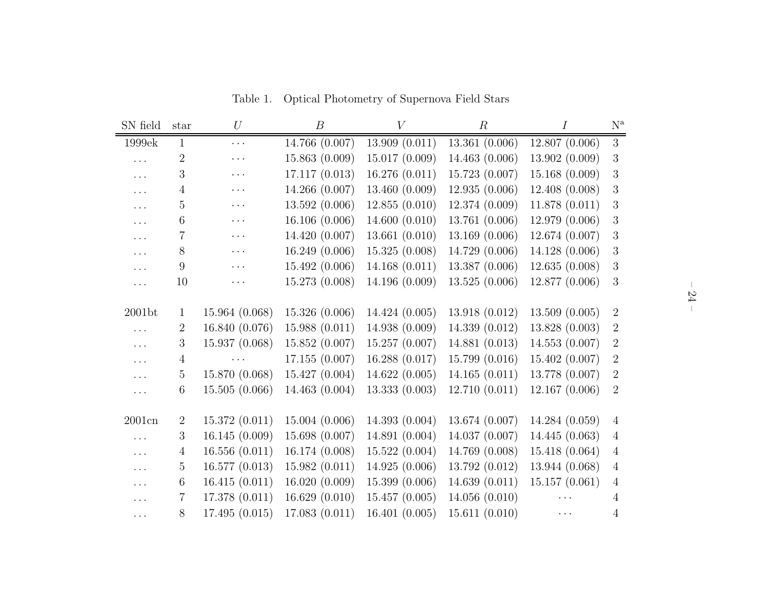Table 1. Optical Photometry of Supernova Field Stars

| SN field | star | $U$ | $B$ | $V$ | $R$ | $I$ | N[a] |
|---|---|---|---|---|---|---|---|
| 1999ek | 1 | ··· | 14.766 (0.007) | 13.909 (0.011) | 13.361 (0.006) | 12.807 (0.006) | 3 |
| ... | 2 | ··· | 15.863 (0.009) | 15.017 (0.009) | 14.463 (0.006) | 13.902 (0.009) | 3 |
| ... | 3 | ··· | 17.117 (0.013) | 16.276 (0.011) | 15.723 (0.007) | 15.168 (0.009) | 3 |
| ... | 4 | ··· | 14.266 (0.007) | 13.460 (0.009) | 12.935 (0.006) | 12.408 (0.008) | 3 |
| ... | 5 | ··· | 13.592 (0.006) | 12.855 (0.010) | 12.374 (0.009) | 11.878 (0.011) | 3 |
| ... | 6 | ··· | 16.106 (0.006) | 14.600 (0.010) | 13.761 (0.006) | 12.979 (0.006) | 3 |
| ... | 7 | ··· | 14.420 (0.007) | 13.661 (0.010) | 13.169 (0.006) | 12.674 (0.007) | 3 |
| ... | 8 | ··· | 16.249 (0.006) | 15.325 (0.008) | 14.729 (0.006) | 14.128 (0.006) | 3 |
| ... | 9 | ··· | 15.492 (0.006) | 14.168 (0.011) | 13.387 (0.006) | 12.635 (0.008) | 3 |
| ... | 10 | ··· | 15.273 (0.008) | 14.196 (0.009) | 13.525 (0.006) | 12.877 (0.006) | 3 |
| 2001bt | 1 | 15.964 (0.068) | 15.326 (0.006) | 14.424 (0.005) | 13.918 (0.012) | 13.509 (0.005) | 2 |
| ... | 2 | 16.840 (0.076) | 15.988 (0.011) | 14.938 (0.009) | 14.339 (0.012) | 13.828 (0.003) | 2 |
| ... | 3 | 15.937 (0.068) | 15.852 (0.007) | 15.257 (0.007) | 14.881 (0.013) | 14.553 (0.007) | 2 |
| ... | 4 | ··· | 17.155 (0.007) | 16.288 (0.017) | 15.799 (0.016) | 15.402 (0.007) | 2 |
| ... | 5 | 15.870 (0.068) | 15.427 (0.004) | 14.622 (0.005) | 14.165 (0.011) | 13.778 (0.007) | 2 |
| ... | 6 | 15.505 (0.066) | 14.463 (0.004) | 13.333 (0.003) | 12.710 (0.011) | 12.167 (0.006) | 2 |
| 2001cn | 2 | 15.372 (0.011) | 15.004 (0.006) | 14.393 (0.004) | 13.674 (0.007) | 14.284 (0.059) | 4 |
| ... | 3 | 16.145 (0.009) | 15.698 (0.007) | 14.891 (0.004) | 14.037 (0.007) | 14.445 (0.063) | 4 |
| ... | 4 | 16.556 (0.011) | 16.174 (0.008) | 15.522 (0.004) | 14.769 (0.008) | 15.418 (0.064) | 4 |
| ... | 5 | 16.577 (0.013) | 15.982 (0.011) | 14.925 (0.006) | 13.792 (0.012) | 13.944 (0.068) | 4 |
| ... | 6 | 16.415 (0.011) | 16.020 (0.009) | 15.399 (0.006) | 14.639 (0.011) | 15.157 (0.061) | 4 |
| ... | 7 | 17.378 (0.011) | 16.629 (0.010) | 15.457 (0.005) | 14.056 (0.010) | ··· | 4 |
| ... | 8 | 17.495 (0.015) | 17.083 (0.011) | 16.401 (0.005) | 15.611 (0.010) | ··· | 4 |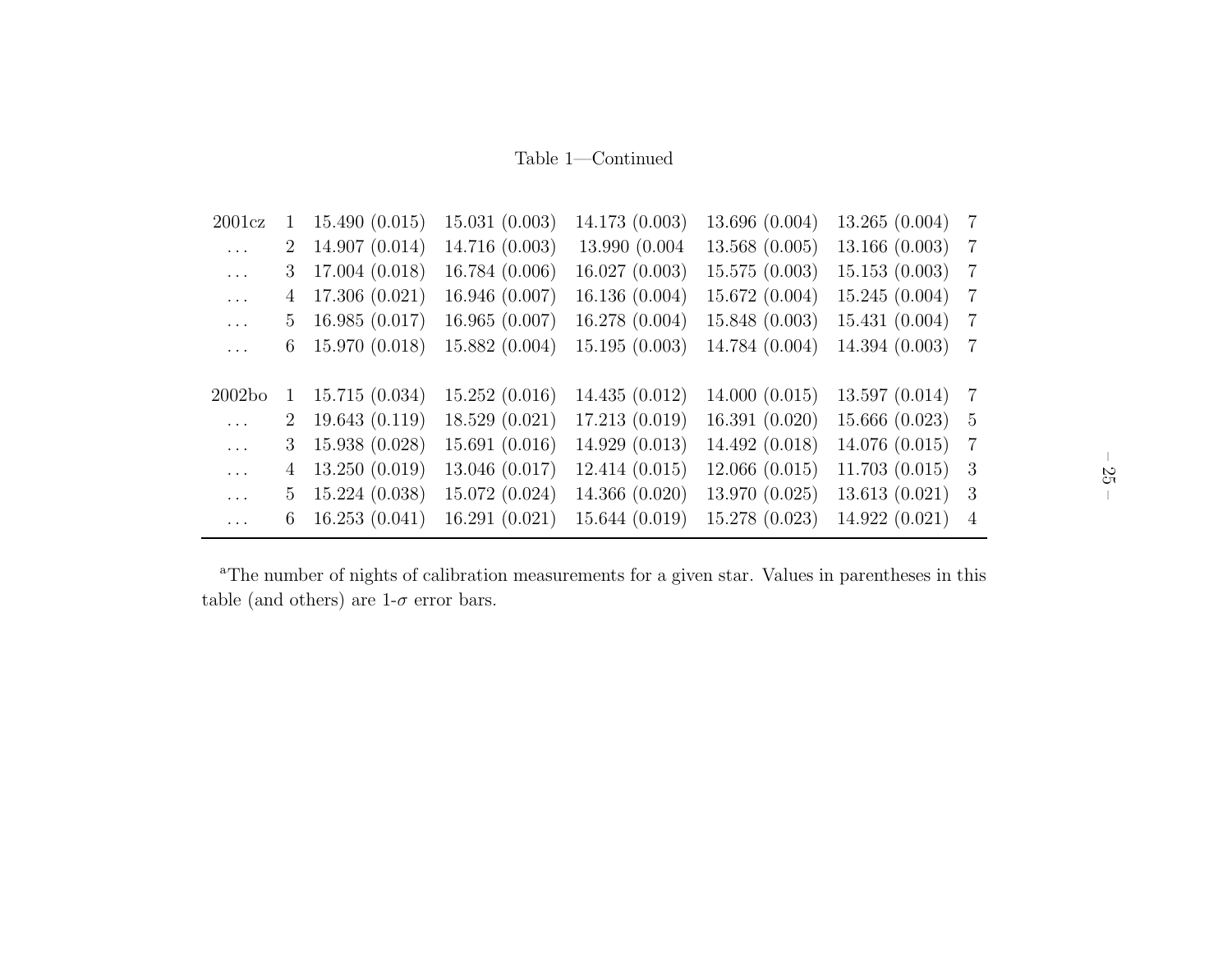Table 1—Continued

| | | | | | | | |
|---|---|---|---|---|---|---|---|
| 2001cz | 1 | 15.490 (0.015) | 15.031 (0.003) | 14.173 (0.003) | 13.696 (0.004) | 13.265 (0.004) | 7 |
| ... | 2 | 14.907 (0.014) | 14.716 (0.003) | 13.990 (0.004 | 13.568 (0.005) | 13.166 (0.003) | 7 |
| ... | 3 | 17.004 (0.018) | 16.784 (0.006) | 16.027 (0.003) | 15.575 (0.003) | 15.153 (0.003) | 7 |
| ... | 4 | 17.306 (0.021) | 16.946 (0.007) | 16.136 (0.004) | 15.672 (0.004) | 15.245 (0.004) | 7 |
| ... | 5 | 16.985 (0.017) | 16.965 (0.007) | 16.278 (0.004) | 15.848 (0.003) | 15.431 (0.004) | 7 |
| ... | 6 | 15.970 (0.018) | 15.882 (0.004) | 15.195 (0.003) | 14.784 (0.004) | 14.394 (0.003) | 7 |
| | | | | | | | |
| 2002bo | 1 | 15.715 (0.034) | 15.252 (0.016) | 14.435 (0.012) | 14.000 (0.015) | 13.597 (0.014) | 7 |
| ... | 2 | 19.643 (0.119) | 18.529 (0.021) | 17.213 (0.019) | 16.391 (0.020) | 15.666 (0.023) | 5 |
| ... | 3 | 15.938 (0.028) | 15.691 (0.016) | 14.929 (0.013) | 14.492 (0.018) | 14.076 (0.015) | 7 |
| ... | 4 | 13.250 (0.019) | 13.046 (0.017) | 12.414 (0.015) | 12.066 (0.015) | 11.703 (0.015) | 3 |
| ... | 5 | 15.224 (0.038) | 15.072 (0.024) | 14.366 (0.020) | 13.970 (0.025) | 13.613 (0.021) | 3 |
| ... | 6 | 16.253 (0.041) | 16.291 (0.021) | 15.644 (0.019) | 15.278 (0.023) | 14.922 (0.021) | 4 |

[a]The number of nights of calibration measurements for a given star. Values in parentheses in this table (and others) are 1-$\sigma$ error bars.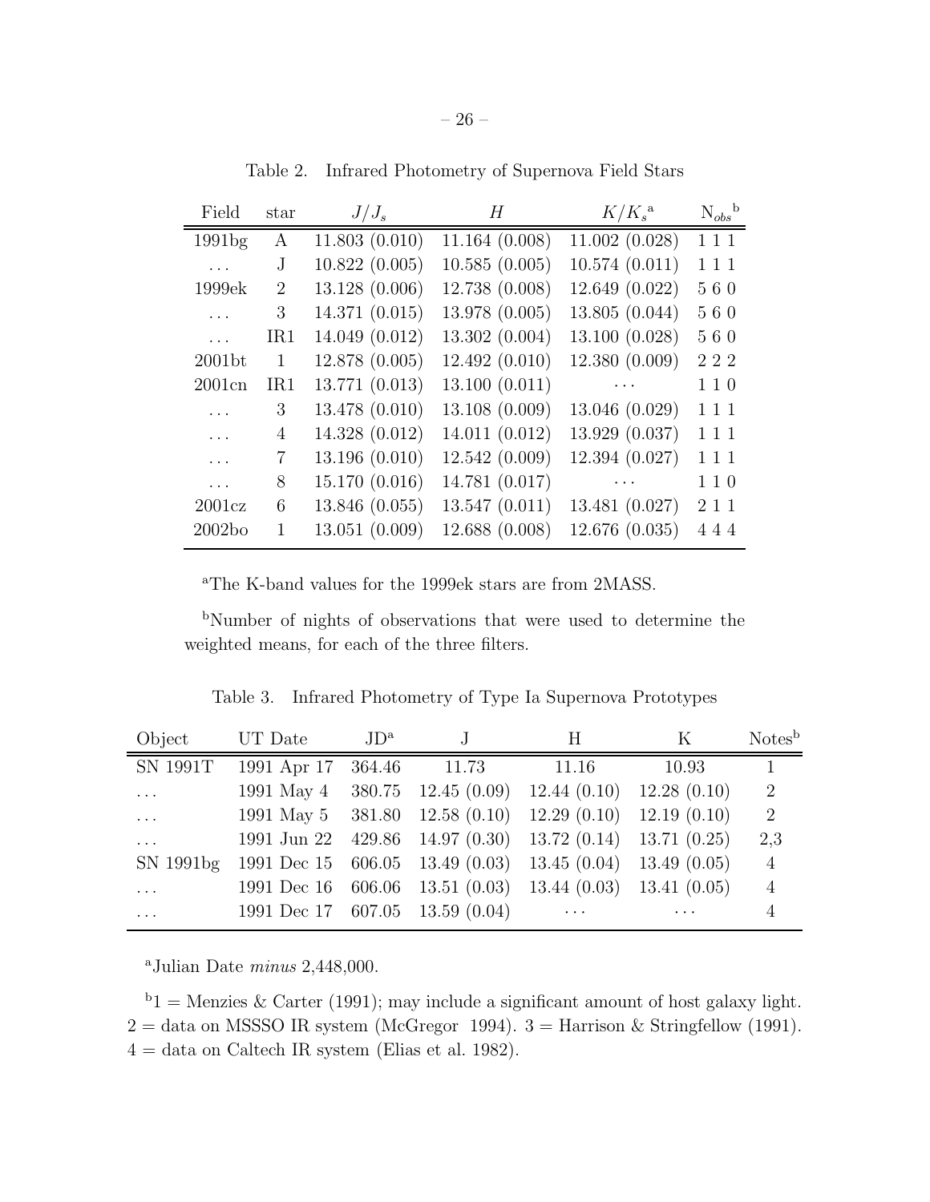Table 2. Infrared Photometry of Supernova Field Stars

| Field | star | $J/J_s$ | $H$ | $K/K_s$[a] | $N_{obs}$[b] |
|---|---|---|---|---|---|
| 1991bg | A | 11.803 (0.010) | 11.164 (0.008) | 11.002 (0.028) | 1 1 1 |
| ... | J | 10.822 (0.005) | 10.585 (0.005) | 10.574 (0.011) | 1 1 1 |
| 1999ek | 2 | 13.128 (0.006) | 12.738 (0.008) | 12.649 (0.022) | 5 6 0 |
| ... | 3 | 14.371 (0.015) | 13.978 (0.005) | 13.805 (0.044) | 5 6 0 |
| ... | IR1 | 14.049 (0.012) | 13.302 (0.004) | 13.100 (0.028) | 5 6 0 |
| 2001bt | 1 | 12.878 (0.005) | 12.492 (0.010) | 12.380 (0.009) | 2 2 2 |
| 2001cn | IR1 | 13.771 (0.013) | 13.100 (0.011) | ... | 1 1 0 |
| ... | 3 | 13.478 (0.010) | 13.108 (0.009) | 13.046 (0.029) | 1 1 1 |
| ... | 4 | 14.328 (0.012) | 14.011 (0.012) | 13.929 (0.037) | 1 1 1 |
| ... | 7 | 13.196 (0.010) | 12.542 (0.009) | 12.394 (0.027) | 1 1 1 |
| ... | 8 | 15.170 (0.016) | 14.781 (0.017) | ... | 1 1 0 |
| 2001cz | 6 | 13.846 (0.055) | 13.547 (0.011) | 13.481 (0.027) | 2 1 1 |
| 2002bo | 1 | 13.051 (0.009) | 12.688 (0.008) | 12.676 (0.035) | 4 4 4 |

[a]The K-band values for the 1999ek stars are from 2MASS.

[b]Number of nights of observations that were used to determine the weighted means, for each of the three filters.

Table 3. Infrared Photometry of Type Ia Supernova Prototypes

| Object | UT Date | JD[a] | J | H | K | Notes[b] |
|---|---|---|---|---|---|---|
| SN 1991T | 1991 Apr 17 | 364.46 | 11.73 | 11.16 | 10.93 | 1 |
| ... | 1991 May 4 | 380.75 | 12.45 (0.09) | 12.44 (0.10) | 12.28 (0.10) | 2 |
| ... | 1991 May 5 | 381.80 | 12.58 (0.10) | 12.29 (0.10) | 12.19 (0.10) | 2 |
| ... | 1991 Jun 22 | 429.86 | 14.97 (0.30) | 13.72 (0.14) | 13.71 (0.25) | 2,3 |
| SN 1991bg | 1991 Dec 15 | 606.05 | 13.49 (0.03) | 13.45 (0.04) | 13.49 (0.05) | 4 |
| ... | 1991 Dec 16 | 606.06 | 13.51 (0.03) | 13.44 (0.03) | 13.41 (0.05) | 4 |
| ... | 1991 Dec 17 | 607.05 | 13.59 (0.04) | ... | ... | 4 |

[a]Julian Date *minus* 2,448,000.

[b]1 = Menzies & Carter (1991); may include a significant amount of host galaxy light. 2 = data on MSSSO IR system (McGregor 1994). 3 = Harrison & Stringfellow (1991). 4 = data on Caltech IR system (Elias et al. 1982).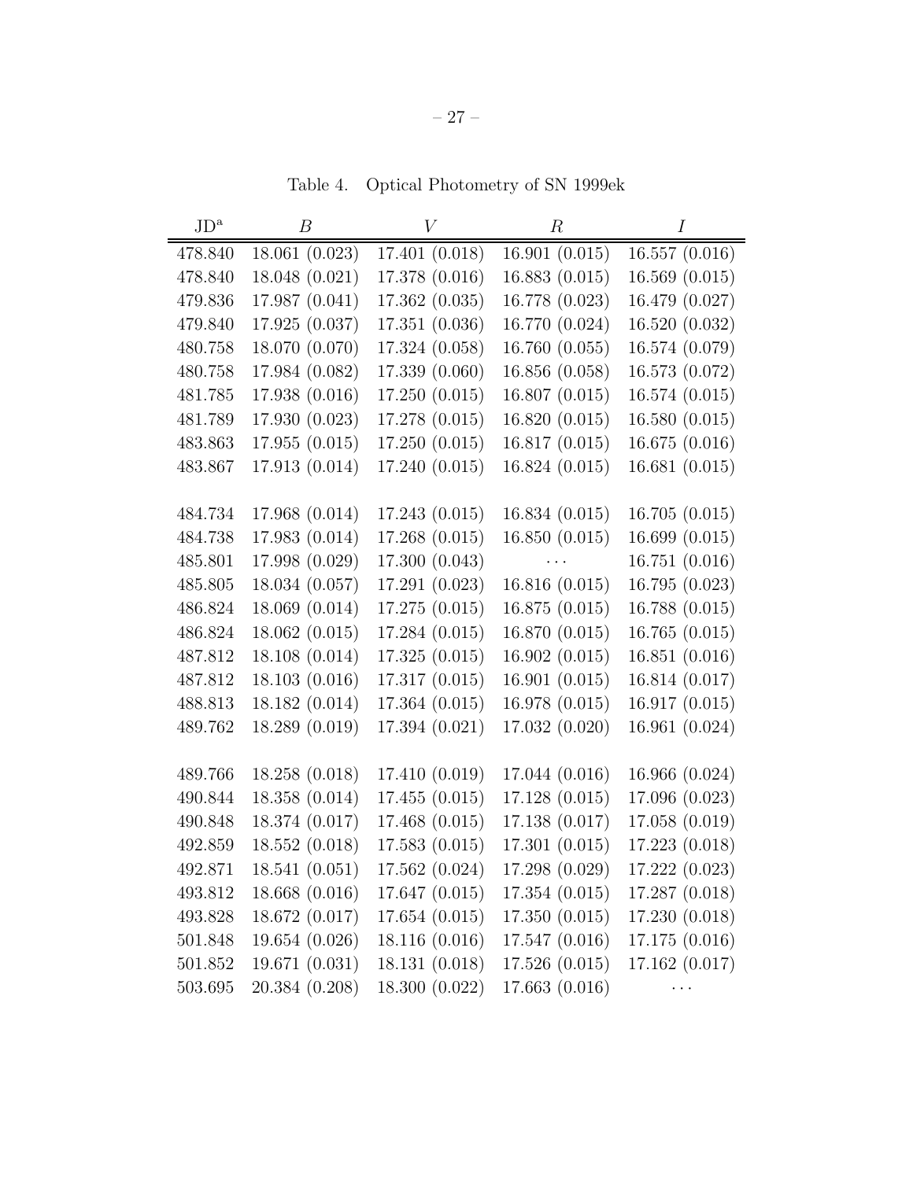Table 4. Optical Photometry of SN 1999ek

| JD[a] | $B$ | $V$ | $R$ | $I$ |
|---|---|---|---|---|
| 478.840 | 18.061 (0.023) | 17.401 (0.018) | 16.901 (0.015) | 16.557 (0.016) |
| 478.840 | 18.048 (0.021) | 17.378 (0.016) | 16.883 (0.015) | 16.569 (0.015) |
| 479.836 | 17.987 (0.041) | 17.362 (0.035) | 16.778 (0.023) | 16.479 (0.027) |
| 479.840 | 17.925 (0.037) | 17.351 (0.036) | 16.770 (0.024) | 16.520 (0.032) |
| 480.758 | 18.070 (0.070) | 17.324 (0.058) | 16.760 (0.055) | 16.574 (0.079) |
| 480.758 | 17.984 (0.082) | 17.339 (0.060) | 16.856 (0.058) | 16.573 (0.072) |
| 481.785 | 17.938 (0.016) | 17.250 (0.015) | 16.807 (0.015) | 16.574 (0.015) |
| 481.789 | 17.930 (0.023) | 17.278 (0.015) | 16.820 (0.015) | 16.580 (0.015) |
| 483.863 | 17.955 (0.015) | 17.250 (0.015) | 16.817 (0.015) | 16.675 (0.016) |
| 483.867 | 17.913 (0.014) | 17.240 (0.015) | 16.824 (0.015) | 16.681 (0.015) |
| 484.734 | 17.968 (0.014) | 17.243 (0.015) | 16.834 (0.015) | 16.705 (0.015) |
| 484.738 | 17.983 (0.014) | 17.268 (0.015) | 16.850 (0.015) | 16.699 (0.015) |
| 485.801 | 17.998 (0.029) | 17.300 (0.043) | ··· | 16.751 (0.016) |
| 485.805 | 18.034 (0.057) | 17.291 (0.023) | 16.816 (0.015) | 16.795 (0.023) |
| 486.824 | 18.069 (0.014) | 17.275 (0.015) | 16.875 (0.015) | 16.788 (0.015) |
| 486.824 | 18.062 (0.015) | 17.284 (0.015) | 16.870 (0.015) | 16.765 (0.015) |
| 487.812 | 18.108 (0.014) | 17.325 (0.015) | 16.902 (0.015) | 16.851 (0.016) |
| 487.812 | 18.103 (0.016) | 17.317 (0.015) | 16.901 (0.015) | 16.814 (0.017) |
| 488.813 | 18.182 (0.014) | 17.364 (0.015) | 16.978 (0.015) | 16.917 (0.015) |
| 489.762 | 18.289 (0.019) | 17.394 (0.021) | 17.032 (0.020) | 16.961 (0.024) |
| 489.766 | 18.258 (0.018) | 17.410 (0.019) | 17.044 (0.016) | 16.966 (0.024) |
| 490.844 | 18.358 (0.014) | 17.455 (0.015) | 17.128 (0.015) | 17.096 (0.023) |
| 490.848 | 18.374 (0.017) | 17.468 (0.015) | 17.138 (0.017) | 17.058 (0.019) |
| 492.859 | 18.552 (0.018) | 17.583 (0.015) | 17.301 (0.015) | 17.223 (0.018) |
| 492.871 | 18.541 (0.051) | 17.562 (0.024) | 17.298 (0.029) | 17.222 (0.023) |
| 493.812 | 18.668 (0.016) | 17.647 (0.015) | 17.354 (0.015) | 17.287 (0.018) |
| 493.828 | 18.672 (0.017) | 17.654 (0.015) | 17.350 (0.015) | 17.230 (0.018) |
| 501.848 | 19.654 (0.026) | 18.116 (0.016) | 17.547 (0.016) | 17.175 (0.016) |
| 501.852 | 19.671 (0.031) | 18.131 (0.018) | 17.526 (0.015) | 17.162 (0.017) |
| 503.695 | 20.384 (0.208) | 18.300 (0.022) | 17.663 (0.016) | ··· |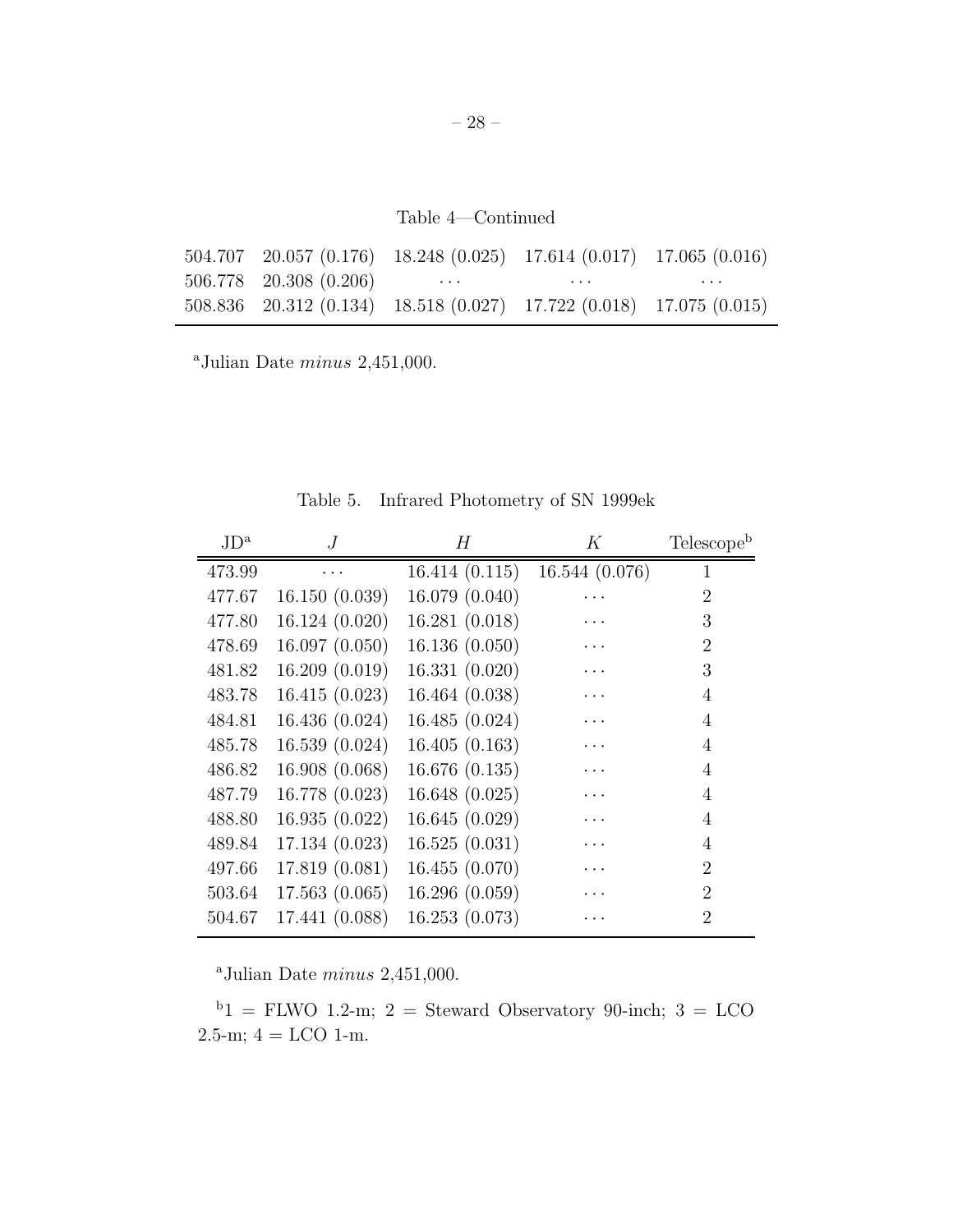Table 4—Continued

| | | | | |
|---|---|---|---|---|
| 504.707 | 20.057 (0.176) | 18.248 (0.025) | 17.614 (0.017) | 17.065 (0.016) |
| 506.778 | 20.308 (0.206) | ··· | ··· | ··· |
| 508.836 | 20.312 (0.134) | 18.518 (0.027) | 17.722 (0.018) | 17.075 (0.015) |

[a]Julian Date *minus* 2,451,000.

Table 5. Infrared Photometry of SN 1999ek

| JD[a] | $J$ | $H$ | $K$ | Telescope[b] |
|---|---|---|---|---|
| 473.99 | ··· | 16.414 (0.115) | 16.544 (0.076) | 1 |
| 477.67 | 16.150 (0.039) | 16.079 (0.040) | ··· | 2 |
| 477.80 | 16.124 (0.020) | 16.281 (0.018) | ··· | 3 |
| 478.69 | 16.097 (0.050) | 16.136 (0.050) | ··· | 2 |
| 481.82 | 16.209 (0.019) | 16.331 (0.020) | ··· | 3 |
| 483.78 | 16.415 (0.023) | 16.464 (0.038) | ··· | 4 |
| 484.81 | 16.436 (0.024) | 16.485 (0.024) | ··· | 4 |
| 485.78 | 16.539 (0.024) | 16.405 (0.163) | ··· | 4 |
| 486.82 | 16.908 (0.068) | 16.676 (0.135) | ··· | 4 |
| 487.79 | 16.778 (0.023) | 16.648 (0.025) | ··· | 4 |
| 488.80 | 16.935 (0.022) | 16.645 (0.029) | ··· | 4 |
| 489.84 | 17.134 (0.023) | 16.525 (0.031) | ··· | 4 |
| 497.66 | 17.819 (0.081) | 16.455 (0.070) | ··· | 2 |
| 503.64 | 17.563 (0.065) | 16.296 (0.059) | ··· | 2 |
| 504.67 | 17.441 (0.088) | 16.253 (0.073) | ··· | 2 |

[a]Julian Date *minus* 2,451,000.

[b]1 = FLWO 1.2-m; 2 = Steward Observatory 90-inch; 3 = LCO 2.5-m; 4 = LCO 1-m.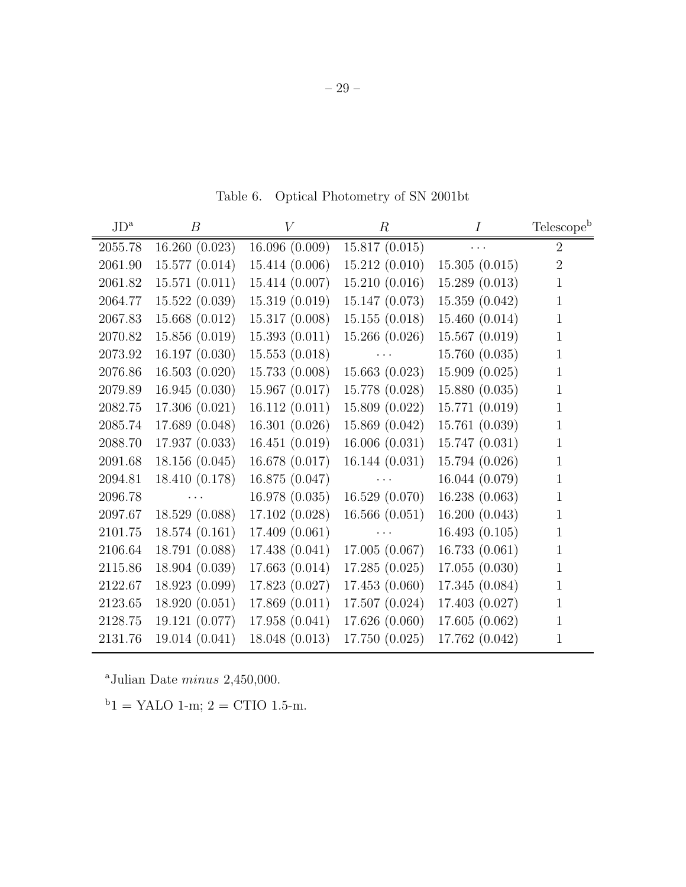Table 6. Optical Photometry of SN 2001bt

| JD[a] | $B$ | $V$ | $R$ | $I$ | Telescope[b] |
|---|---|---|---|---|---|
| 2055.78 | 16.260 (0.023) | 16.096 (0.009) | 15.817 (0.015) | ... | 2 |
| 2061.90 | 15.577 (0.014) | 15.414 (0.006) | 15.212 (0.010) | 15.305 (0.015) | 2 |
| 2061.82 | 15.571 (0.011) | 15.414 (0.007) | 15.210 (0.016) | 15.289 (0.013) | 1 |
| 2064.77 | 15.522 (0.039) | 15.319 (0.019) | 15.147 (0.073) | 15.359 (0.042) | 1 |
| 2067.83 | 15.668 (0.012) | 15.317 (0.008) | 15.155 (0.018) | 15.460 (0.014) | 1 |
| 2070.82 | 15.856 (0.019) | 15.393 (0.011) | 15.266 (0.026) | 15.567 (0.019) | 1 |
| 2073.92 | 16.197 (0.030) | 15.553 (0.018) | ... | 15.760 (0.035) | 1 |
| 2076.86 | 16.503 (0.020) | 15.733 (0.008) | 15.663 (0.023) | 15.909 (0.025) | 1 |
| 2079.89 | 16.945 (0.030) | 15.967 (0.017) | 15.778 (0.028) | 15.880 (0.035) | 1 |
| 2082.75 | 17.306 (0.021) | 16.112 (0.011) | 15.809 (0.022) | 15.771 (0.019) | 1 |
| 2085.74 | 17.689 (0.048) | 16.301 (0.026) | 15.869 (0.042) | 15.761 (0.039) | 1 |
| 2088.70 | 17.937 (0.033) | 16.451 (0.019) | 16.006 (0.031) | 15.747 (0.031) | 1 |
| 2091.68 | 18.156 (0.045) | 16.678 (0.017) | 16.144 (0.031) | 15.794 (0.026) | 1 |
| 2094.81 | 18.410 (0.178) | 16.875 (0.047) | ... | 16.044 (0.079) | 1 |
| 2096.78 | ... | 16.978 (0.035) | 16.529 (0.070) | 16.238 (0.063) | 1 |
| 2097.67 | 18.529 (0.088) | 17.102 (0.028) | 16.566 (0.051) | 16.200 (0.043) | 1 |
| 2101.75 | 18.574 (0.161) | 17.409 (0.061) | ... | 16.493 (0.105) | 1 |
| 2106.64 | 18.791 (0.088) | 17.438 (0.041) | 17.005 (0.067) | 16.733 (0.061) | 1 |
| 2115.86 | 18.904 (0.039) | 17.663 (0.014) | 17.285 (0.025) | 17.055 (0.030) | 1 |
| 2122.67 | 18.923 (0.099) | 17.823 (0.027) | 17.453 (0.060) | 17.345 (0.084) | 1 |
| 2123.65 | 18.920 (0.051) | 17.869 (0.011) | 17.507 (0.024) | 17.403 (0.027) | 1 |
| 2128.75 | 19.121 (0.077) | 17.958 (0.041) | 17.626 (0.060) | 17.605 (0.062) | 1 |
| 2131.76 | 19.014 (0.041) | 18.048 (0.013) | 17.750 (0.025) | 17.762 (0.042) | 1 |

[a]Julian Date *minus* 2,450,000.

[b]1 = YALO 1-m; 2 = CTIO 1.5-m.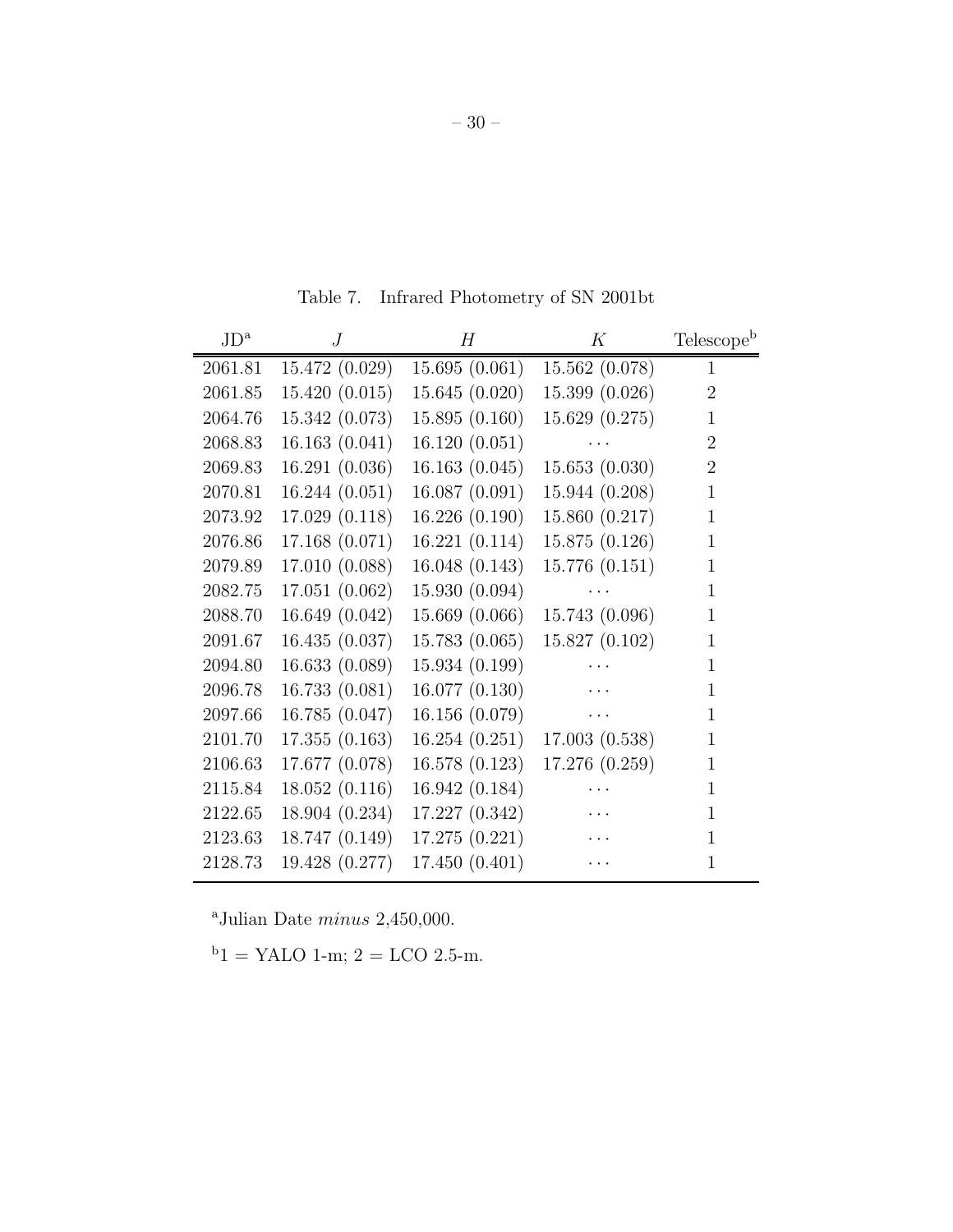Table 7. Infrared Photometry of SN 2001bt

| JD[a] | $J$ | $H$ | $K$ | Telescope[b] |
|---|---|---|---|---|
| 2061.81 | 15.472 (0.029) | 15.695 (0.061) | 15.562 (0.078) | 1 |
| 2061.85 | 15.420 (0.015) | 15.645 (0.020) | 15.399 (0.026) | 2 |
| 2064.76 | 15.342 (0.073) | 15.895 (0.160) | 15.629 (0.275) | 1 |
| 2068.83 | 16.163 (0.041) | 16.120 (0.051) | ··· | 2 |
| 2069.83 | 16.291 (0.036) | 16.163 (0.045) | 15.653 (0.030) | 2 |
| 2070.81 | 16.244 (0.051) | 16.087 (0.091) | 15.944 (0.208) | 1 |
| 2073.92 | 17.029 (0.118) | 16.226 (0.190) | 15.860 (0.217) | 1 |
| 2076.86 | 17.168 (0.071) | 16.221 (0.114) | 15.875 (0.126) | 1 |
| 2079.89 | 17.010 (0.088) | 16.048 (0.143) | 15.776 (0.151) | 1 |
| 2082.75 | 17.051 (0.062) | 15.930 (0.094) | ··· | 1 |
| 2088.70 | 16.649 (0.042) | 15.669 (0.066) | 15.743 (0.096) | 1 |
| 2091.67 | 16.435 (0.037) | 15.783 (0.065) | 15.827 (0.102) | 1 |
| 2094.80 | 16.633 (0.089) | 15.934 (0.199) | ··· | 1 |
| 2096.78 | 16.733 (0.081) | 16.077 (0.130) | ··· | 1 |
| 2097.66 | 16.785 (0.047) | 16.156 (0.079) | ··· | 1 |
| 2101.70 | 17.355 (0.163) | 16.254 (0.251) | 17.003 (0.538) | 1 |
| 2106.63 | 17.677 (0.078) | 16.578 (0.123) | 17.276 (0.259) | 1 |
| 2115.84 | 18.052 (0.116) | 16.942 (0.184) | ··· | 1 |
| 2122.65 | 18.904 (0.234) | 17.227 (0.342) | ··· | 1 |
| 2123.63 | 18.747 (0.149) | 17.275 (0.221) | ··· | 1 |
| 2128.73 | 19.428 (0.277) | 17.450 (0.401) | ··· | 1 |

[a]Julian Date *minus* 2,450,000.

[b]1 = YALO 1-m; 2 = LCO 2.5-m.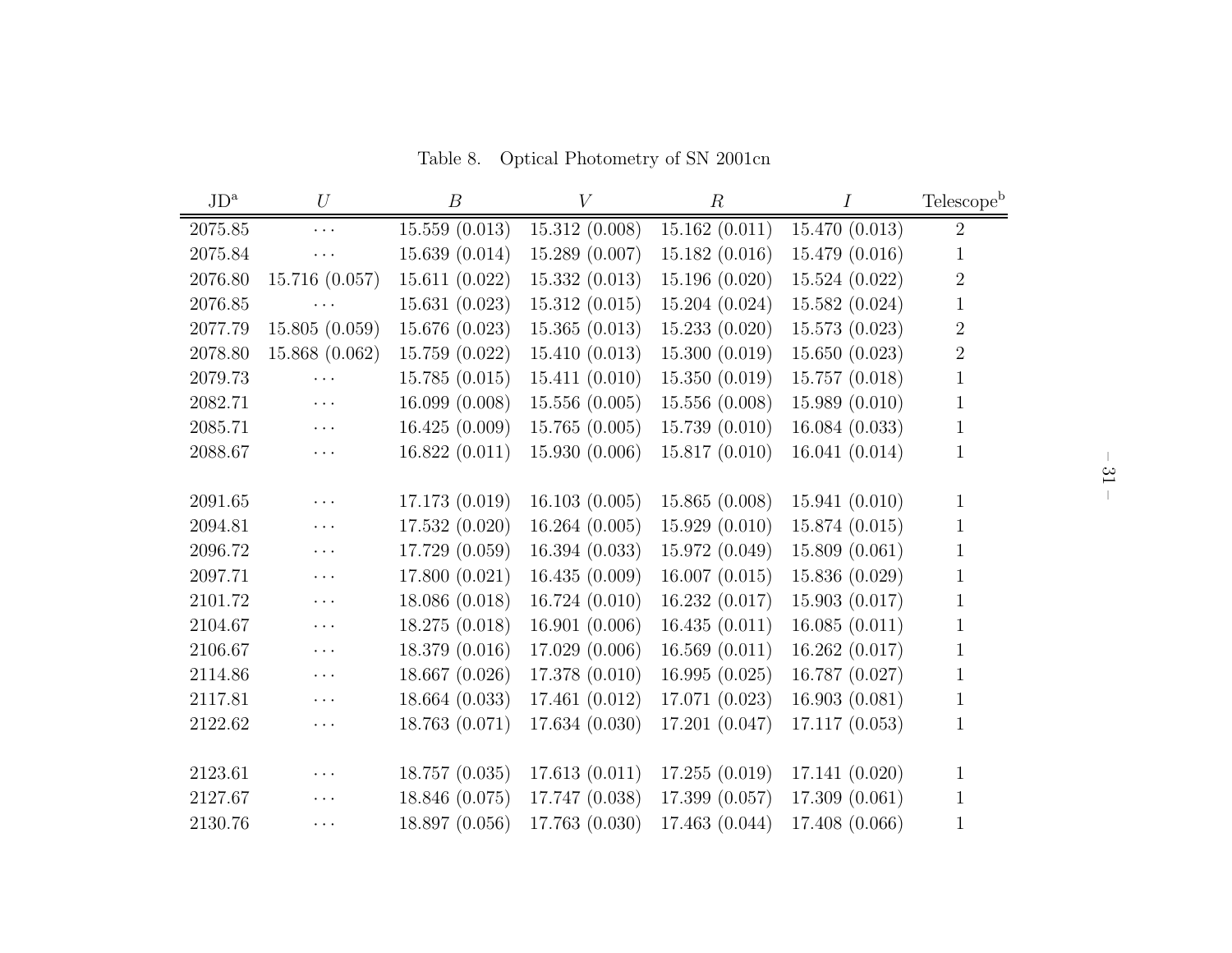Table 8. Optical Photometry of SN 2001cn

| JD[a] | $U$ | $B$ | $V$ | $R$ | $I$ | Telescope[b] |
|---|---|---|---|---|---|---|
| 2075.85 | ··· | 15.559 (0.013) | 15.312 (0.008) | 15.162 (0.011) | 15.470 (0.013) | 2 |
| 2075.84 | ··· | 15.639 (0.014) | 15.289 (0.007) | 15.182 (0.016) | 15.479 (0.016) | 1 |
| 2076.80 | 15.716 (0.057) | 15.611 (0.022) | 15.332 (0.013) | 15.196 (0.020) | 15.524 (0.022) | 2 |
| 2076.85 | ··· | 15.631 (0.023) | 15.312 (0.015) | 15.204 (0.024) | 15.582 (0.024) | 1 |
| 2077.79 | 15.805 (0.059) | 15.676 (0.023) | 15.365 (0.013) | 15.233 (0.020) | 15.573 (0.023) | 2 |
| 2078.80 | 15.868 (0.062) | 15.759 (0.022) | 15.410 (0.013) | 15.300 (0.019) | 15.650 (0.023) | 2 |
| 2079.73 | ··· | 15.785 (0.015) | 15.411 (0.010) | 15.350 (0.019) | 15.757 (0.018) | 1 |
| 2082.71 | ··· | 16.099 (0.008) | 15.556 (0.005) | 15.556 (0.008) | 15.989 (0.010) | 1 |
| 2085.71 | ··· | 16.425 (0.009) | 15.765 (0.005) | 15.739 (0.010) | 16.084 (0.033) | 1 |
| 2088.67 | ··· | 16.822 (0.011) | 15.930 (0.006) | 15.817 (0.010) | 16.041 (0.014) | 1 |
| 2091.65 | ··· | 17.173 (0.019) | 16.103 (0.005) | 15.865 (0.008) | 15.941 (0.010) | 1 |
| 2094.81 | ··· | 17.532 (0.020) | 16.264 (0.005) | 15.929 (0.010) | 15.874 (0.015) | 1 |
| 2096.72 | ··· | 17.729 (0.059) | 16.394 (0.033) | 15.972 (0.049) | 15.809 (0.061) | 1 |
| 2097.71 | ··· | 17.800 (0.021) | 16.435 (0.009) | 16.007 (0.015) | 15.836 (0.029) | 1 |
| 2101.72 | ··· | 18.086 (0.018) | 16.724 (0.010) | 16.232 (0.017) | 15.903 (0.017) | 1 |
| 2104.67 | ··· | 18.275 (0.018) | 16.901 (0.006) | 16.435 (0.011) | 16.085 (0.011) | 1 |
| 2106.67 | ··· | 18.379 (0.016) | 17.029 (0.006) | 16.569 (0.011) | 16.262 (0.017) | 1 |
| 2114.86 | ··· | 18.667 (0.026) | 17.378 (0.010) | 16.995 (0.025) | 16.787 (0.027) | 1 |
| 2117.81 | ··· | 18.664 (0.033) | 17.461 (0.012) | 17.071 (0.023) | 16.903 (0.081) | 1 |
| 2122.62 | ··· | 18.763 (0.071) | 17.634 (0.030) | 17.201 (0.047) | 17.117 (0.053) | 1 |
| 2123.61 | ··· | 18.757 (0.035) | 17.613 (0.011) | 17.255 (0.019) | 17.141 (0.020) | 1 |
| 2127.67 | ··· | 18.846 (0.075) | 17.747 (0.038) | 17.399 (0.057) | 17.309 (0.061) | 1 |
| 2130.76 | ··· | 18.897 (0.056) | 17.763 (0.030) | 17.463 (0.044) | 17.408 (0.066) | 1 |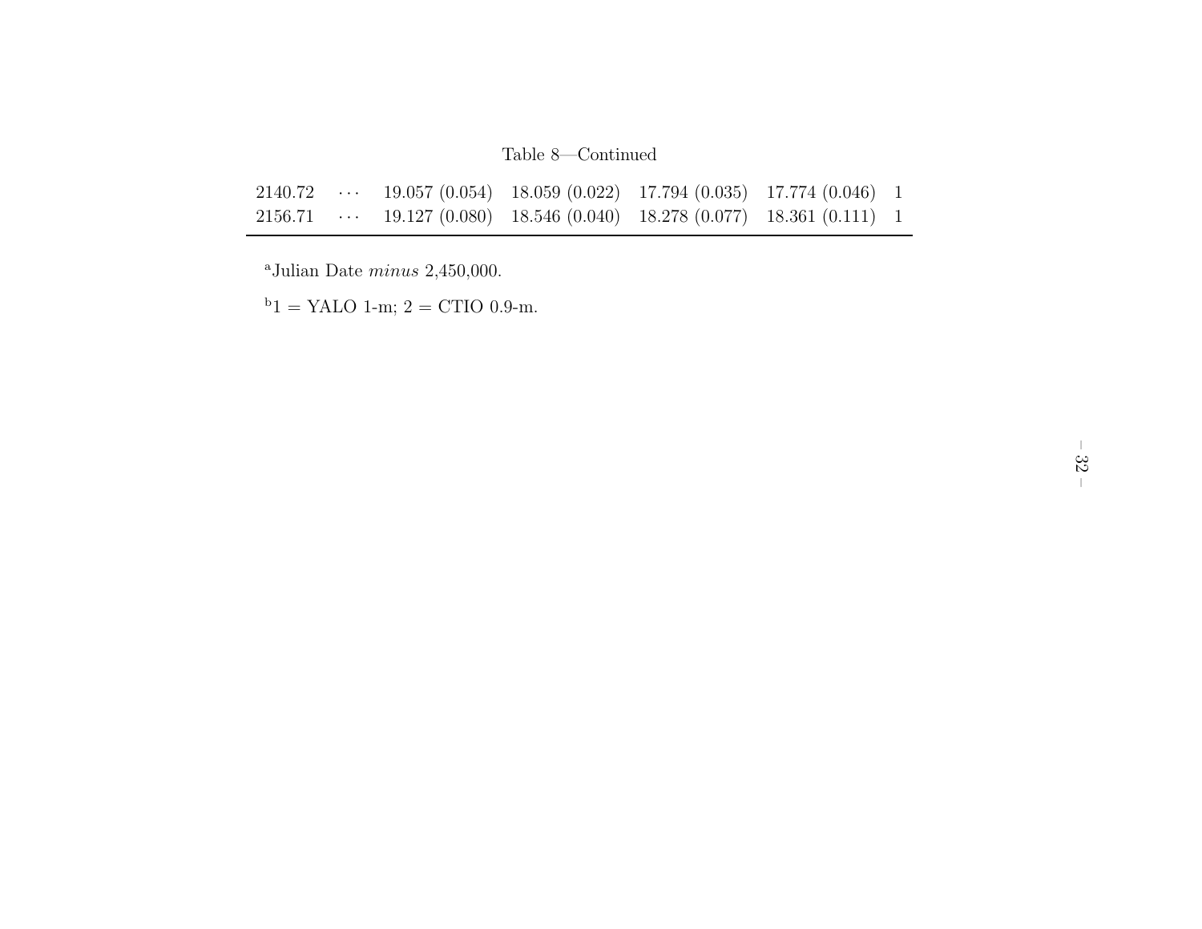Table 8—Continued

| | | | | | | |
|---|---|---|---|---|---|---|
| 2140.72 | ··· | 19.057 (0.054) | 18.059 (0.022) | 17.794 (0.035) | 17.774 (0.046) | 1 |
| 2156.71 | ··· | 19.127 (0.080) | 18.546 (0.040) | 18.278 (0.077) | 18.361 (0.111) | 1 |

[a]Julian Date *minus* 2,450,000.

[b]1 = YALO 1-m; 2 = CTIO 0.9-m.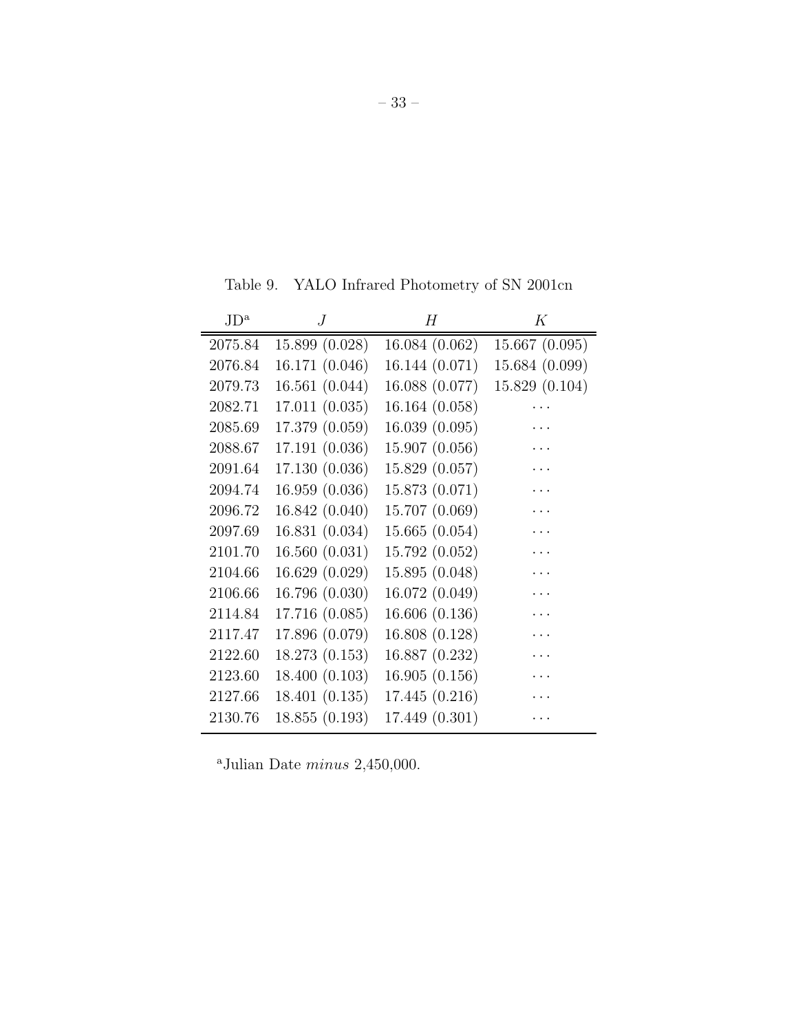Table 9. YALO Infrared Photometry of SN 2001cn

| JD[a] | $J$ | $H$ | $K$ |
|---|---|---|---|
| 2075.84 | 15.899 (0.028) | 16.084 (0.062) | 15.667 (0.095) |
| 2076.84 | 16.171 (0.046) | 16.144 (0.071) | 15.684 (0.099) |
| 2079.73 | 16.561 (0.044) | 16.088 (0.077) | 15.829 (0.104) |
| 2082.71 | 17.011 (0.035) | 16.164 (0.058) | ··· |
| 2085.69 | 17.379 (0.059) | 16.039 (0.095) | ··· |
| 2088.67 | 17.191 (0.036) | 15.907 (0.056) | ··· |
| 2091.64 | 17.130 (0.036) | 15.829 (0.057) | ··· |
| 2094.74 | 16.959 (0.036) | 15.873 (0.071) | ··· |
| 2096.72 | 16.842 (0.040) | 15.707 (0.069) | ··· |
| 2097.69 | 16.831 (0.034) | 15.665 (0.054) | ··· |
| 2101.70 | 16.560 (0.031) | 15.792 (0.052) | ··· |
| 2104.66 | 16.629 (0.029) | 15.895 (0.048) | ··· |
| 2106.66 | 16.796 (0.030) | 16.072 (0.049) | ··· |
| 2114.84 | 17.716 (0.085) | 16.606 (0.136) | ··· |
| 2117.47 | 17.896 (0.079) | 16.808 (0.128) | ··· |
| 2122.60 | 18.273 (0.153) | 16.887 (0.232) | ··· |
| 2123.60 | 18.400 (0.103) | 16.905 (0.156) | ··· |
| 2127.66 | 18.401 (0.135) | 17.445 (0.216) | ··· |
| 2130.76 | 18.855 (0.193) | 17.449 (0.301) | ··· |

[a]Julian Date *minus* 2,450,000.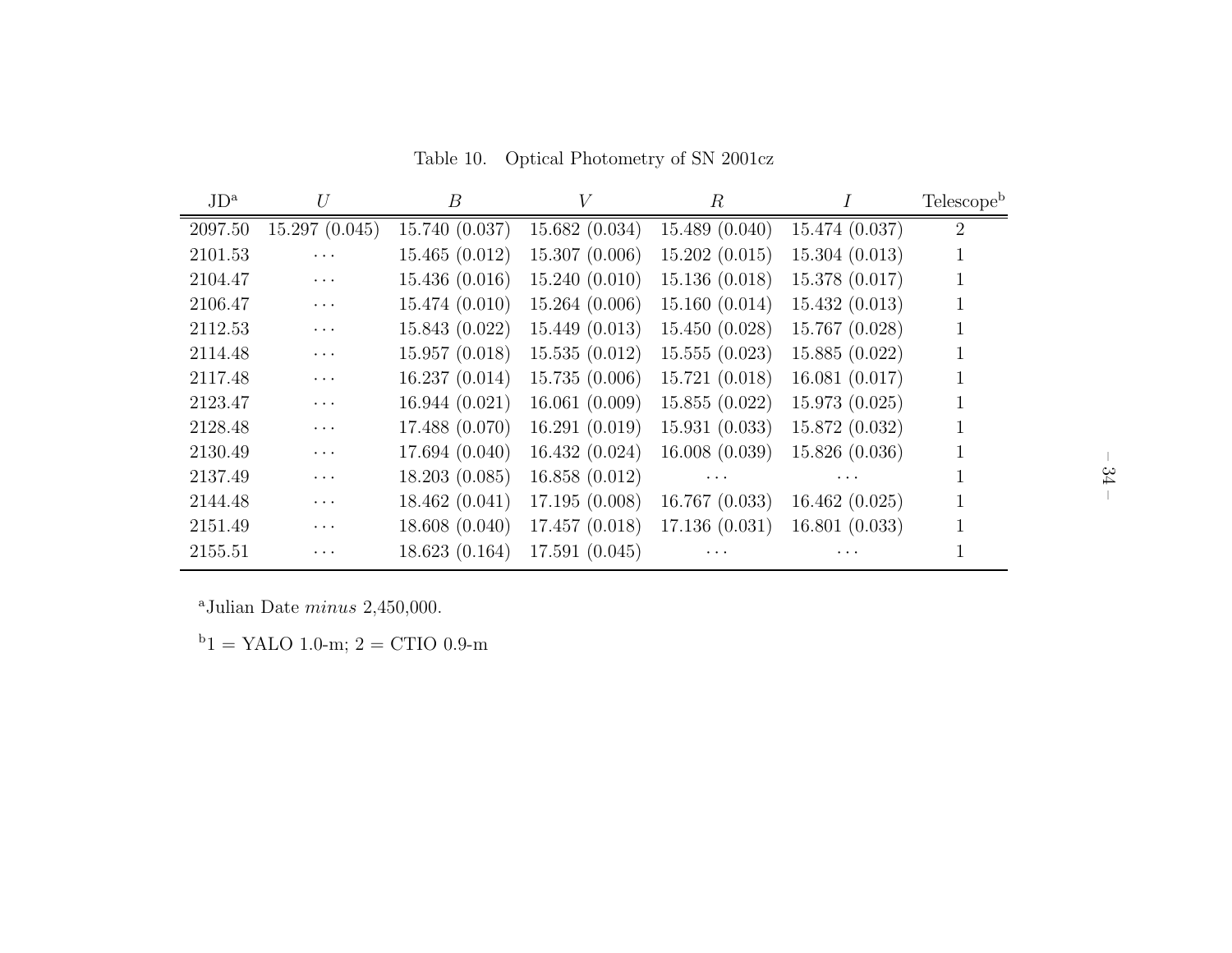Table 10. Optical Photometry of SN 2001cz

| JD[a] | $U$ | $B$ | $V$ | $R$ | $I$ | Telescope[b] |
|---|---|---|---|---|---|---|
| 2097.50 | 15.297 (0.045) | 15.740 (0.037) | 15.682 (0.034) | 15.489 (0.040) | 15.474 (0.037) | 2 |
| 2101.53 | ··· | 15.465 (0.012) | 15.307 (0.006) | 15.202 (0.015) | 15.304 (0.013) | 1 |
| 2104.47 | ··· | 15.436 (0.016) | 15.240 (0.010) | 15.136 (0.018) | 15.378 (0.017) | 1 |
| 2106.47 | ··· | 15.474 (0.010) | 15.264 (0.006) | 15.160 (0.014) | 15.432 (0.013) | 1 |
| 2112.53 | ··· | 15.843 (0.022) | 15.449 (0.013) | 15.450 (0.028) | 15.767 (0.028) | 1 |
| 2114.48 | ··· | 15.957 (0.018) | 15.535 (0.012) | 15.555 (0.023) | 15.885 (0.022) | 1 |
| 2117.48 | ··· | 16.237 (0.014) | 15.735 (0.006) | 15.721 (0.018) | 16.081 (0.017) | 1 |
| 2123.47 | ··· | 16.944 (0.021) | 16.061 (0.009) | 15.855 (0.022) | 15.973 (0.025) | 1 |
| 2128.48 | ··· | 17.488 (0.070) | 16.291 (0.019) | 15.931 (0.033) | 15.872 (0.032) | 1 |
| 2130.49 | ··· | 17.694 (0.040) | 16.432 (0.024) | 16.008 (0.039) | 15.826 (0.036) | 1 |
| 2137.49 | ··· | 18.203 (0.085) | 16.858 (0.012) | ··· | ··· | 1 |
| 2144.48 | ··· | 18.462 (0.041) | 17.195 (0.008) | 16.767 (0.033) | 16.462 (0.025) | 1 |
| 2151.49 | ··· | 18.608 (0.040) | 17.457 (0.018) | 17.136 (0.031) | 16.801 (0.033) | 1 |
| 2155.51 | ··· | 18.623 (0.164) | 17.591 (0.045) | ··· | ··· | 1 |

[a]Julian Date *minus* 2,450,000.

[b]1 = YALO 1.0-m; 2 = CTIO 0.9-m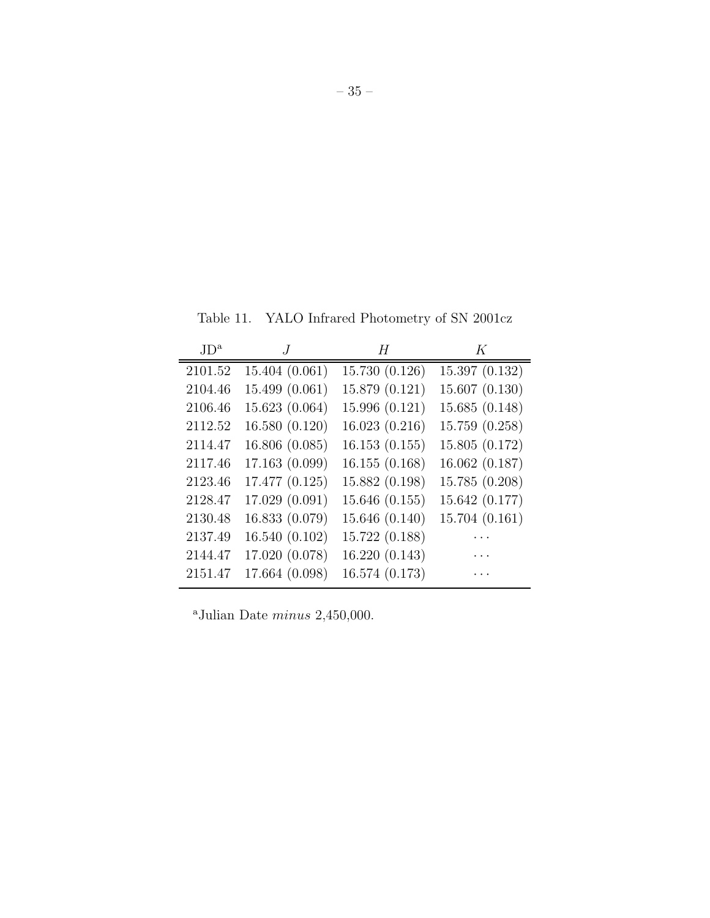Table 11. YALO Infrared Photometry of SN 2001cz

| JD[a] | $J$ | $H$ | $K$ |
|---|---|---|---|
| 2101.52 | 15.404 (0.061) | 15.730 (0.126) | 15.397 (0.132) |
| 2104.46 | 15.499 (0.061) | 15.879 (0.121) | 15.607 (0.130) |
| 2106.46 | 15.623 (0.064) | 15.996 (0.121) | 15.685 (0.148) |
| 2112.52 | 16.580 (0.120) | 16.023 (0.216) | 15.759 (0.258) |
| 2114.47 | 16.806 (0.085) | 16.153 (0.155) | 15.805 (0.172) |
| 2117.46 | 17.163 (0.099) | 16.155 (0.168) | 16.062 (0.187) |
| 2123.46 | 17.477 (0.125) | 15.882 (0.198) | 15.785 (0.208) |
| 2128.47 | 17.029 (0.091) | 15.646 (0.155) | 15.642 (0.177) |
| 2130.48 | 16.833 (0.079) | 15.646 (0.140) | 15.704 (0.161) |
| 2137.49 | 16.540 (0.102) | 15.722 (0.188) | ... |
| 2144.47 | 17.020 (0.078) | 16.220 (0.143) | ... |
| 2151.47 | 17.664 (0.098) | 16.574 (0.173) | ... |

[a]Julian Date *minus* 2,450,000.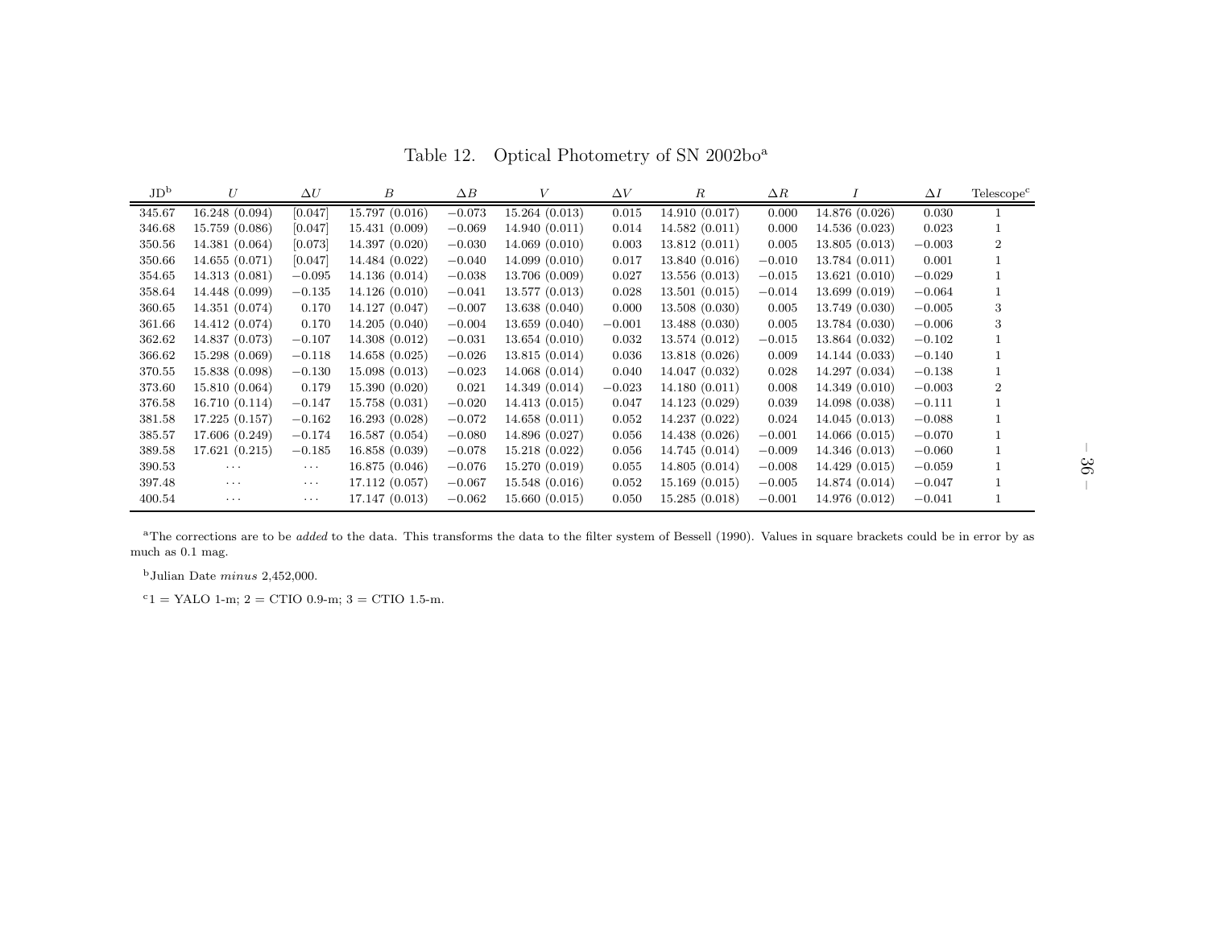Table 12. Optical Photometry of SN 2002bo[a]

| JD[b] | $U$ | $\Delta U$ | $B$ | $\Delta B$ | $V$ | $\Delta V$ | $R$ | $\Delta R$ | $I$ | $\Delta I$ | Telescope[c] |
|---|---|---|---|---|---|---|---|---|---|---|---|
| 345.67 | 16.248 (0.094) | [0.047] | 15.797 (0.016) | −0.073 | 15.264 (0.013) | 0.015 | 14.910 (0.017) | 0.000 | 14.876 (0.026) | 0.030 | 1 |
| 346.68 | 15.759 (0.086) | [0.047] | 15.431 (0.009) | −0.069 | 14.940 (0.011) | 0.014 | 14.582 (0.011) | 0.000 | 14.536 (0.023) | 0.023 | 1 |
| 350.56 | 14.381 (0.064) | [0.073] | 14.397 (0.020) | −0.030 | 14.069 (0.010) | 0.003 | 13.812 (0.011) | 0.005 | 13.805 (0.013) | −0.003 | 2 |
| 350.66 | 14.655 (0.071) | [0.047] | 14.484 (0.022) | −0.040 | 14.099 (0.010) | 0.017 | 13.840 (0.016) | −0.010 | 13.784 (0.011) | 0.001 | 1 |
| 354.65 | 14.313 (0.081) | −0.095 | 14.136 (0.014) | −0.038 | 13.706 (0.009) | 0.027 | 13.556 (0.013) | −0.015 | 13.621 (0.010) | −0.029 | 1 |
| 358.64 | 14.448 (0.099) | −0.135 | 14.126 (0.010) | −0.041 | 13.577 (0.013) | 0.028 | 13.501 (0.015) | −0.014 | 13.699 (0.019) | −0.064 | 1 |
| 360.65 | 14.351 (0.074) | 0.170 | 14.127 (0.047) | −0.007 | 13.638 (0.040) | 0.000 | 13.508 (0.030) | 0.005 | 13.749 (0.030) | −0.005 | 3 |
| 361.66 | 14.412 (0.074) | 0.170 | 14.205 (0.040) | −0.004 | 13.659 (0.040) | −0.001 | 13.488 (0.030) | 0.005 | 13.784 (0.030) | −0.006 | 3 |
| 362.62 | 14.837 (0.073) | −0.107 | 14.308 (0.012) | −0.031 | 13.654 (0.010) | 0.032 | 13.574 (0.012) | −0.015 | 13.864 (0.032) | −0.102 | 1 |
| 366.62 | 15.298 (0.069) | −0.118 | 14.658 (0.025) | −0.026 | 13.815 (0.014) | 0.036 | 13.818 (0.026) | 0.009 | 14.144 (0.033) | −0.140 | 1 |
| 370.55 | 15.838 (0.098) | −0.130 | 15.098 (0.013) | −0.023 | 14.068 (0.014) | 0.040 | 14.047 (0.032) | 0.028 | 14.297 (0.034) | −0.138 | 1 |
| 373.60 | 15.810 (0.064) | 0.179 | 15.390 (0.020) | 0.021 | 14.349 (0.014) | −0.023 | 14.180 (0.011) | 0.008 | 14.349 (0.010) | −0.003 | 2 |
| 376.58 | 16.710 (0.114) | −0.147 | 15.758 (0.031) | −0.020 | 14.413 (0.015) | 0.047 | 14.123 (0.029) | 0.039 | 14.098 (0.038) | −0.111 | 1 |
| 381.58 | 17.225 (0.157) | −0.162 | 16.293 (0.028) | −0.072 | 14.658 (0.011) | 0.052 | 14.237 (0.022) | 0.024 | 14.045 (0.013) | −0.088 | 1 |
| 385.57 | 17.606 (0.249) | −0.174 | 16.587 (0.054) | −0.080 | 14.896 (0.027) | 0.056 | 14.438 (0.026) | −0.001 | 14.066 (0.015) | −0.070 | 1 |
| 389.58 | 17.621 (0.215) | −0.185 | 16.858 (0.039) | −0.078 | 15.218 (0.022) | 0.056 | 14.745 (0.014) | −0.009 | 14.346 (0.013) | −0.060 | 1 |
| 390.53 | ··· | ··· | 16.875 (0.046) | −0.076 | 15.270 (0.019) | 0.055 | 14.805 (0.014) | −0.008 | 14.429 (0.015) | −0.059 | 1 |
| 397.48 | ··· | ··· | 17.112 (0.057) | −0.067 | 15.548 (0.016) | 0.052 | 15.169 (0.015) | −0.005 | 14.874 (0.014) | −0.047 | 1 |
| 400.54 | ··· | ··· | 17.147 (0.013) | −0.062 | 15.660 (0.015) | 0.050 | 15.285 (0.018) | −0.001 | 14.976 (0.012) | −0.041 | 1 |

[a]The corrections are to be *added* to the data. This transforms the data to the filter system of Bessell (1990). Values in square brackets could be in error by as much as 0.1 mag.

[b]Julian Date *minus* 2,452,000.

[c]1 = YALO 1-m; 2 = CTIO 0.9-m; 3 = CTIO 1.5-m.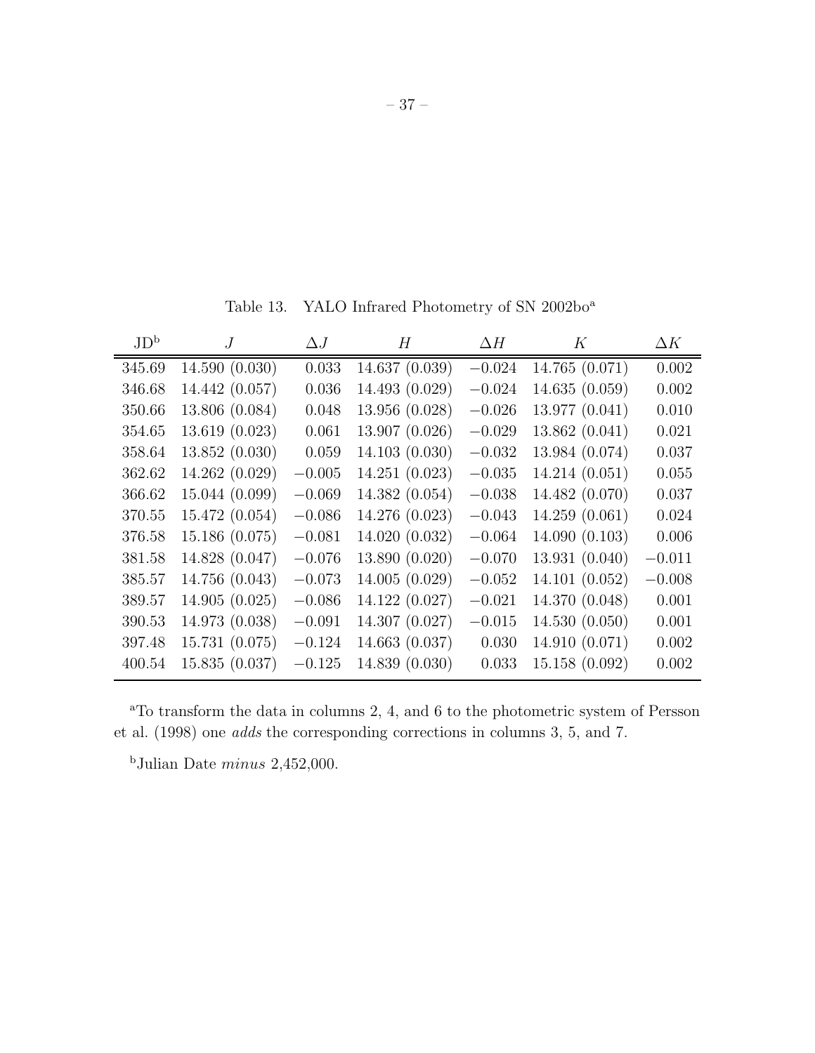Table 13. YALO Infrared Photometry of SN 2002bo[a]

| JD[b] | $J$ | $\Delta J$ | $H$ | $\Delta H$ | $K$ | $\Delta K$ |
|---|---|---|---|---|---|---|
| 345.69 | 14.590 (0.030) | 0.033 | 14.637 (0.039) | −0.024 | 14.765 (0.071) | 0.002 |
| 346.68 | 14.442 (0.057) | 0.036 | 14.493 (0.029) | −0.024 | 14.635 (0.059) | 0.002 |
| 350.66 | 13.806 (0.084) | 0.048 | 13.956 (0.028) | −0.026 | 13.977 (0.041) | 0.010 |
| 354.65 | 13.619 (0.023) | 0.061 | 13.907 (0.026) | −0.029 | 13.862 (0.041) | 0.021 |
| 358.64 | 13.852 (0.030) | 0.059 | 14.103 (0.030) | −0.032 | 13.984 (0.074) | 0.037 |
| 362.62 | 14.262 (0.029) | −0.005 | 14.251 (0.023) | −0.035 | 14.214 (0.051) | 0.055 |
| 366.62 | 15.044 (0.099) | −0.069 | 14.382 (0.054) | −0.038 | 14.482 (0.070) | 0.037 |
| 370.55 | 15.472 (0.054) | −0.086 | 14.276 (0.023) | −0.043 | 14.259 (0.061) | 0.024 |
| 376.58 | 15.186 (0.075) | −0.081 | 14.020 (0.032) | −0.064 | 14.090 (0.103) | 0.006 |
| 381.58 | 14.828 (0.047) | −0.076 | 13.890 (0.020) | −0.070 | 13.931 (0.040) | −0.011 |
| 385.57 | 14.756 (0.043) | −0.073 | 14.005 (0.029) | −0.052 | 14.101 (0.052) | −0.008 |
| 389.57 | 14.905 (0.025) | −0.086 | 14.122 (0.027) | −0.021 | 14.370 (0.048) | 0.001 |
| 390.53 | 14.973 (0.038) | −0.091 | 14.307 (0.027) | −0.015 | 14.530 (0.050) | 0.001 |
| 397.48 | 15.731 (0.075) | −0.124 | 14.663 (0.037) | 0.030 | 14.910 (0.071) | 0.002 |
| 400.54 | 15.835 (0.037) | −0.125 | 14.839 (0.030) | 0.033 | 15.158 (0.092) | 0.002 |

[a]To transform the data in columns 2, 4, and 6 to the photometric system of Persson et al. (1998) one *adds* the corresponding corrections in columns 3, 5, and 7.

[b]Julian Date *minus* 2,452,000.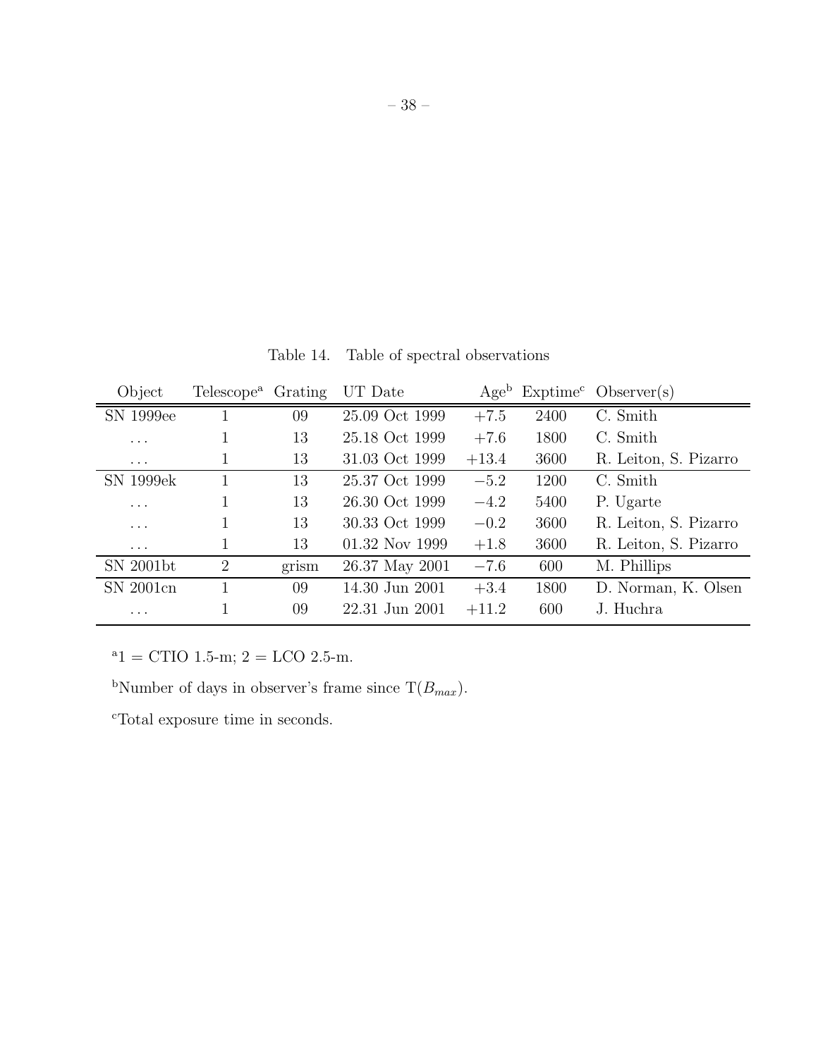Table 14. Table of spectral observations

| Object | Telescope[a] | Grating | UT Date | Age[b] | Exptime[c] | Observer(s) |
| --- | --- | --- | --- | --- | --- | --- |
| SN 1999ee | 1 | 09 | 25.09 Oct 1999 | +7.5 | 2400 | C. Smith |
| ... | 1 | 13 | 25.18 Oct 1999 | +7.6 | 1800 | C. Smith |
| ... | 1 | 13 | 31.03 Oct 1999 | +13.4 | 3600 | R. Leiton, S. Pizarro |
| SN 1999ek | 1 | 13 | 25.37 Oct 1999 | −5.2 | 1200 | C. Smith |
| ... | 1 | 13 | 26.30 Oct 1999 | −4.2 | 5400 | P. Ugarte |
| ... | 1 | 13 | 30.33 Oct 1999 | −0.2 | 3600 | R. Leiton, S. Pizarro |
| ... | 1 | 13 | 01.32 Nov 1999 | +1.8 | 3600 | R. Leiton, S. Pizarro |
| SN 2001bt | 2 | grism | 26.37 May 2001 | −7.6 | 600 | M. Phillips |
| SN 2001cn | 1 | 09 | 14.30 Jun 2001 | +3.4 | 1800 | D. Norman, K. Olsen |
| ... | 1 | 09 | 22.31 Jun 2001 | +11.2 | 600 | J. Huchra |

[a]1 = CTIO 1.5-m; 2 = LCO 2.5-m.

[b]Number of days in observer's frame since T($B_{max}$).

[c]Total exposure time in seconds.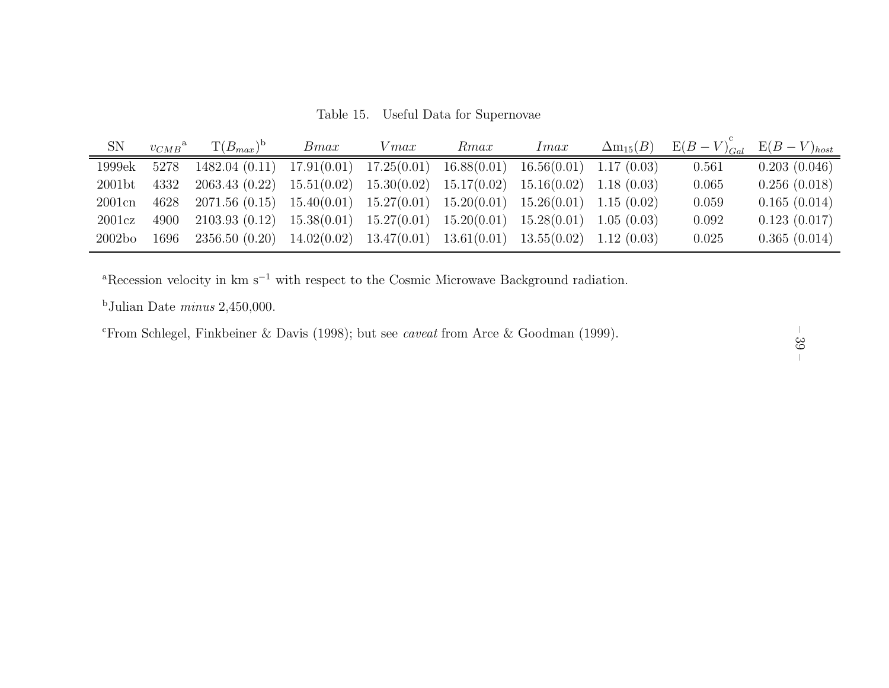Table 15. Useful Data for Supernovae

| SN | $v_{CMB}$[a] | T($B_{max}$)[b] | $Bmax$ | $Vmax$ | $Rmax$ | $Imax$ | $\Delta m_{15}(B)$ | $E(B-V)_{Gal}$[c] | $E(B-V)_{host}$ |
|---|---|---|---|---|---|---|---|---|---|
| 1999ek | 5278 | 1482.04 (0.11) | 17.91(0.01) | 17.25(0.01) | 16.88(0.01) | 16.56(0.01) | 1.17 (0.03) | 0.561 | 0.203 (0.046) |
| 2001bt | 4332 | 2063.43 (0.22) | 15.51(0.02) | 15.30(0.02) | 15.17(0.02) | 15.16(0.02) | 1.18 (0.03) | 0.065 | 0.256 (0.018) |
| 2001cn | 4628 | 2071.56 (0.15) | 15.40(0.01) | 15.27(0.01) | 15.20(0.01) | 15.26(0.01) | 1.15 (0.02) | 0.059 | 0.165 (0.014) |
| 2001cz | 4900 | 2103.93 (0.12) | 15.38(0.01) | 15.27(0.01) | 15.20(0.01) | 15.28(0.01) | 1.05 (0.03) | 0.092 | 0.123 (0.017) |
| 2002bo | 1696 | 2356.50 (0.20) | 14.02(0.02) | 13.47(0.01) | 13.61(0.01) | 13.55(0.02) | 1.12 (0.03) | 0.025 | 0.365 (0.014) |

[a]Recession velocity in km s$^{-1}$ with respect to the Cosmic Microwave Background radiation.

[b]Julian Date *minus* 2,450,000.

[c]From Schlegel, Finkbeiner & Davis (1998); but see *caveat* from Arce & Goodman (1999).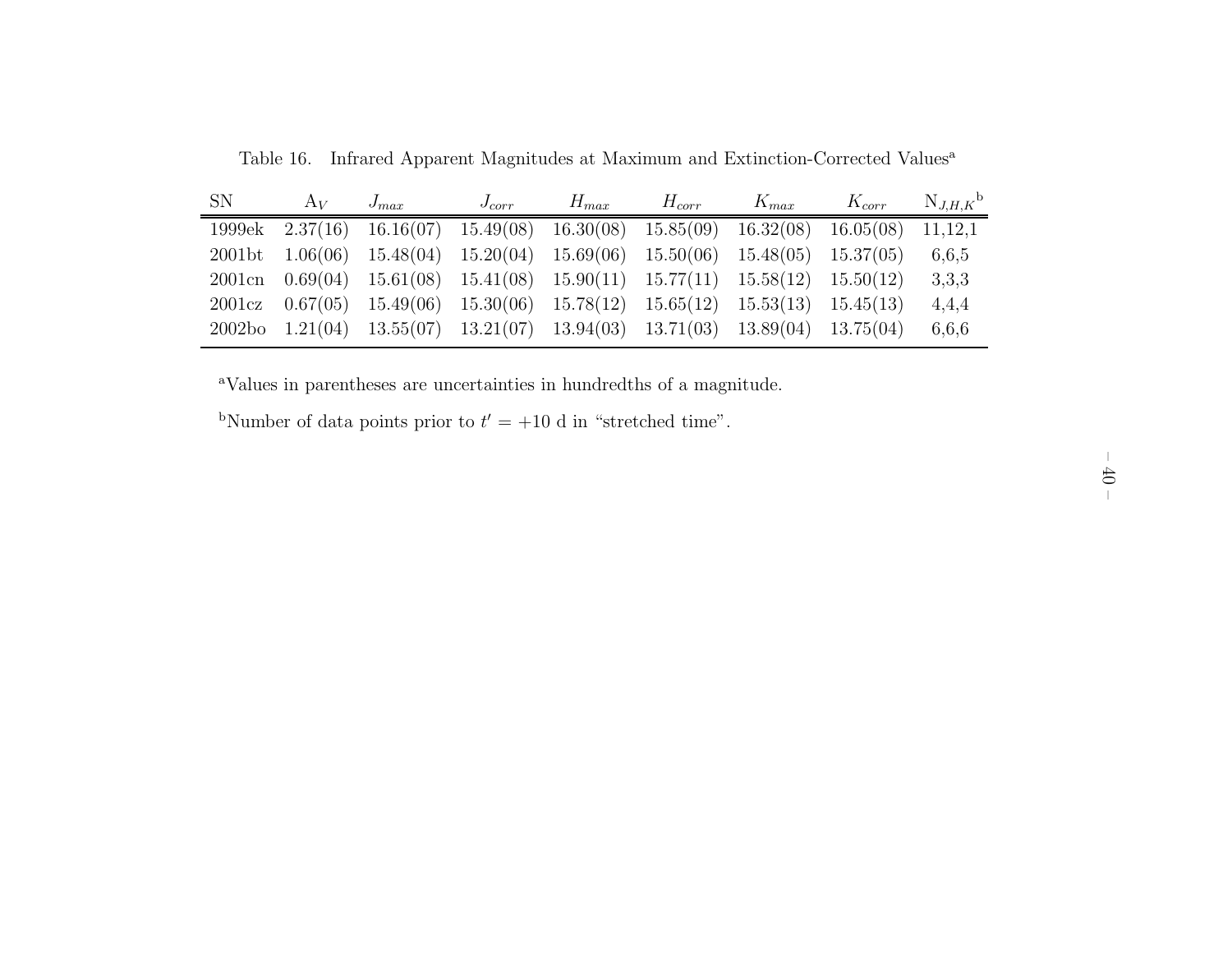Table 16. Infrared Apparent Magnitudes at Maximum and Extinction-Corrected Values[a]

| SN | $A_V$ | $J_{max}$ | $J_{corr}$ | $H_{max}$ | $H_{corr}$ | $K_{max}$ | $K_{corr}$ | $N_{J,H,K}$[b] |
|---|---|---|---|---|---|---|---|---|
| 1999ek | 2.37(16) | 16.16(07) | 15.49(08) | 16.30(08) | 15.85(09) | 16.32(08) | 16.05(08) | 11,12,1 |
| 2001bt | 1.06(06) | 15.48(04) | 15.20(04) | 15.69(06) | 15.50(06) | 15.48(05) | 15.37(05) | 6,6,5 |
| 2001cn | 0.69(04) | 15.61(08) | 15.41(08) | 15.90(11) | 15.77(11) | 15.58(12) | 15.50(12) | 3,3,3 |
| 2001cz | 0.67(05) | 15.49(06) | 15.30(06) | 15.78(12) | 15.65(12) | 15.53(13) | 15.45(13) | 4,4,4 |
| 2002bo | 1.21(04) | 13.55(07) | 13.21(07) | 13.94(03) | 13.71(03) | 13.89(04) | 13.75(04) | 6,6,6 |

[a]Values in parentheses are uncertainties in hundredths of a magnitude.

[b]Number of data points prior to $t' = +10$ d in "stretched time".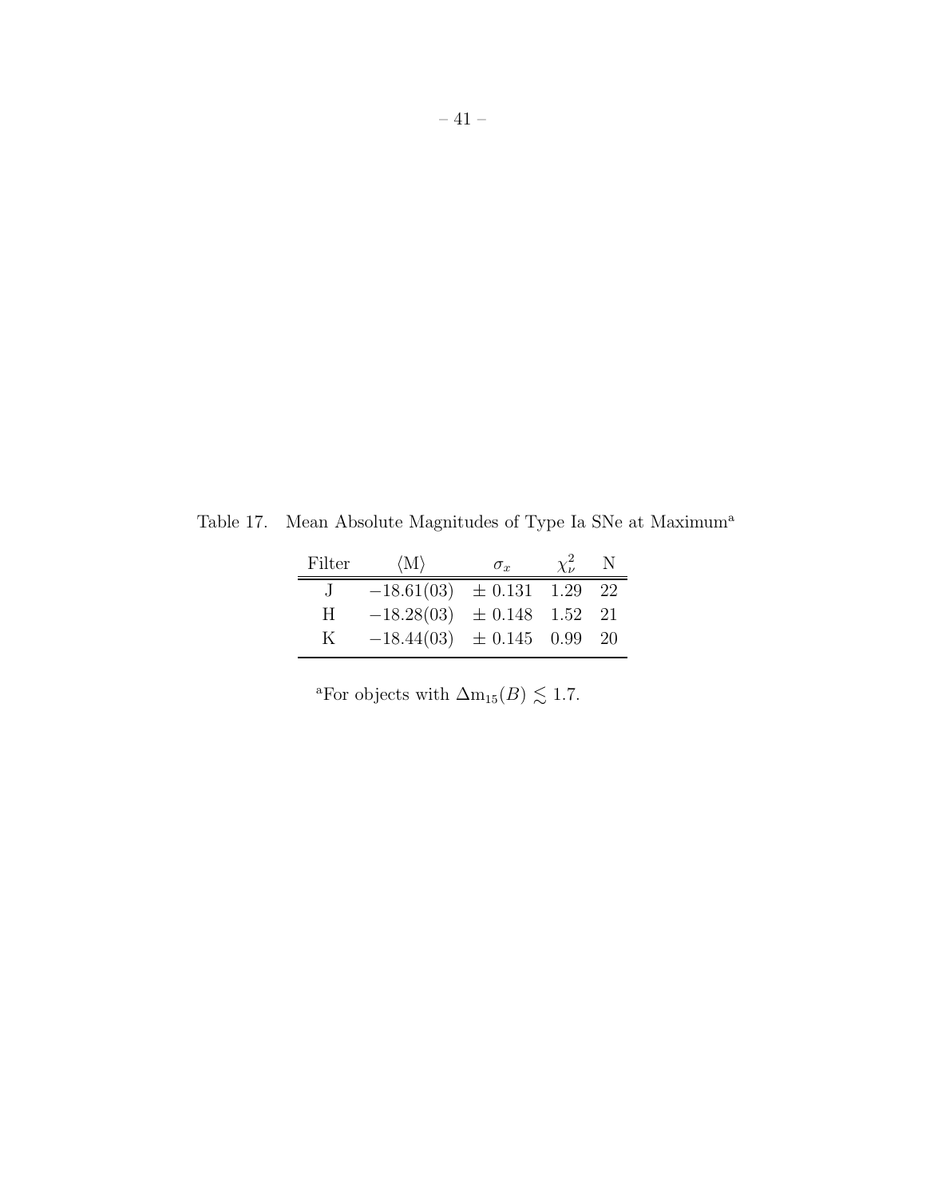Table 17. Mean Absolute Magnitudes of Type Ia SNe at Maximum[a]

| Filter | $\langle M \rangle$ | $\sigma_x$ | $\chi^2_\nu$ | N |
|---|---|---|---|---|
| J | $-18.61(03)$ | $\pm$ 0.131 | 1.29 | 22 |
| H | $-18.28(03)$ | $\pm$ 0.148 | 1.52 | 21 |
| K | $-18.44(03)$ | $\pm$ 0.145 | 0.99 | 20 |

[a]For objects with $\Delta m_{15}(B) \lesssim 1.7$.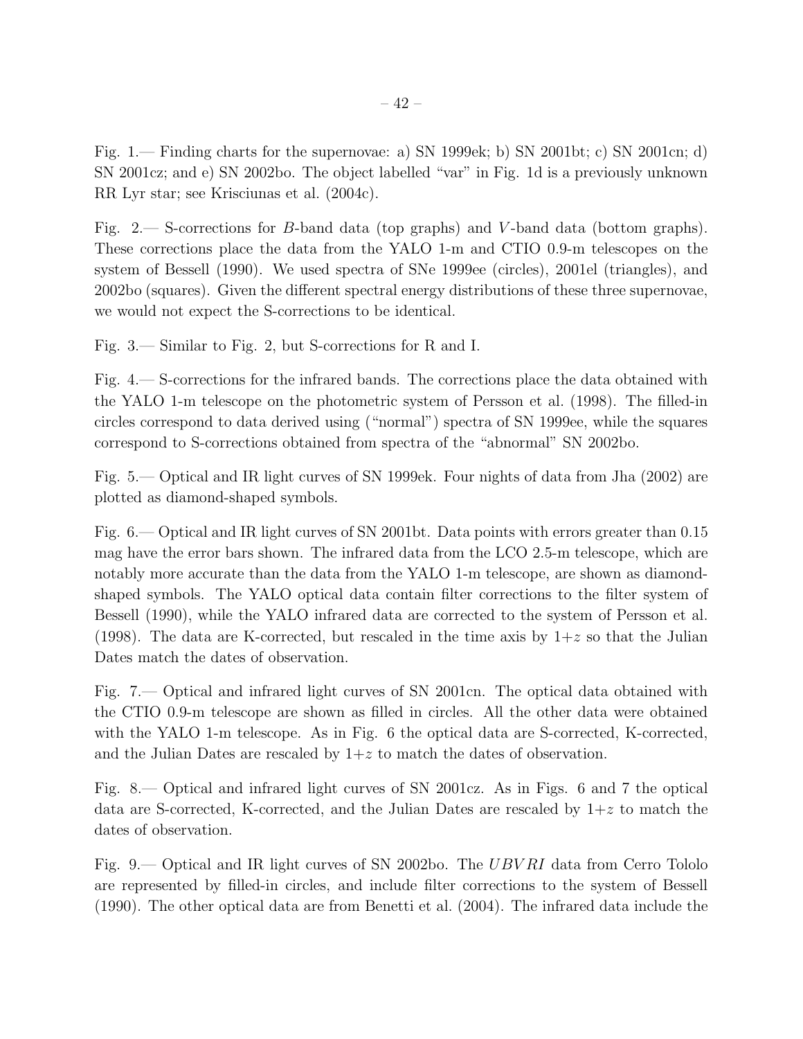Fig. 1.— Finding charts for the supernovae: a) SN 1999ek; b) SN 2001bt; c) SN 2001cn; d) SN 2001cz; and e) SN 2002bo. The object labelled "var" in Fig. 1d is a previously unknown RR Lyr star; see Krisciunas et al. (2004c).

Fig. 2.— S-corrections for $B$-band data (top graphs) and $V$-band data (bottom graphs). These corrections place the data from the YALO 1-m and CTIO 0.9-m telescopes on the system of Bessell (1990). We used spectra of SNe 1999ee (circles), 2001el (triangles), and 2002bo (squares). Given the different spectral energy distributions of these three supernovae, we would not expect the S-corrections to be identical.

Fig. 3.— Similar to Fig. 2, but S-corrections for R and I.

Fig. 4.— S-corrections for the infrared bands. The corrections place the data obtained with the YALO 1-m telescope on the photometric system of Persson et al. (1998). The filled-in circles correspond to data derived using ("normal") spectra of SN 1999ee, while the squares correspond to S-corrections obtained from spectra of the "abnormal" SN 2002bo.

Fig. 5.— Optical and IR light curves of SN 1999ek. Four nights of data from Jha (2002) are plotted as diamond-shaped symbols.

Fig. 6.— Optical and IR light curves of SN 2001bt. Data points with errors greater than 0.15 mag have the error bars shown. The infrared data from the LCO 2.5-m telescope, which are notably more accurate than the data from the YALO 1-m telescope, are shown as diamond-shaped symbols. The YALO optical data contain filter corrections to the filter system of Bessell (1990), while the YALO infrared data are corrected to the system of Persson et al. (1998). The data are K-corrected, but rescaled in the time axis by $1{+}z$ so that the Julian Dates match the dates of observation.

Fig. 7.— Optical and infrared light curves of SN 2001cn. The optical data obtained with the CTIO 0.9-m telescope are shown as filled in circles. All the other data were obtained with the YALO 1-m telescope. As in Fig. 6 the optical data are S-corrected, K-corrected, and the Julian Dates are rescaled by $1{+}z$ to match the dates of observation.

Fig. 8.— Optical and infrared light curves of SN 2001cz. As in Figs. 6 and 7 the optical data are S-corrected, K-corrected, and the Julian Dates are rescaled by $1{+}z$ to match the dates of observation.

Fig. 9.— Optical and IR light curves of SN 2002bo. The $UBVRI$ data from Cerro Tololo are represented by filled-in circles, and include filter corrections to the system of Bessell (1990). The other optical data are from Benetti et al. (2004). The infrared data include the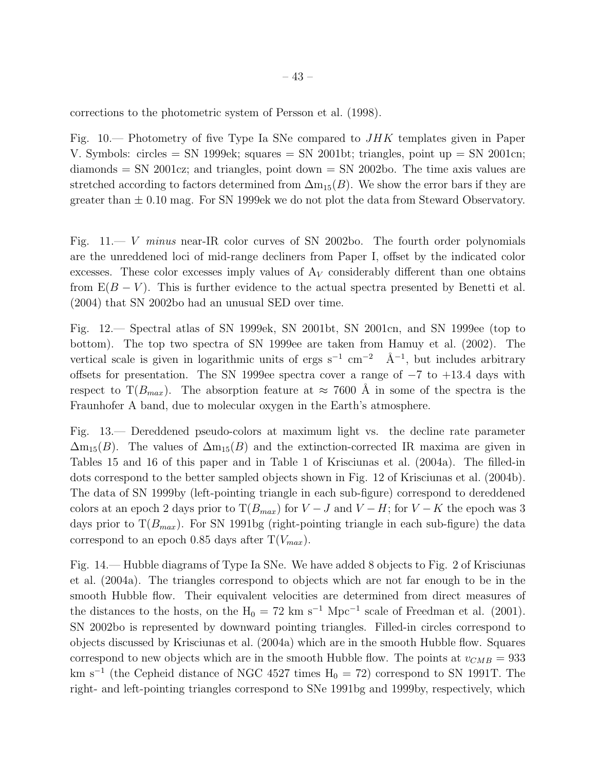corrections to the photometric system of Persson et al. (1998).

Fig. 10.— Photometry of five Type Ia SNe compared to *JHK* templates given in Paper V. Symbols: circles = SN 1999ek; squares = SN 2001bt; triangles, point up = SN 2001cn; diamonds = SN 2001cz; and triangles, point down = SN 2002bo. The time axis values are stretched according to factors determined from $\Delta m_{15}(B)$. We show the error bars if they are greater than $\pm$ 0.10 mag. For SN 1999ek we do not plot the data from Steward Observatory.

Fig. 11.— *V minus* near-IR color curves of SN 2002bo. The fourth order polynomials are the unreddened loci of mid-range decliners from Paper I, offset by the indicated color excesses. These color excesses imply values of $A_V$ considerably different than one obtains from $E(B-V)$. This is further evidence to the actual spectra presented by Benetti et al. (2004) that SN 2002bo had an unusual SED over time.

Fig. 12.— Spectral atlas of SN 1999ek, SN 2001bt, SN 2001cn, and SN 1999ee (top to bottom). The top two spectra of SN 1999ee are taken from Hamuy et al. (2002). The vertical scale is given in logarithmic units of ergs $s^{-1}$ $cm^{-2}$ $Å^{-1}$, but includes arbitrary offsets for presentation. The SN 1999ee spectra cover a range of $-7$ to $+13.4$ days with respect to $T(B_{max})$. The absorption feature at $\approx$ 7600 Å in some of the spectra is the Fraunhofer A band, due to molecular oxygen in the Earth's atmosphere.

Fig. 13.— Dereddened pseudo-colors at maximum light vs. the decline rate parameter $\Delta m_{15}(B)$. The values of $\Delta m_{15}(B)$ and the extinction-corrected IR maxima are given in Tables 15 and 16 of this paper and in Table 1 of Krisciunas et al. (2004a). The filled-in dots correspond to the better sampled objects shown in Fig. 12 of Krisciunas et al. (2004b). The data of SN 1999by (left-pointing triangle in each sub-figure) correspond to dereddened colors at an epoch 2 days prior to $T(B_{max})$ for $V-J$ and $V-H$; for $V-K$ the epoch was 3 days prior to $T(B_{max})$. For SN 1991bg (right-pointing triangle in each sub-figure) the data correspond to an epoch 0.85 days after $T(V_{max})$.

Fig. 14.— Hubble diagrams of Type Ia SNe. We have added 8 objects to Fig. 2 of Krisciunas et al. (2004a). The triangles correspond to objects which are not far enough to be in the smooth Hubble flow. Their equivalent velocities are determined from direct measures of the distances to the hosts, on the $H_0$ = 72 km $s^{-1}$ $Mpc^{-1}$ scale of Freedman et al. (2001). SN 2002bo is represented by downward pointing triangles. Filled-in circles correspond to objects discussed by Krisciunas et al. (2004a) which are in the smooth Hubble flow. Squares correspond to new objects which are in the smooth Hubble flow. The points at $v_{CMB}$ = 933 km $s^{-1}$ (the Cepheid distance of NGC 4527 times $H_0$ = 72) correspond to SN 1991T. The right- and left-pointing triangles correspond to SNe 1991bg and 1999by, respectively, which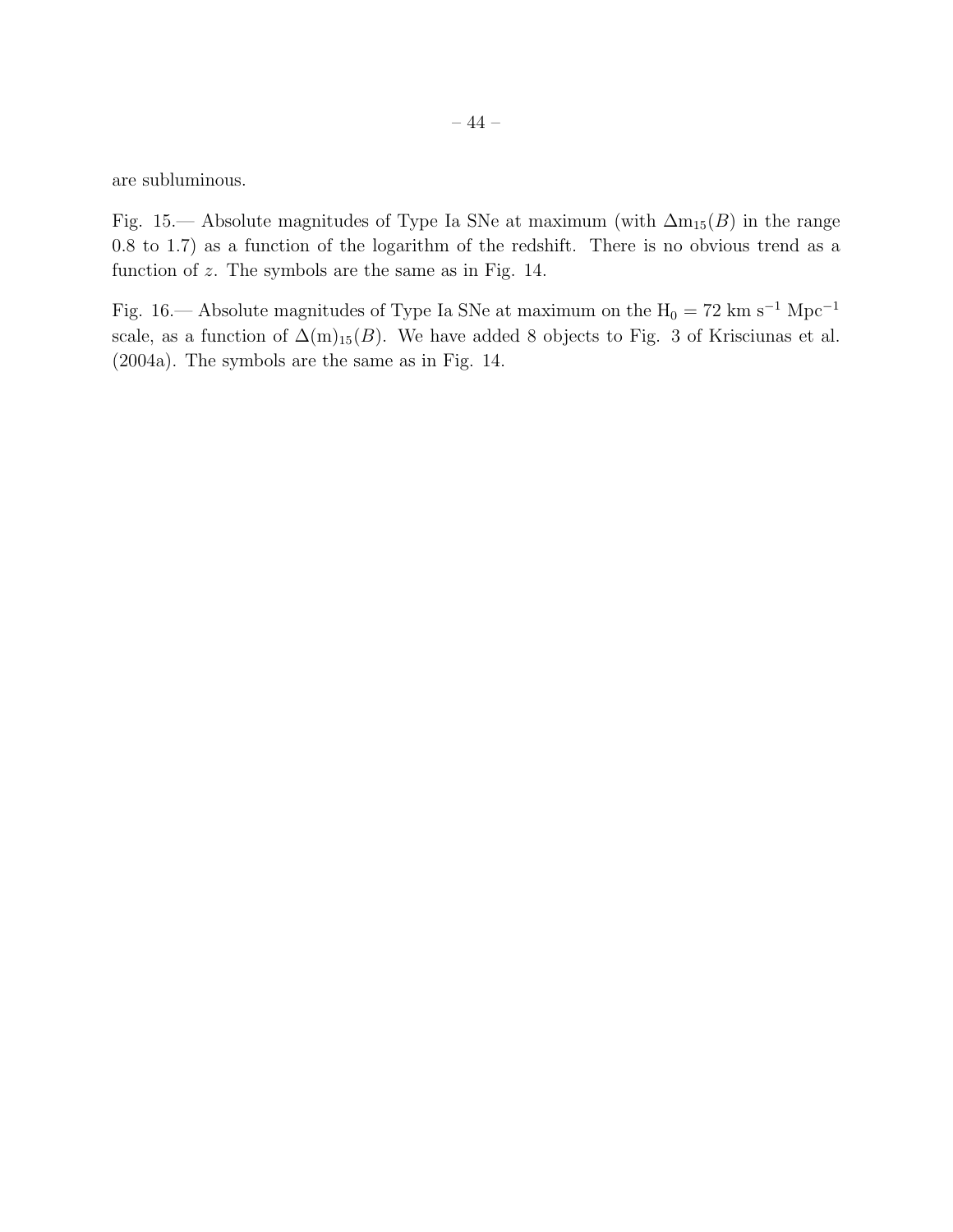are subluminous.

Fig. 15.— Absolute magnitudes of Type Ia SNe at maximum (with $\Delta m_{15}(B)$ in the range 0.8 to 1.7) as a function of the logarithm of the redshift. There is no obvious trend as a function of $z$. The symbols are the same as in Fig. 14.

Fig. 16.— Absolute magnitudes of Type Ia SNe at maximum on the $H_0 = 72$ km s$^{-1}$ Mpc$^{-1}$ scale, as a function of $\Delta(m)_{15}(B)$. We have added 8 objects to Fig. 3 of Krisciunas et al. (2004a). The symbols are the same as in Fig. 14.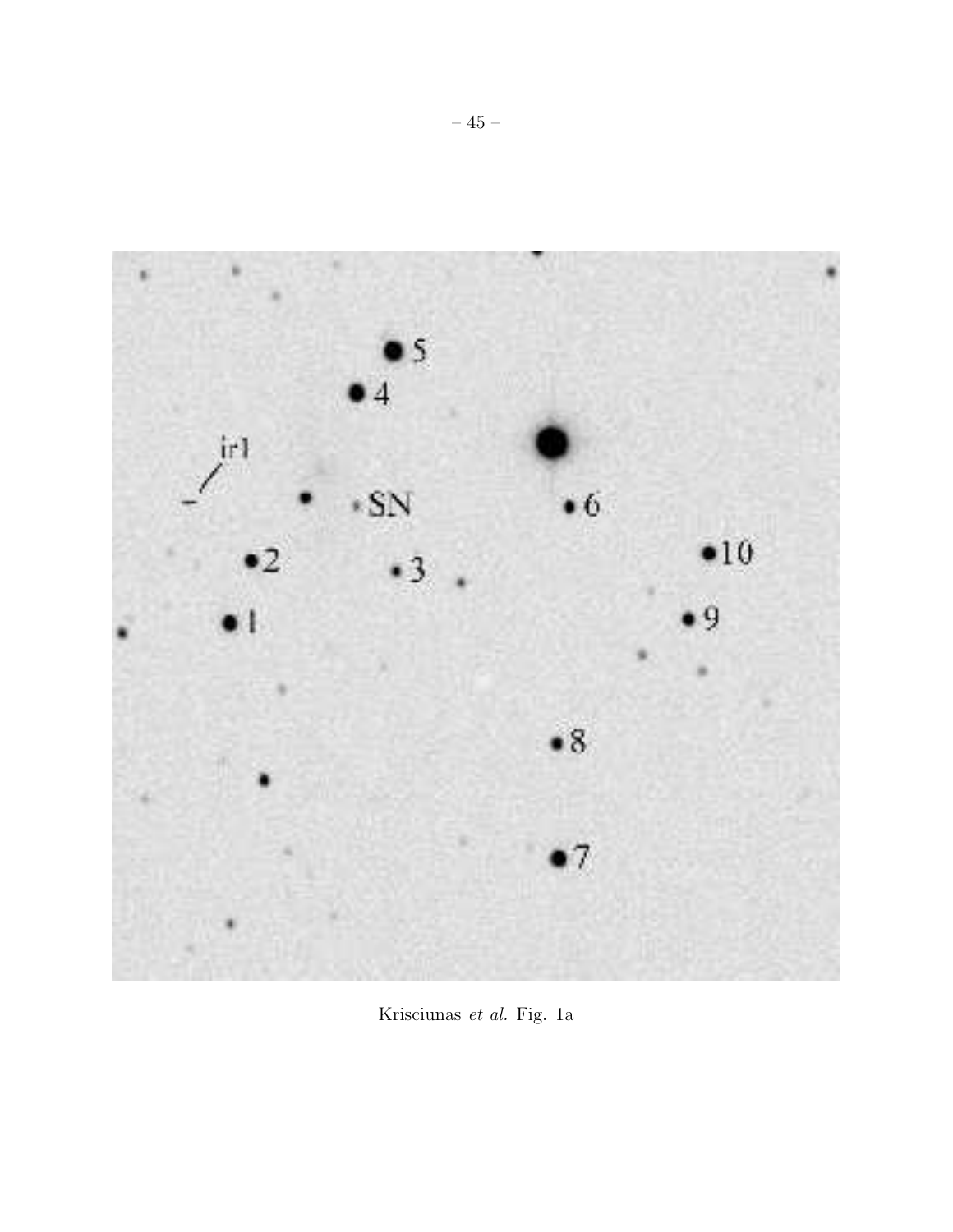Krisciunas *et al.* Fig. 1a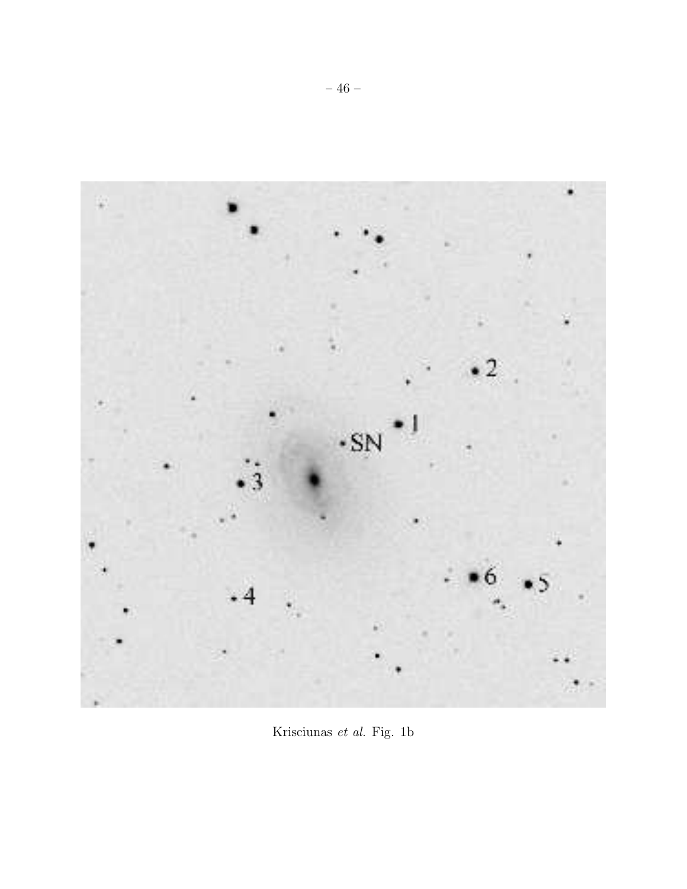Krisciunas *et al.* Fig. 1b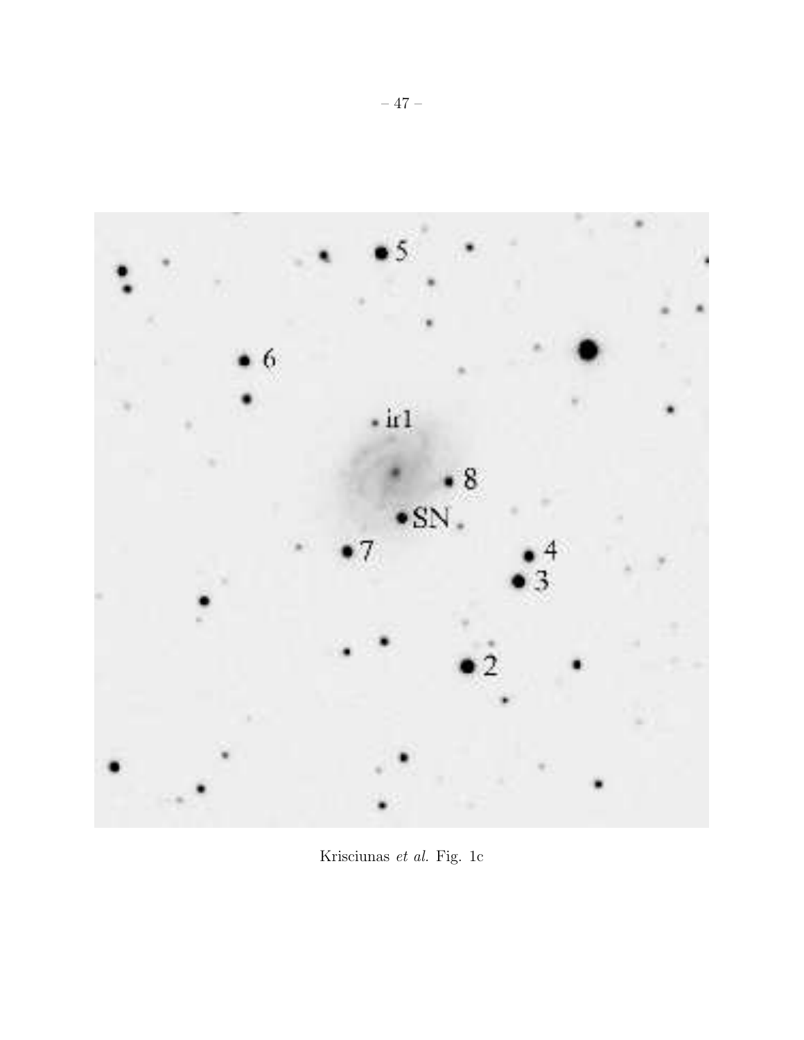Krisciunas *et al.* Fig. 1c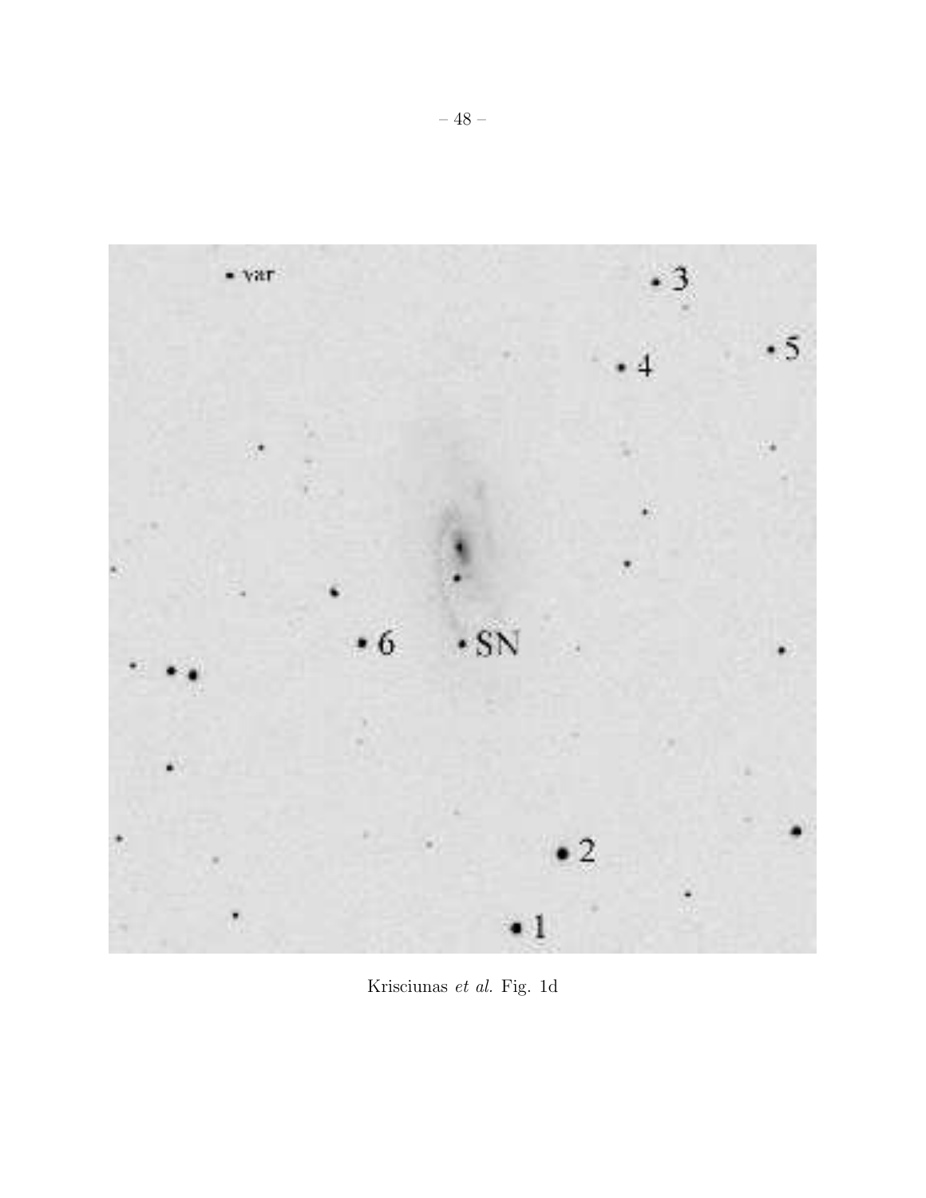Krisciunas *et al.* Fig. 1d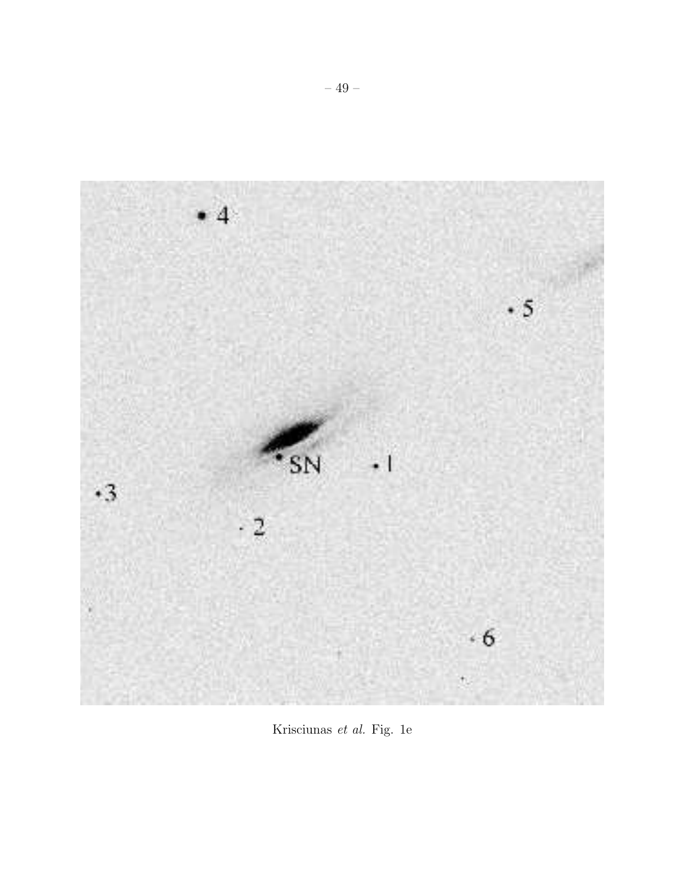Krisciunas *et al.* Fig. 1e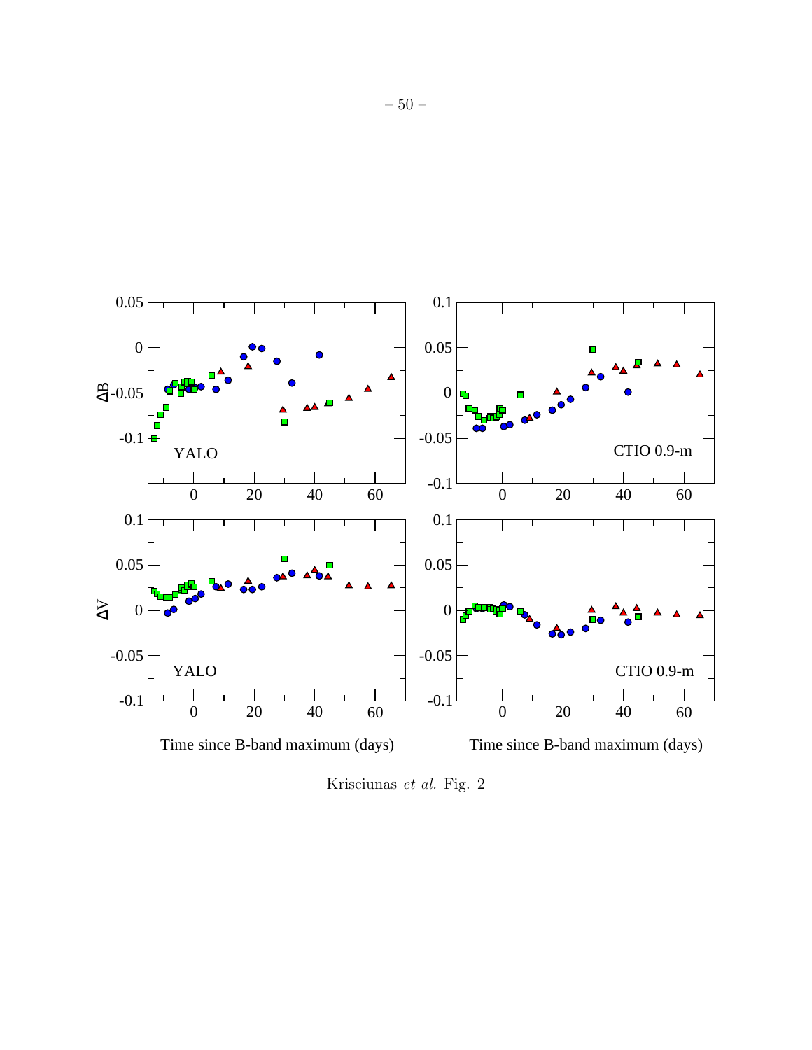Krisciunas *et al.* Fig. 2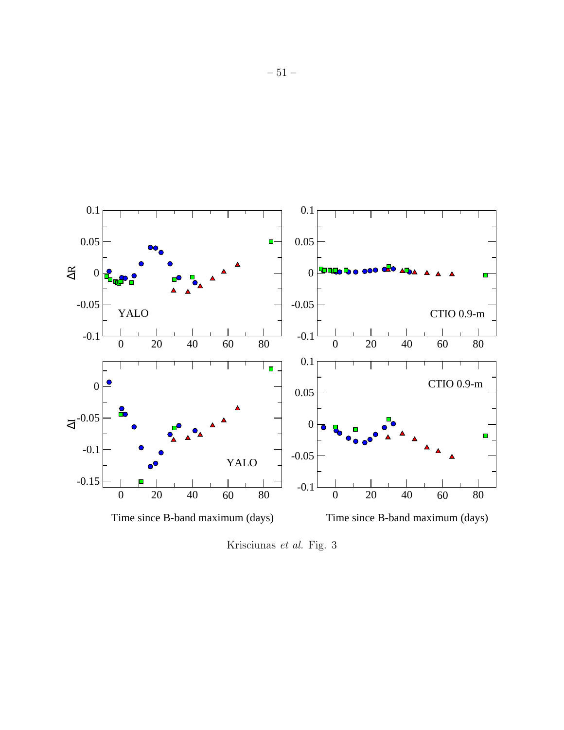Krisciunas *et al.* Fig. 3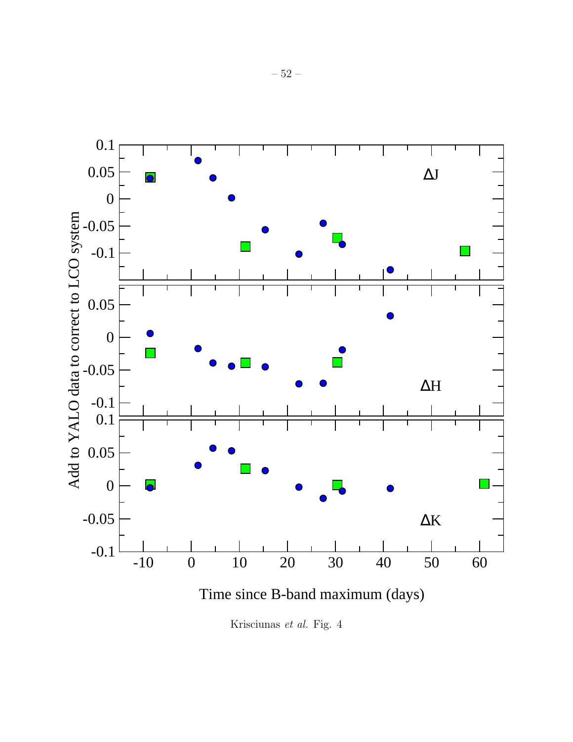Krisciunas *et al.* Fig. 4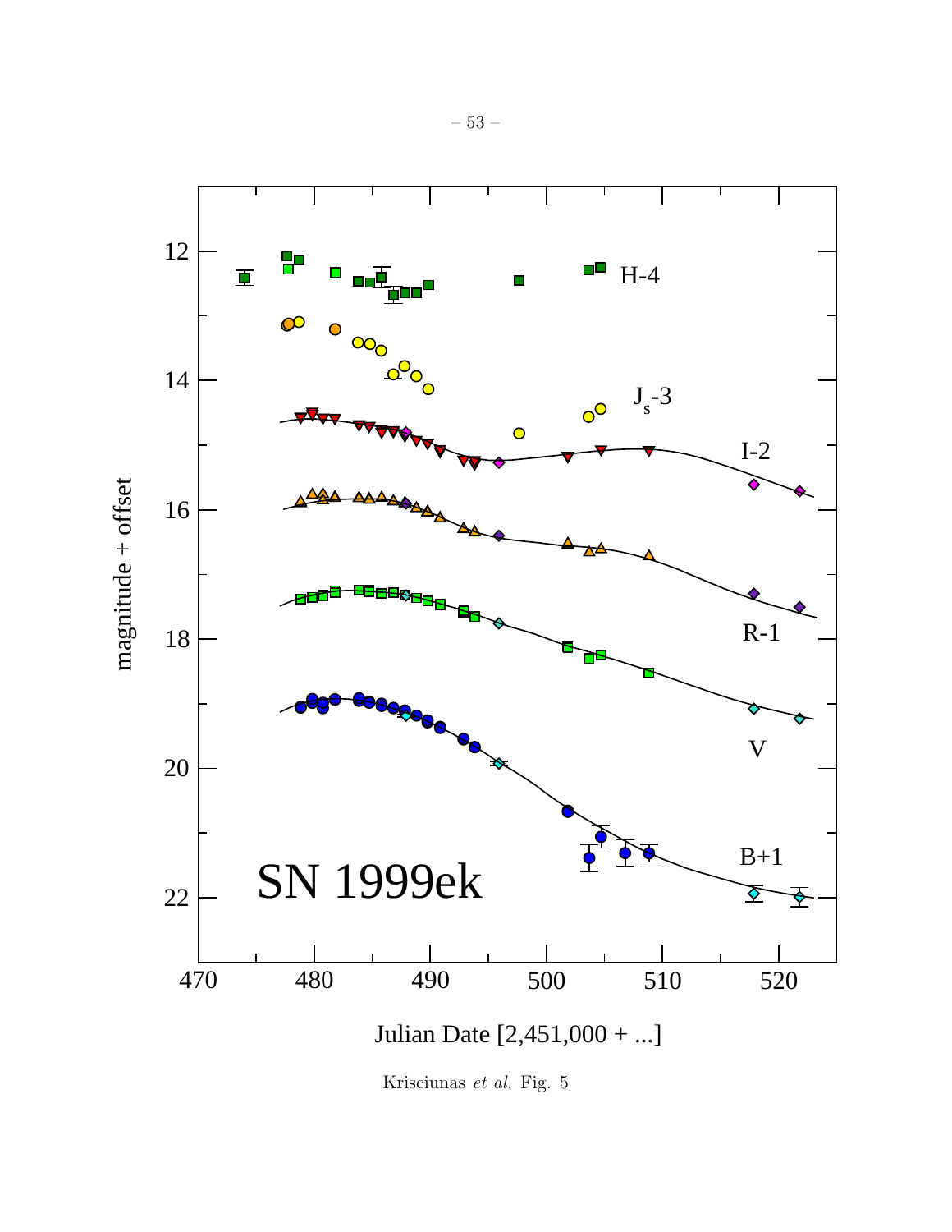Krisciunas *et al.* Fig. 5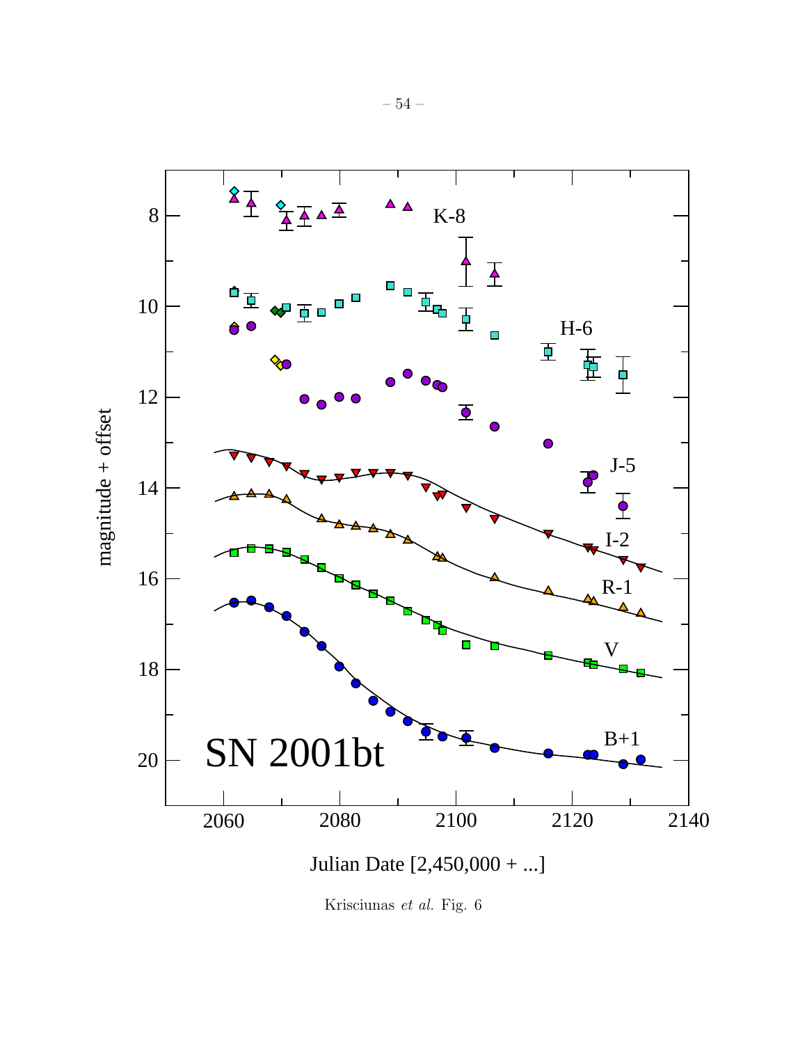Krisciunas *et al.* Fig. 6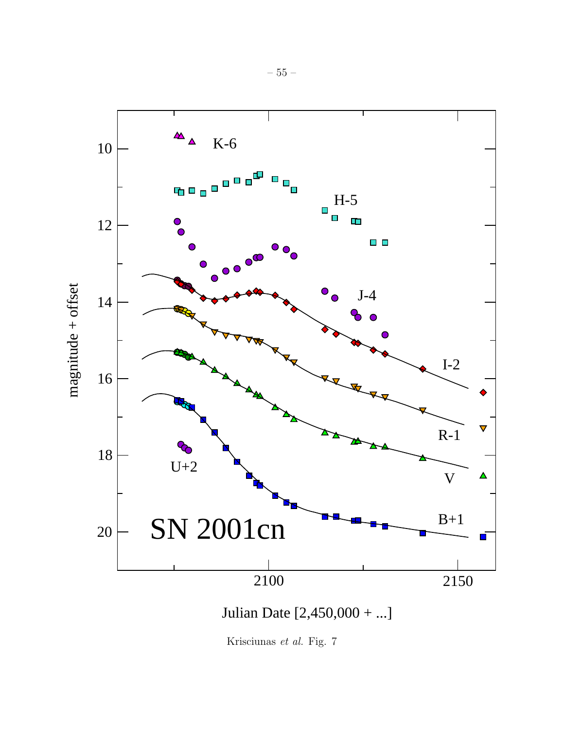Krisciunas *et al.* Fig. 7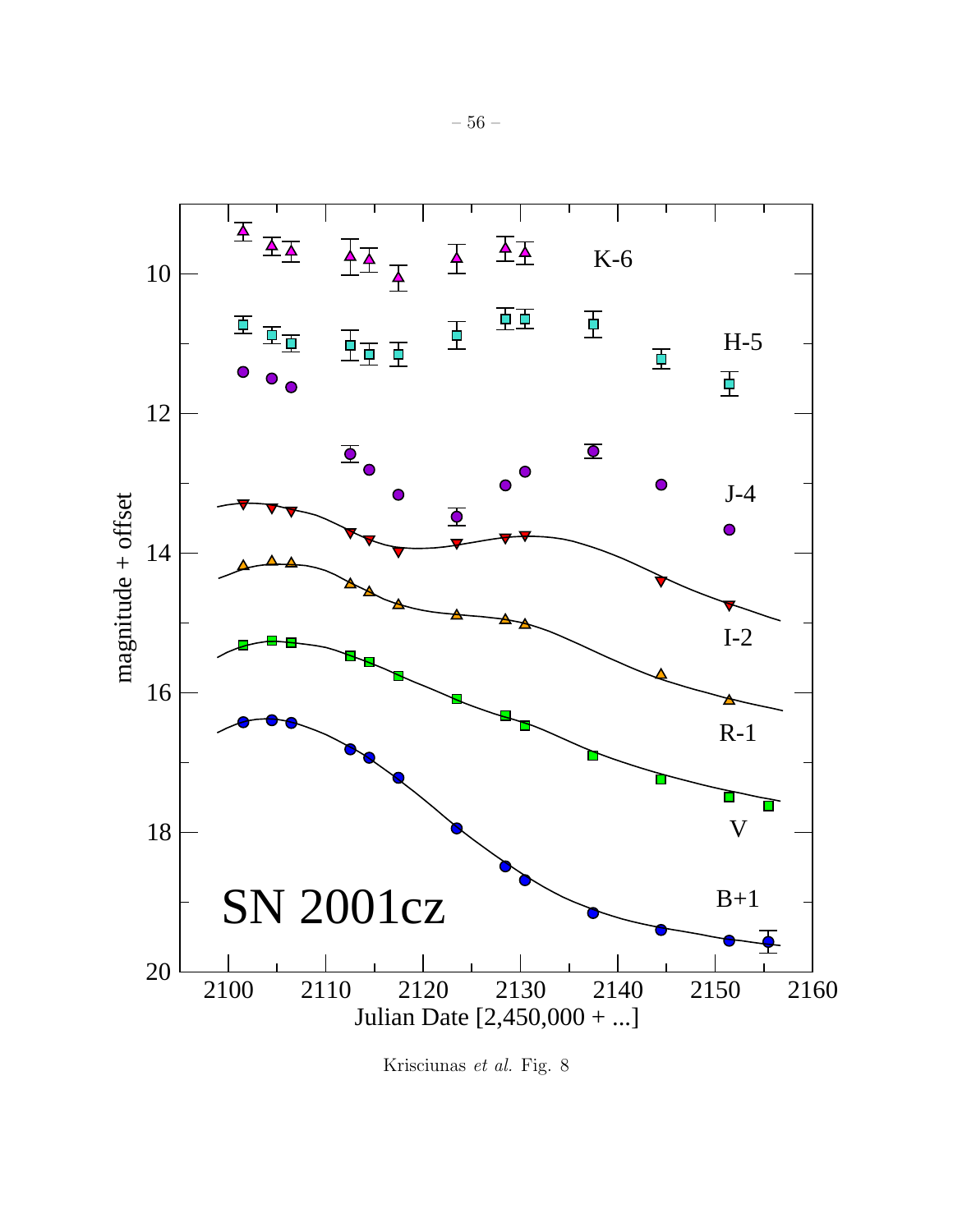Krisciunas *et al.* Fig. 8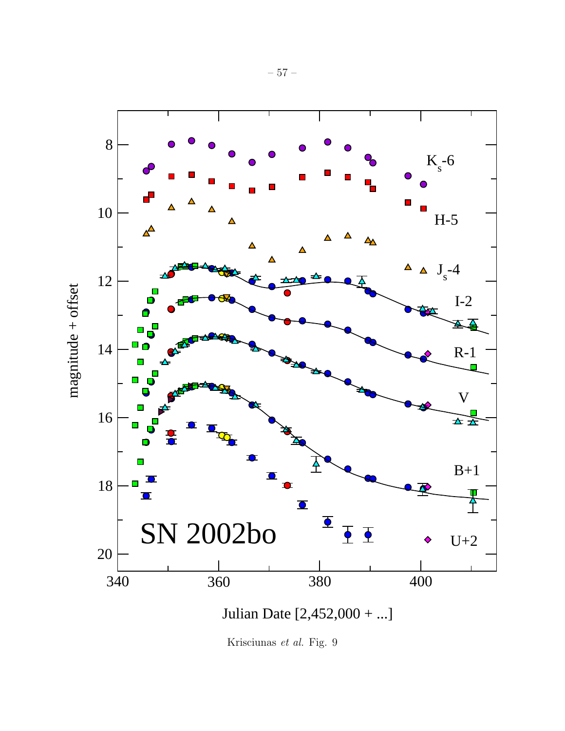Krisciunas *et al.* Fig. 9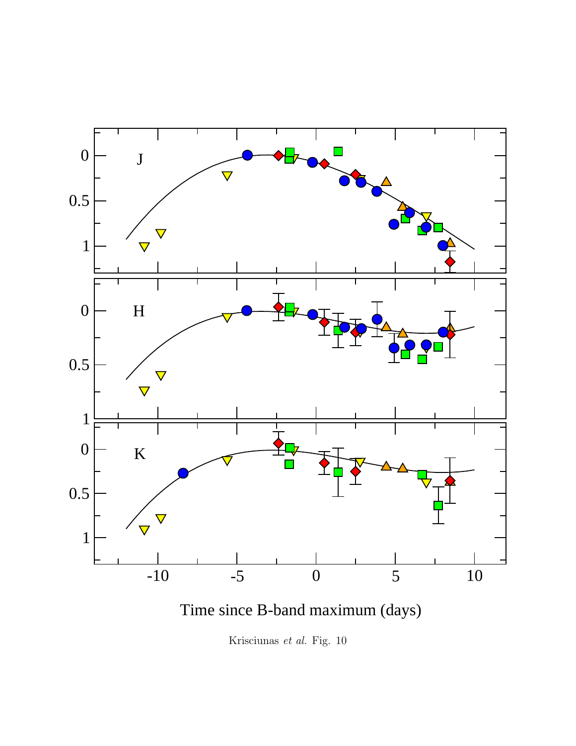Krisciunas *et al.* Fig. 10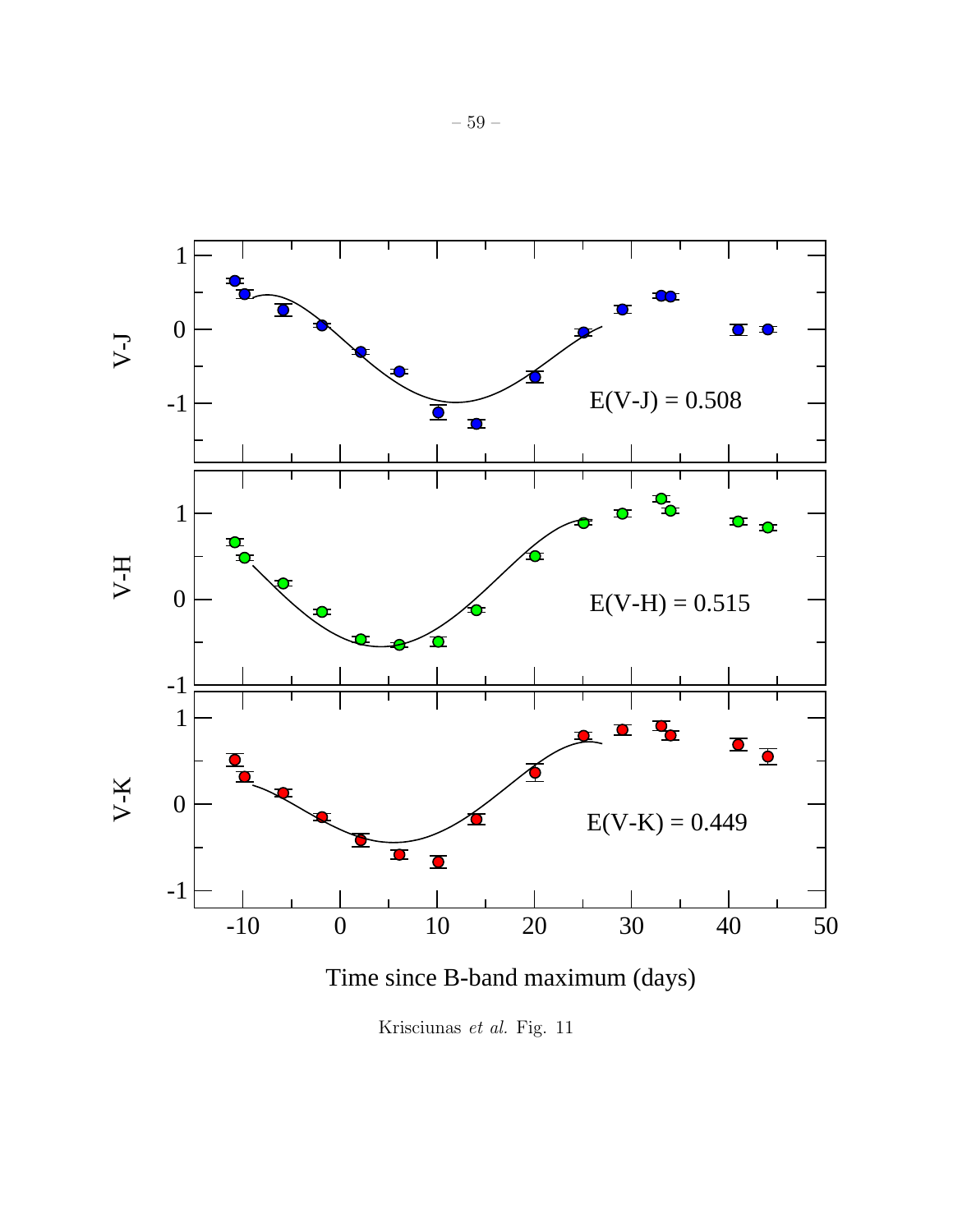Krisciunas *et al.* Fig. 11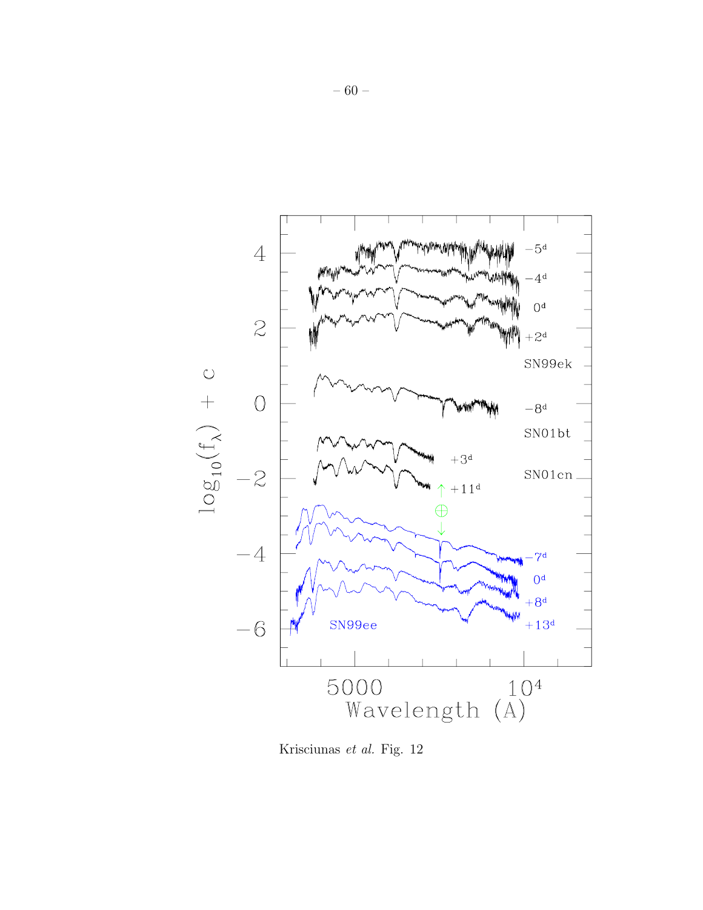Krisciunas *et al.* Fig. 12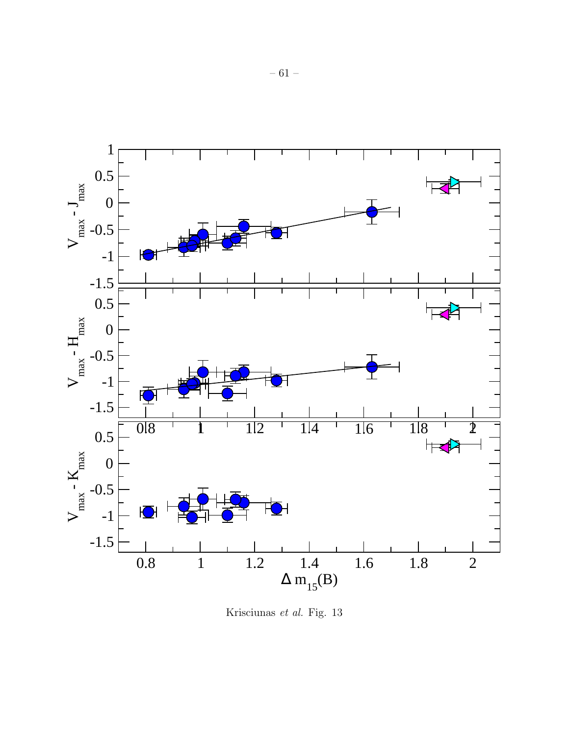Krisciunas *et al.* Fig. 13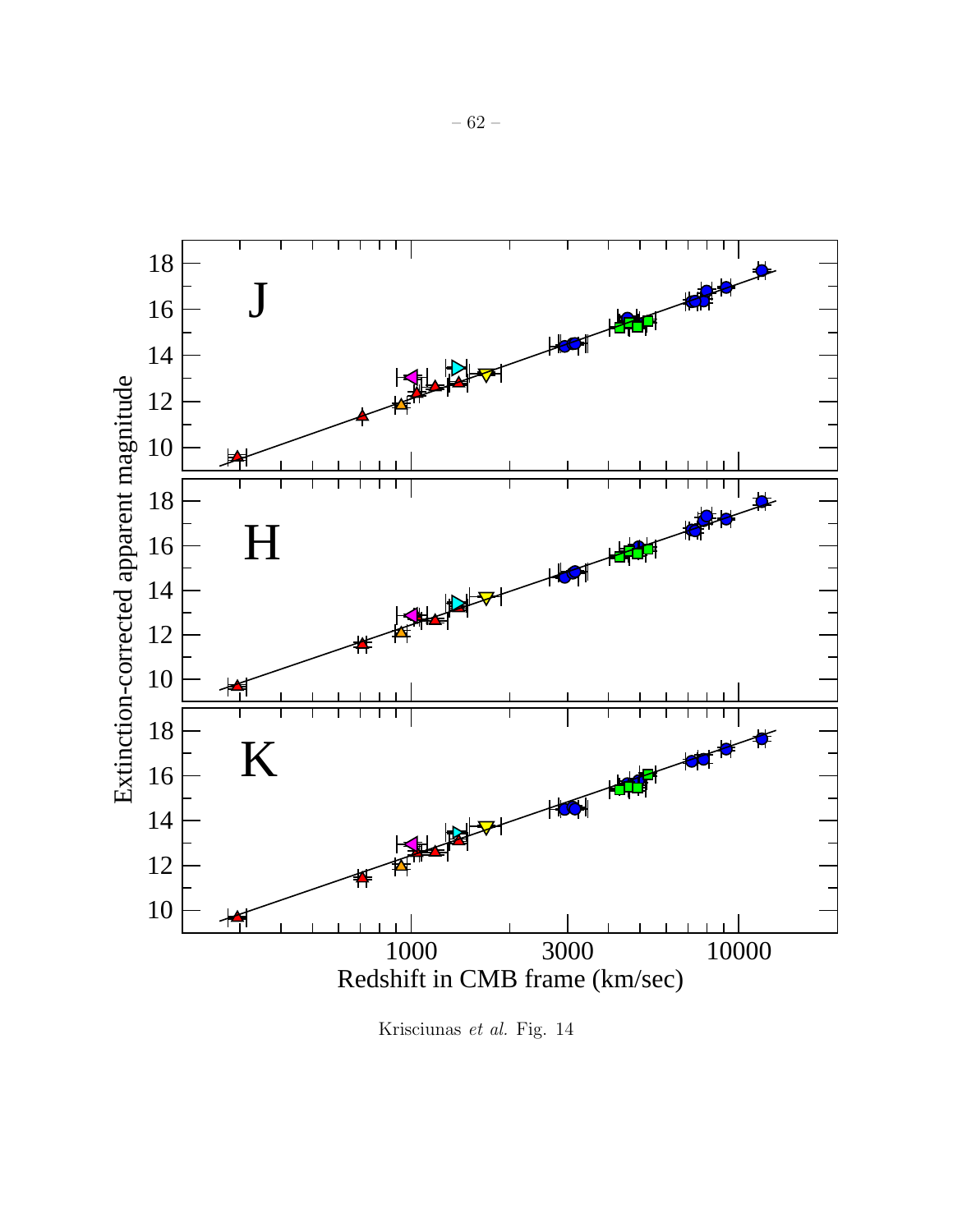Krisciunas *et al.* Fig. 14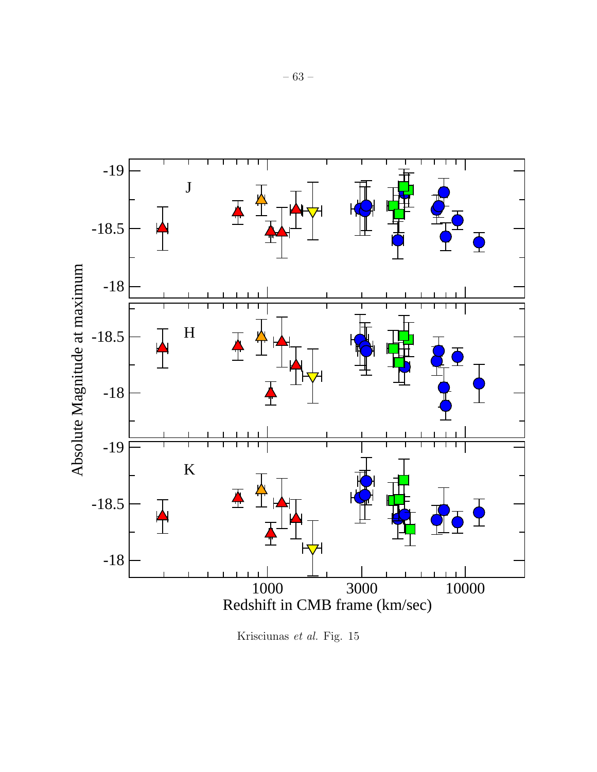Krisciunas *et al.* Fig. 15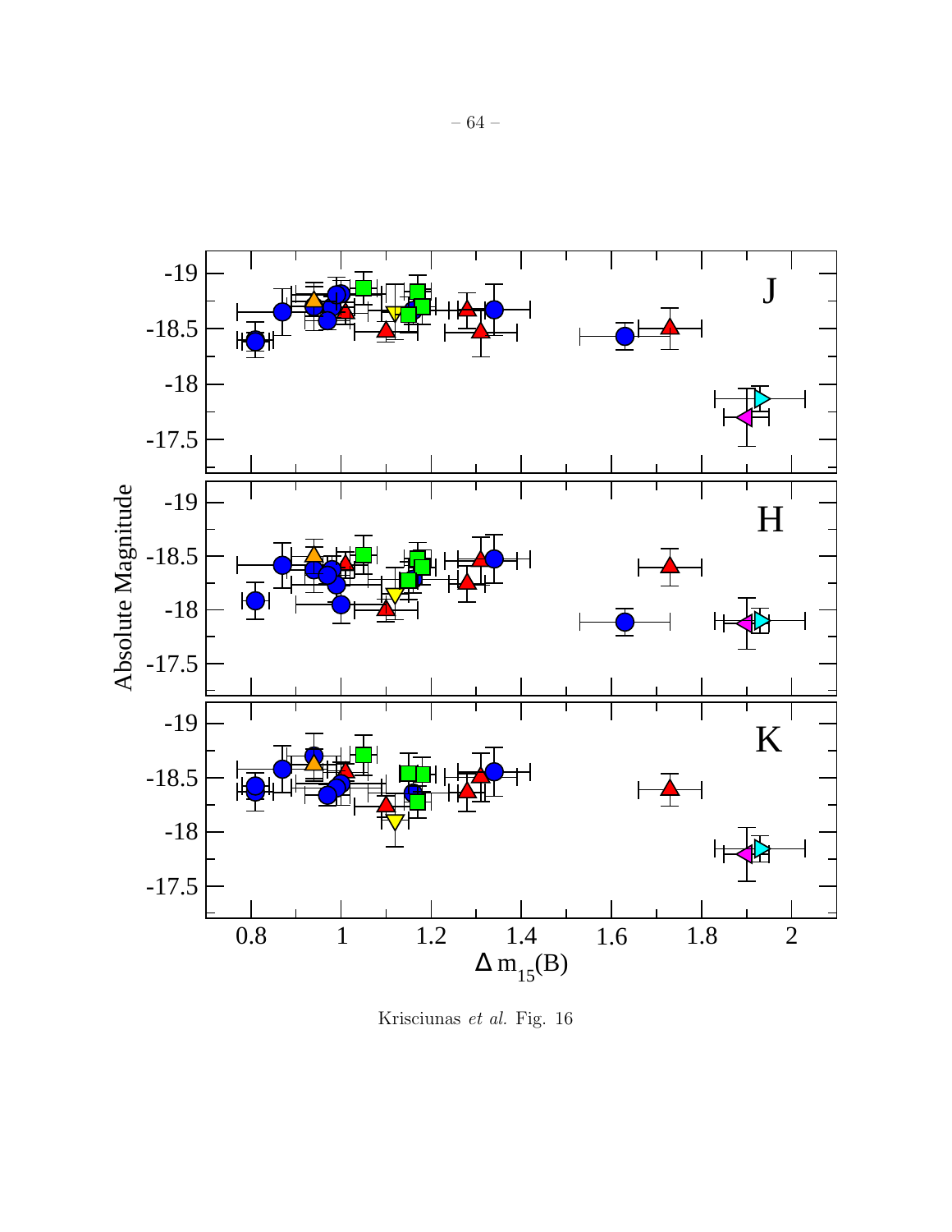J

H

K

-19

-18.5

-18

-17.5

Absolute Magnitude

0.8 1 1.2 1.4 1.6 1.8 2

$\Delta m_{15}(B)$

Krisciunas *et al.* Fig. 16